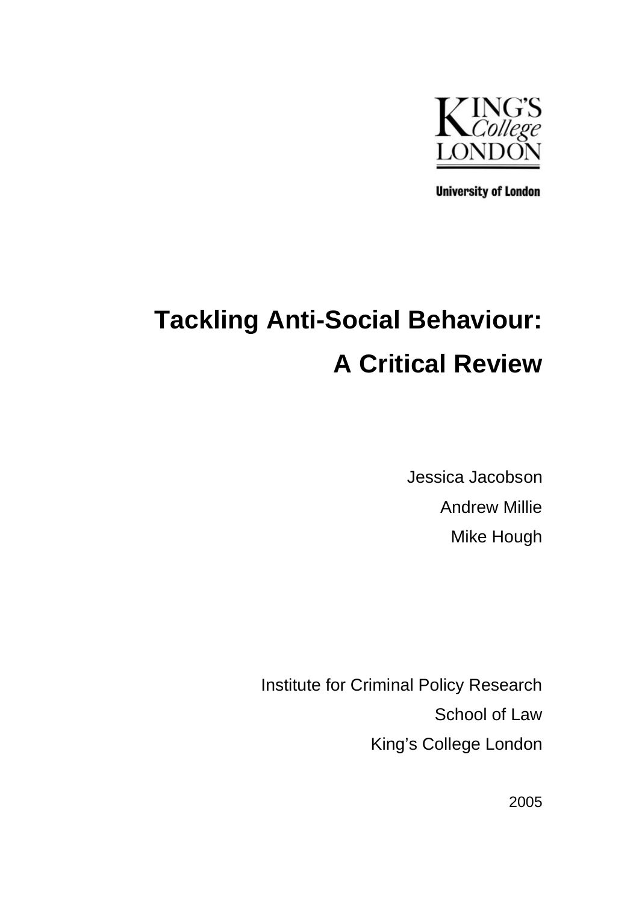King's College London

University of London

# Tackling Anti-Social Behaviour: A Critical Review

Jessica Jacobson

Andrew Millie

Mike Hough

Institute for Criminal Policy Research

School of Law

King's College London

2005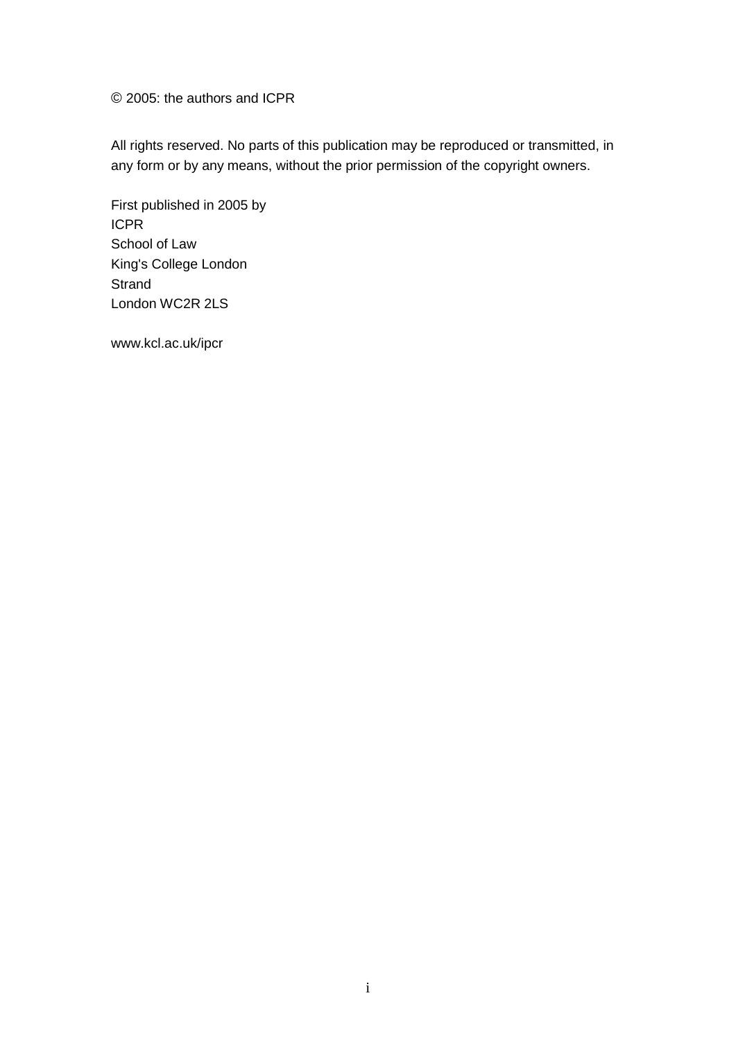© 2005: the authors and ICPR

All rights reserved. No parts of this publication may be reproduced or transmitted, in any form or by any means, without the prior permission of the copyright owners.

First published in 2005 by
ICPR
School of Law
King's College London
Strand
London WC2R 2LS

www.kcl.ac.uk/ipcr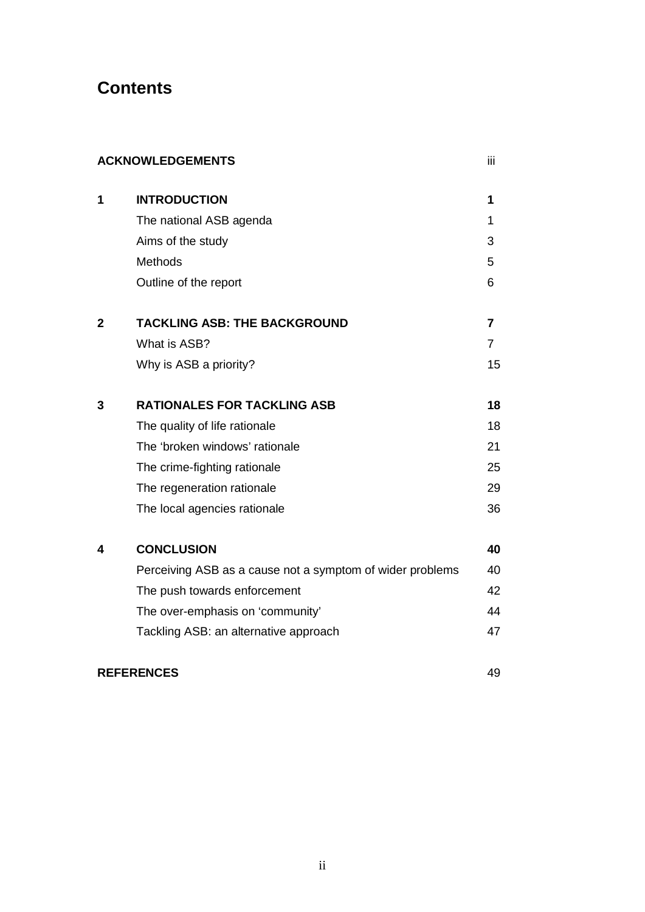# Contents

| | | |
|---|---|---|
| **ACKNOWLEDGEMENTS** | | iii |
| **1** | **INTRODUCTION** | **1** |
| | The national ASB agenda | 1 |
| | Aims of the study | 3 |
| | Methods | 5 |
| | Outline of the report | 6 |
| **2** | **TACKLING ASB: THE BACKGROUND** | **7** |
| | What is ASB? | 7 |
| | Why is ASB a priority? | 15 |
| **3** | **RATIONALES FOR TACKLING ASB** | **18** |
| | The quality of life rationale | 18 |
| | The 'broken windows' rationale | 21 |
| | The crime-fighting rationale | 25 |
| | The regeneration rationale | 29 |
| | The local agencies rationale | 36 |
| **4** | **CONCLUSION** | **40** |
| | Perceiving ASB as a cause not a symptom of wider problems | 40 |
| | The push towards enforcement | 42 |
| | The over-emphasis on 'community' | 44 |
| | Tackling ASB: an alternative approach | 47 |
| **REFERENCES** | | 49 |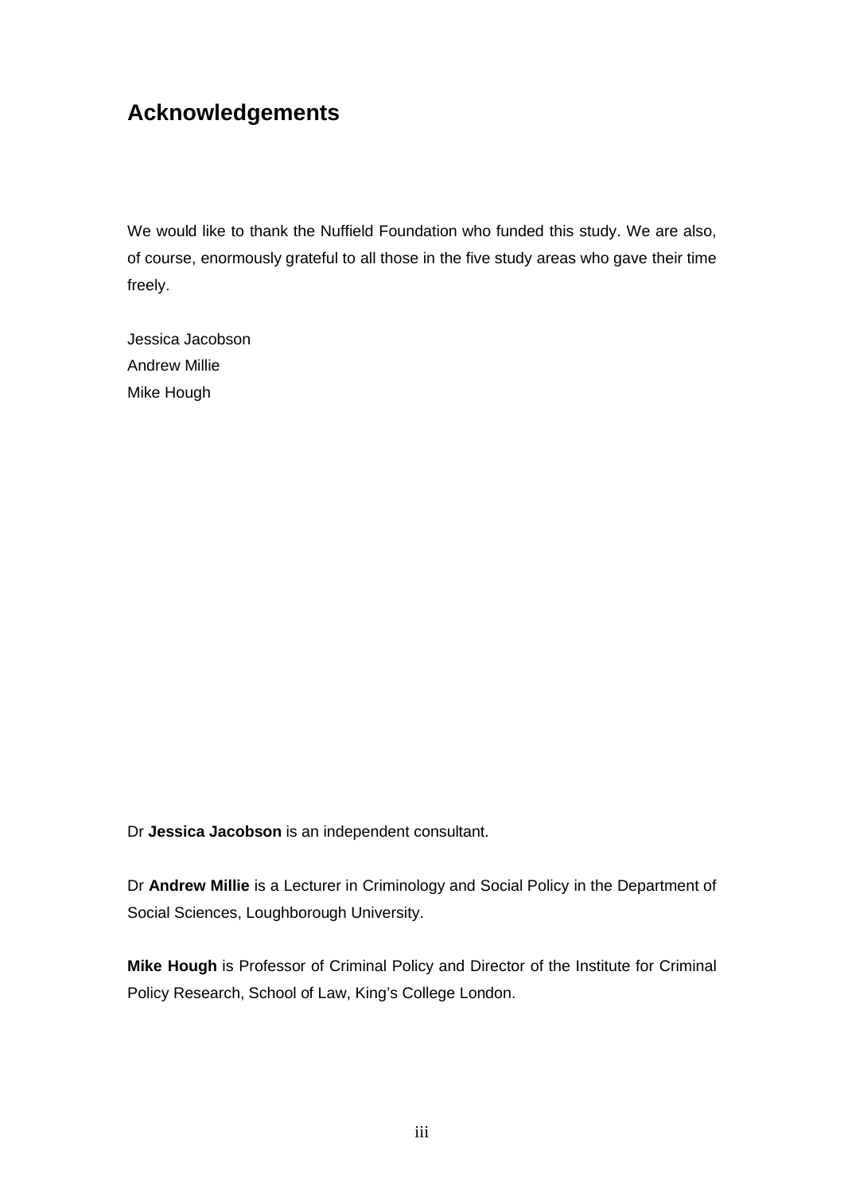## Acknowledgements

We would like to thank the Nuffield Foundation who funded this study. We are also, of course, enormously grateful to all those in the five study areas who gave their time freely.

Jessica Jacobson  
Andrew Millie  
Mike Hough

Dr **Jessica Jacobson** is an independent consultant.

Dr **Andrew Millie** is a Lecturer in Criminology and Social Policy in the Department of Social Sciences, Loughborough University.

**Mike Hough** is Professor of Criminal Policy and Director of the Institute for Criminal Policy Research, School of Law, King's College London.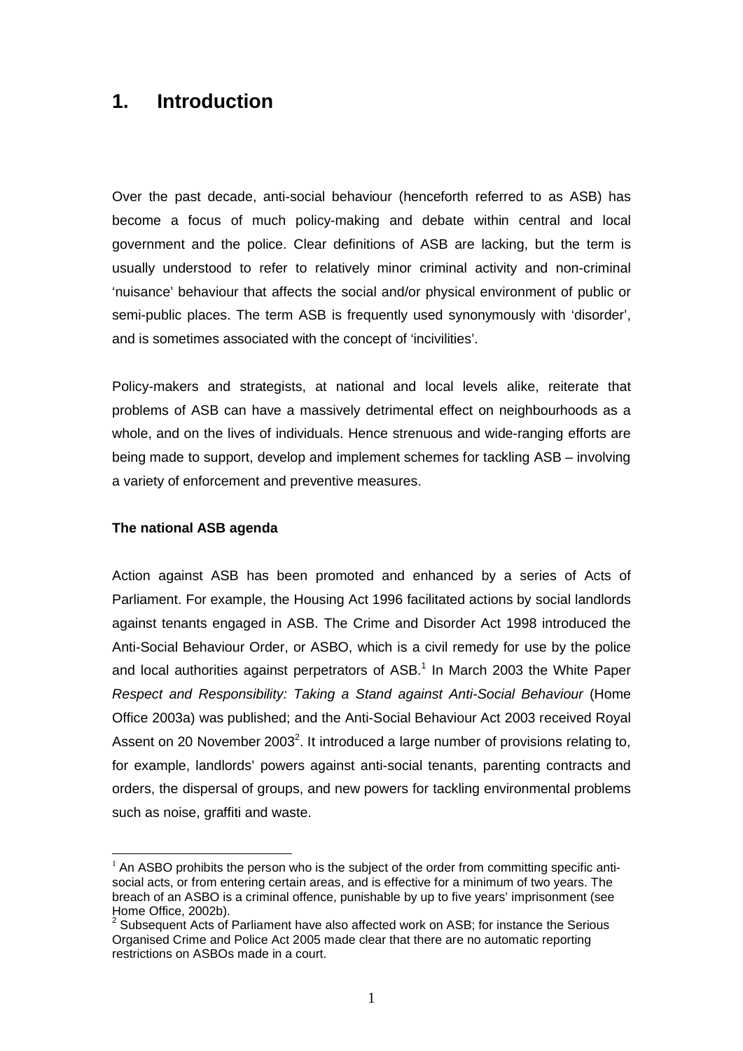# 1. Introduction

Over the past decade, anti-social behaviour (henceforth referred to as ASB) has become a focus of much policy-making and debate within central and local government and the police. Clear definitions of ASB are lacking, but the term is usually understood to refer to relatively minor criminal activity and non-criminal 'nuisance' behaviour that affects the social and/or physical environment of public or semi-public places. The term ASB is frequently used synonymously with 'disorder', and is sometimes associated with the concept of 'incivilities'.

Policy-makers and strategists, at national and local levels alike, reiterate that problems of ASB can have a massively detrimental effect on neighbourhoods as a whole, and on the lives of individuals. Hence strenuous and wide-ranging efforts are being made to support, develop and implement schemes for tackling ASB – involving a variety of enforcement and preventive measures.

**The national ASB agenda**

Action against ASB has been promoted and enhanced by a series of Acts of Parliament. For example, the Housing Act 1996 facilitated actions by social landlords against tenants engaged in ASB. The Crime and Disorder Act 1998 introduced the Anti-Social Behaviour Order, or ASBO, which is a civil remedy for use by the police and local authorities against perpetrators of ASB.[1] In March 2003 the White Paper *Respect and Responsibility: Taking a Stand against Anti-Social Behaviour* (Home Office 2003a) was published; and the Anti-Social Behaviour Act 2003 received Royal Assent on 20 November 2003[2]. It introduced a large number of provisions relating to, for example, landlords' powers against anti-social tenants, parenting contracts and orders, the dispersal of groups, and new powers for tackling environmental problems such as noise, graffiti and waste.

---

[1] An ASBO prohibits the person who is the subject of the order from committing specific anti-social acts, or from entering certain areas, and is effective for a minimum of two years. The breach of an ASBO is a criminal offence, punishable by up to five years' imprisonment (see Home Office, 2002b).

[2] Subsequent Acts of Parliament have also affected work on ASB; for instance the Serious Organised Crime and Police Act 2005 made clear that there are no automatic reporting restrictions on ASBOs made in a court.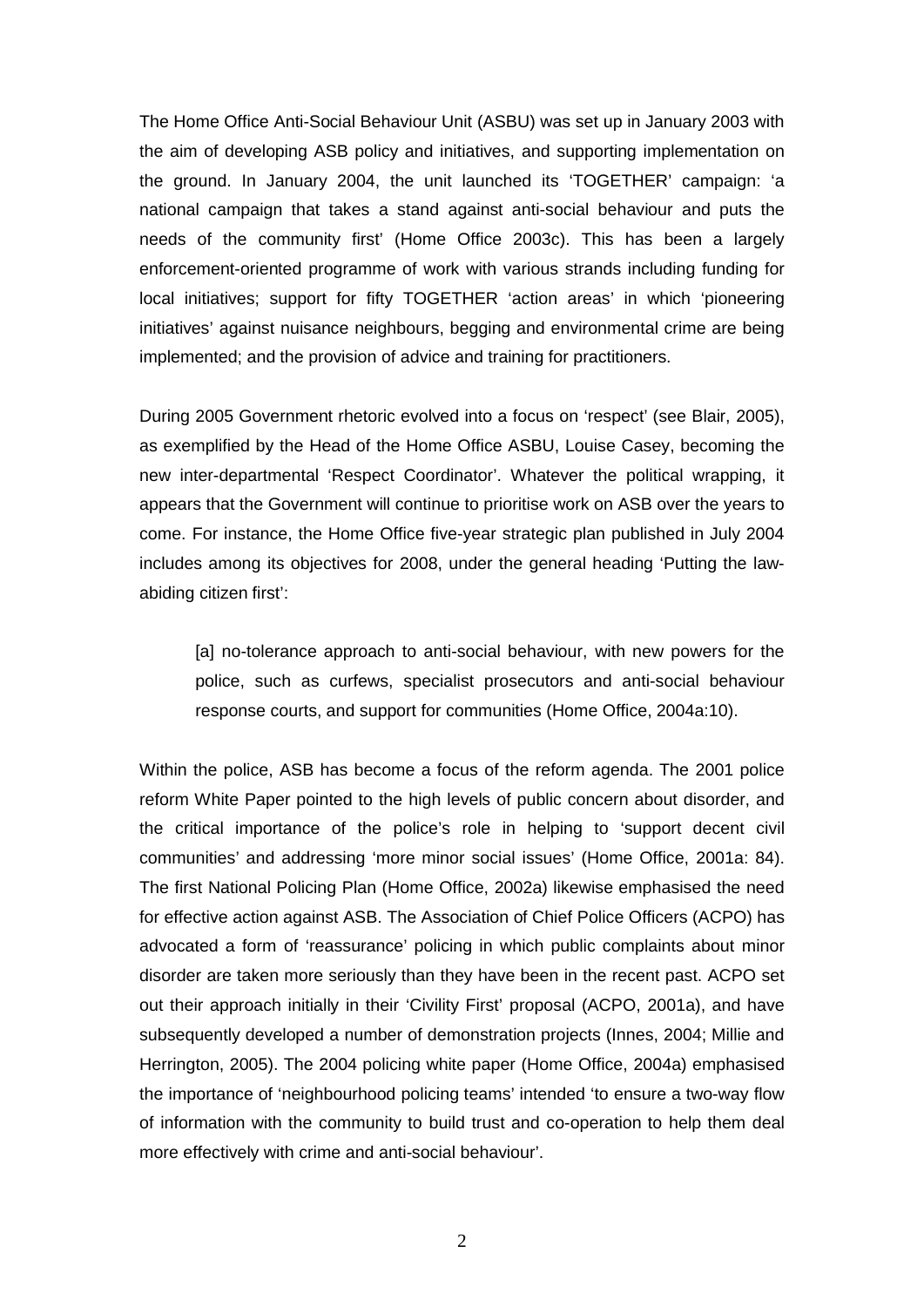The Home Office Anti-Social Behaviour Unit (ASBU) was set up in January 2003 with the aim of developing ASB policy and initiatives, and supporting implementation on the ground. In January 2004, the unit launched its 'TOGETHER' campaign: 'a national campaign that takes a stand against anti-social behaviour and puts the needs of the community first' (Home Office 2003c). This has been a largely enforcement-oriented programme of work with various strands including funding for local initiatives; support for fifty TOGETHER 'action areas' in which 'pioneering initiatives' against nuisance neighbours, begging and environmental crime are being implemented; and the provision of advice and training for practitioners.

During 2005 Government rhetoric evolved into a focus on 'respect' (see Blair, 2005), as exemplified by the Head of the Home Office ASBU, Louise Casey, becoming the new inter-departmental 'Respect Coordinator'. Whatever the political wrapping, it appears that the Government will continue to prioritise work on ASB over the years to come. For instance, the Home Office five-year strategic plan published in July 2004 includes among its objectives for 2008, under the general heading 'Putting the law-abiding citizen first':

> [a] no-tolerance approach to anti-social behaviour, with new powers for the police, such as curfews, specialist prosecutors and anti-social behaviour response courts, and support for communities (Home Office, 2004a:10).

Within the police, ASB has become a focus of the reform agenda. The 2001 police reform White Paper pointed to the high levels of public concern about disorder, and the critical importance of the police's role in helping to 'support decent civil communities' and addressing 'more minor social issues' (Home Office, 2001a: 84). The first National Policing Plan (Home Office, 2002a) likewise emphasised the need for effective action against ASB. The Association of Chief Police Officers (ACPO) has advocated a form of 'reassurance' policing in which public complaints about minor disorder are taken more seriously than they have been in the recent past. ACPO set out their approach initially in their 'Civility First' proposal (ACPO, 2001a), and have subsequently developed a number of demonstration projects (Innes, 2004; Millie and Herrington, 2005). The 2004 policing white paper (Home Office, 2004a) emphasised the importance of 'neighbourhood policing teams' intended 'to ensure a two-way flow of information with the community to build trust and co-operation to help them deal more effectively with crime and anti-social behaviour'.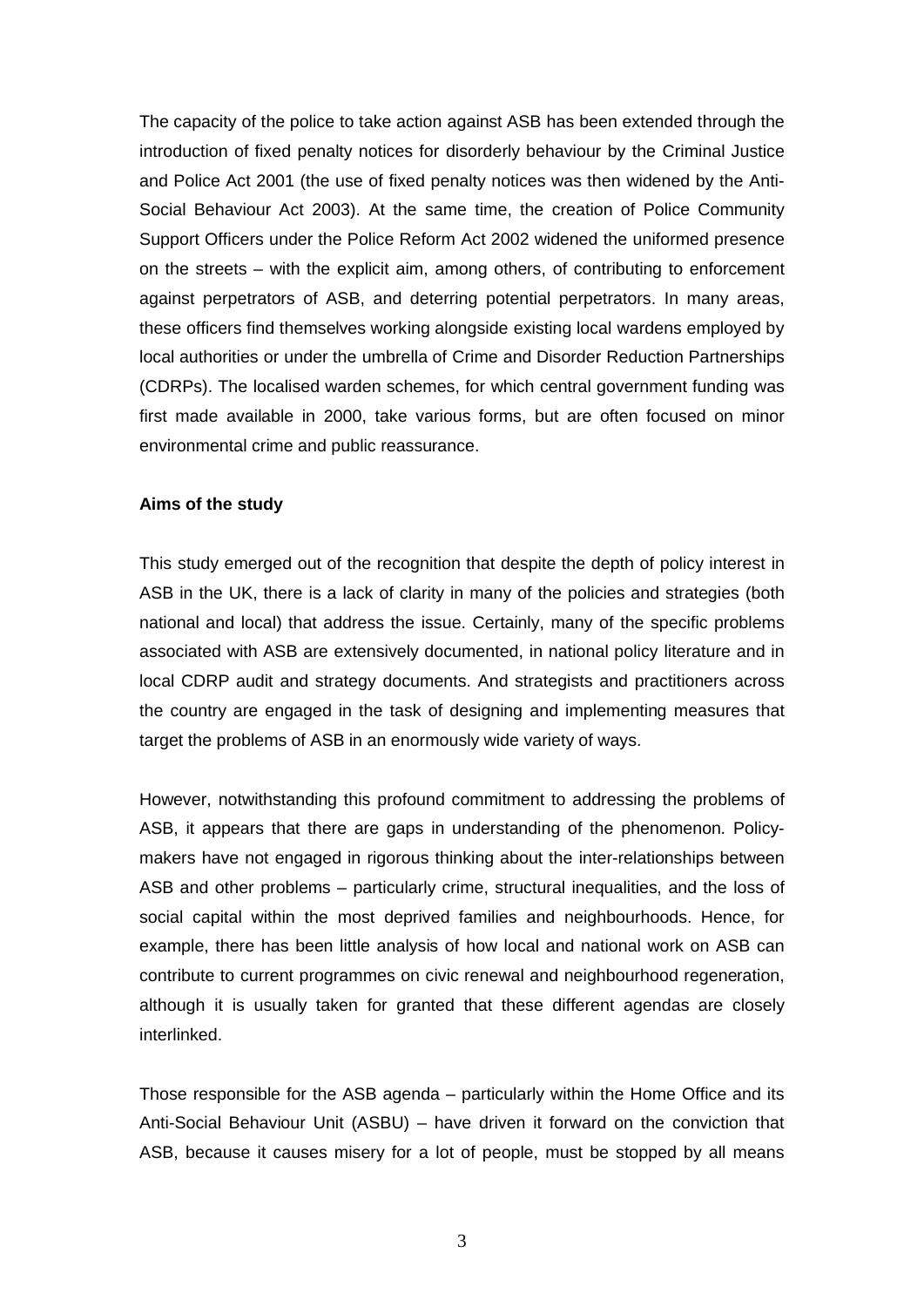The capacity of the police to take action against ASB has been extended through the introduction of fixed penalty notices for disorderly behaviour by the Criminal Justice and Police Act 2001 (the use of fixed penalty notices was then widened by the Anti-Social Behaviour Act 2003). At the same time, the creation of Police Community Support Officers under the Police Reform Act 2002 widened the uniformed presence on the streets – with the explicit aim, among others, of contributing to enforcement against perpetrators of ASB, and deterring potential perpetrators. In many areas, these officers find themselves working alongside existing local wardens employed by local authorities or under the umbrella of Crime and Disorder Reduction Partnerships (CDRPs). The localised warden schemes, for which central government funding was first made available in 2000, take various forms, but are often focused on minor environmental crime and public reassurance.

**Aims of the study**

This study emerged out of the recognition that despite the depth of policy interest in ASB in the UK, there is a lack of clarity in many of the policies and strategies (both national and local) that address the issue. Certainly, many of the specific problems associated with ASB are extensively documented, in national policy literature and in local CDRP audit and strategy documents. And strategists and practitioners across the country are engaged in the task of designing and implementing measures that target the problems of ASB in an enormously wide variety of ways.

However, notwithstanding this profound commitment to addressing the problems of ASB, it appears that there are gaps in understanding of the phenomenon. Policy-makers have not engaged in rigorous thinking about the inter-relationships between ASB and other problems – particularly crime, structural inequalities, and the loss of social capital within the most deprived families and neighbourhoods. Hence, for example, there has been little analysis of how local and national work on ASB can contribute to current programmes on civic renewal and neighbourhood regeneration, although it is usually taken for granted that these different agendas are closely interlinked.

Those responsible for the ASB agenda – particularly within the Home Office and its Anti-Social Behaviour Unit (ASBU) – have driven it forward on the conviction that ASB, because it causes misery for a lot of people, must be stopped by all means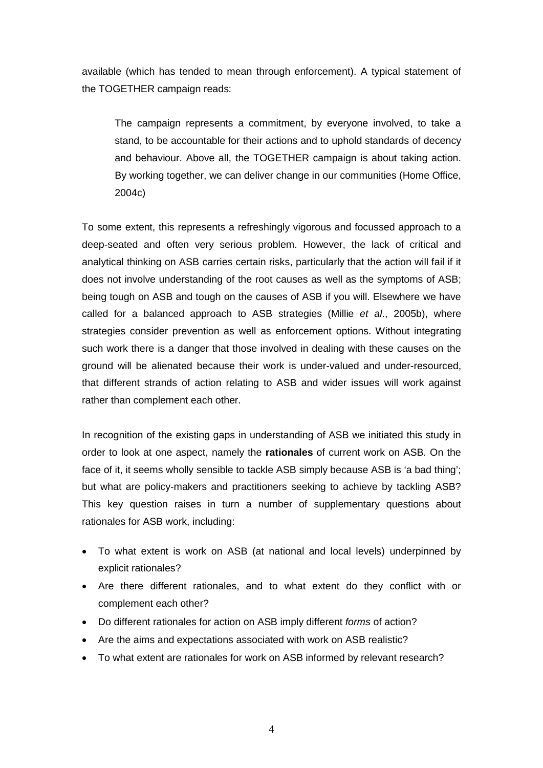available (which has tended to mean through enforcement). A typical statement of the TOGETHER campaign reads:

> The campaign represents a commitment, by everyone involved, to take a stand, to be accountable for their actions and to uphold standards of decency and behaviour. Above all, the TOGETHER campaign is about taking action. By working together, we can deliver change in our communities (Home Office, 2004c)

To some extent, this represents a refreshingly vigorous and focussed approach to a deep-seated and often very serious problem. However, the lack of critical and analytical thinking on ASB carries certain risks, particularly that the action will fail if it does not involve understanding of the root causes as well as the symptoms of ASB; being tough on ASB and tough on the causes of ASB if you will. Elsewhere we have called for a balanced approach to ASB strategies (Millie *et al*., 2005b), where strategies consider prevention as well as enforcement options. Without integrating such work there is a danger that those involved in dealing with these causes on the ground will be alienated because their work is under-valued and under-resourced, that different strands of action relating to ASB and wider issues will work against rather than complement each other.

In recognition of the existing gaps in understanding of ASB we initiated this study in order to look at one aspect, namely the **rationales** of current work on ASB. On the face of it, it seems wholly sensible to tackle ASB simply because ASB is 'a bad thing'; but what are policy-makers and practitioners seeking to achieve by tackling ASB? This key question raises in turn a number of supplementary questions about rationales for ASB work, including:

- To what extent is work on ASB (at national and local levels) underpinned by explicit rationales?
- Are there different rationales, and to what extent do they conflict with or complement each other?
- Do different rationales for action on ASB imply different *forms* of action?
- Are the aims and expectations associated with work on ASB realistic?
- To what extent are rationales for work on ASB informed by relevant research?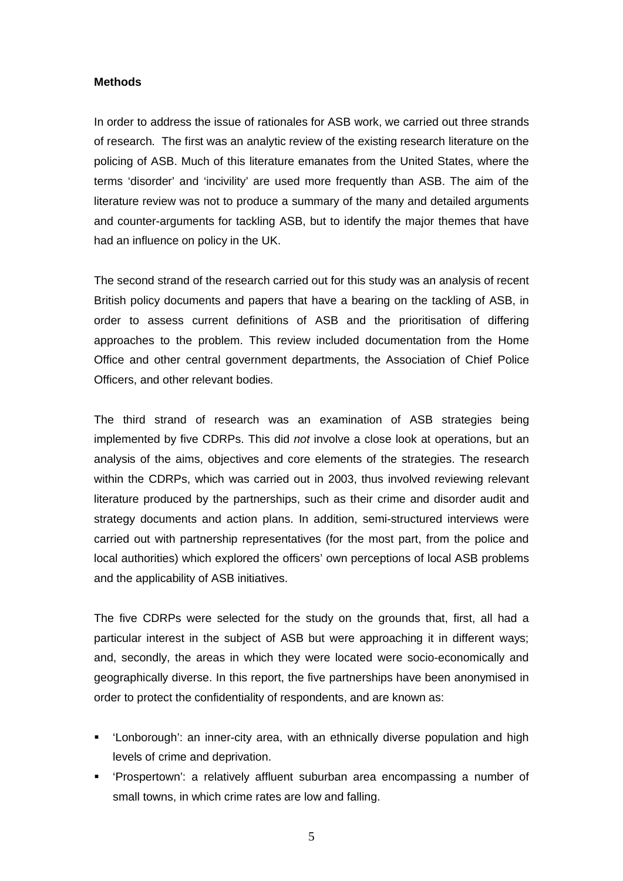**Methods**

In order to address the issue of rationales for ASB work, we carried out three strands of research. The first was an analytic review of the existing research literature on the policing of ASB. Much of this literature emanates from the United States, where the terms 'disorder' and 'incivility' are used more frequently than ASB. The aim of the literature review was not to produce a summary of the many and detailed arguments and counter-arguments for tackling ASB, but to identify the major themes that have had an influence on policy in the UK.

The second strand of the research carried out for this study was an analysis of recent British policy documents and papers that have a bearing on the tackling of ASB, in order to assess current definitions of ASB and the prioritisation of differing approaches to the problem. This review included documentation from the Home Office and other central government departments, the Association of Chief Police Officers, and other relevant bodies.

The third strand of research was an examination of ASB strategies being implemented by five CDRPs. This did *not* involve a close look at operations, but an analysis of the aims, objectives and core elements of the strategies. The research within the CDRPs, which was carried out in 2003, thus involved reviewing relevant literature produced by the partnerships, such as their crime and disorder audit and strategy documents and action plans. In addition, semi-structured interviews were carried out with partnership representatives (for the most part, from the police and local authorities) which explored the officers' own perceptions of local ASB problems and the applicability of ASB initiatives.

The five CDRPs were selected for the study on the grounds that, first, all had a particular interest in the subject of ASB but were approaching it in different ways; and, secondly, the areas in which they were located were socio-economically and geographically diverse. In this report, the five partnerships have been anonymised in order to protect the confidentiality of respondents, and are known as:

- 'Lonborough': an inner-city area, with an ethnically diverse population and high levels of crime and deprivation.
- 'Prospertown': a relatively affluent suburban area encompassing a number of small towns, in which crime rates are low and falling.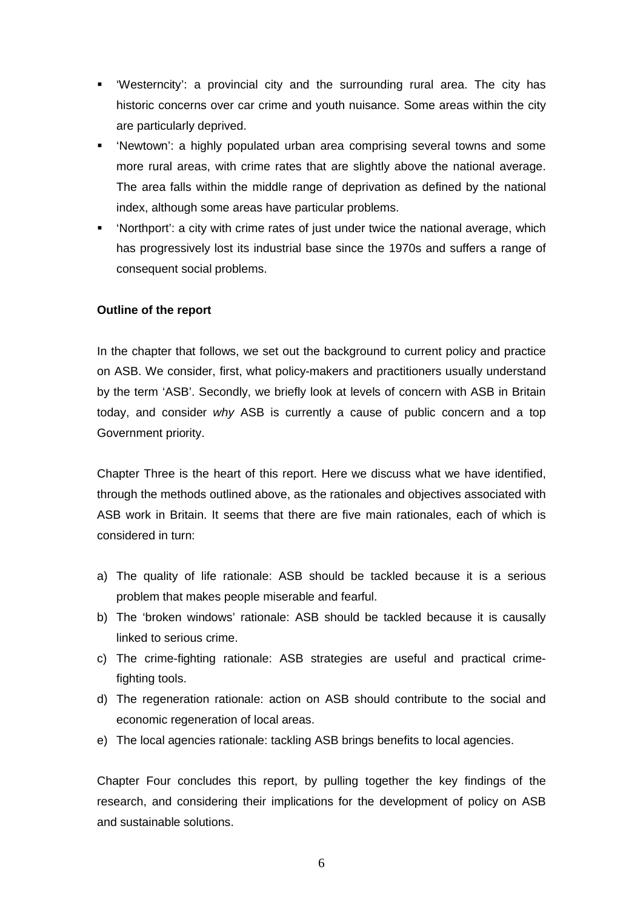- 'Westerncity': a provincial city and the surrounding rural area. The city has historic concerns over car crime and youth nuisance. Some areas within the city are particularly deprived.
- 'Newtown': a highly populated urban area comprising several towns and some more rural areas, with crime rates that are slightly above the national average. The area falls within the middle range of deprivation as defined by the national index, although some areas have particular problems.
- 'Northport': a city with crime rates of just under twice the national average, which has progressively lost its industrial base since the 1970s and suffers a range of consequent social problems.

**Outline of the report**

In the chapter that follows, we set out the background to current policy and practice on ASB. We consider, first, what policy-makers and practitioners usually understand by the term 'ASB'. Secondly, we briefly look at levels of concern with ASB in Britain today, and consider *why* ASB is currently a cause of public concern and a top Government priority.

Chapter Three is the heart of this report. Here we discuss what we have identified, through the methods outlined above, as the rationales and objectives associated with ASB work in Britain. It seems that there are five main rationales, each of which is considered in turn:

a) The quality of life rationale: ASB should be tackled because it is a serious problem that makes people miserable and fearful.
b) The 'broken windows' rationale: ASB should be tackled because it is causally linked to serious crime.
c) The crime-fighting rationale: ASB strategies are useful and practical crime-fighting tools.
d) The regeneration rationale: action on ASB should contribute to the social and economic regeneration of local areas.
e) The local agencies rationale: tackling ASB brings benefits to local agencies.

Chapter Four concludes this report, by pulling together the key findings of the research, and considering their implications for the development of policy on ASB and sustainable solutions.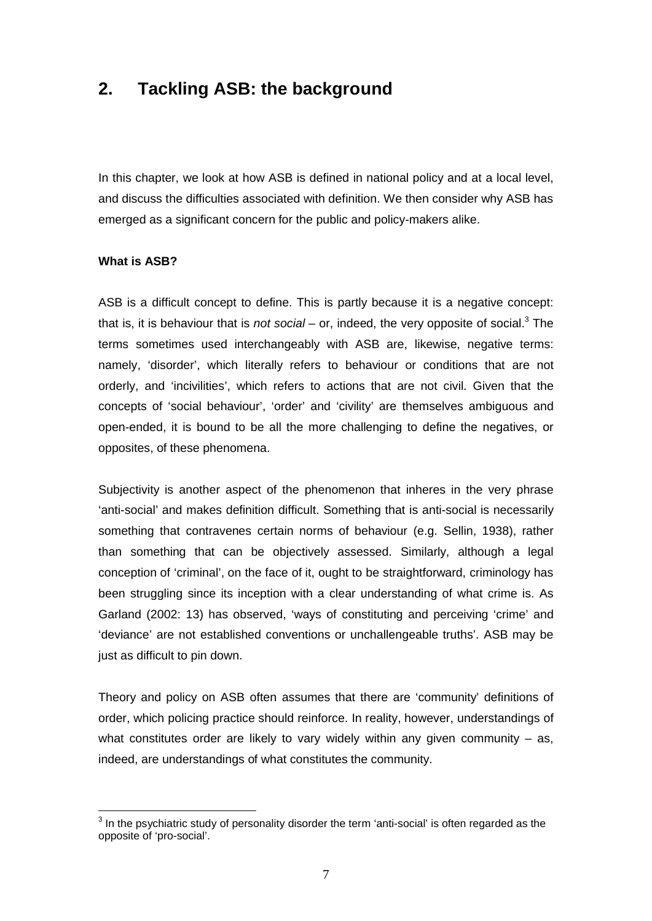## 2. Tackling ASB: the background

In this chapter, we look at how ASB is defined in national policy and at a local level, and discuss the difficulties associated with definition. We then consider why ASB has emerged as a significant concern for the public and policy-makers alike.

**What is ASB?**

ASB is a difficult concept to define. This is partly because it is a negative concept: that is, it is behaviour that is *not social* – or, indeed, the very opposite of social.[3] The terms sometimes used interchangeably with ASB are, likewise, negative terms: namely, 'disorder', which literally refers to behaviour or conditions that are not orderly, and 'incivilities', which refers to actions that are not civil. Given that the concepts of 'social behaviour', 'order' and 'civility' are themselves ambiguous and open-ended, it is bound to be all the more challenging to define the negatives, or opposites, of these phenomena.

Subjectivity is another aspect of the phenomenon that inheres in the very phrase 'anti-social' and makes definition difficult. Something that is anti-social is necessarily something that contravenes certain norms of behaviour (e.g. Sellin, 1938), rather than something that can be objectively assessed. Similarly, although a legal conception of 'criminal', on the face of it, ought to be straightforward, criminology has been struggling since its inception with a clear understanding of what crime is. As Garland (2002: 13) has observed, 'ways of constituting and perceiving 'crime' and 'deviance' are not established conventions or unchallengeable truths'. ASB may be just as difficult to pin down.

Theory and policy on ASB often assumes that there are 'community' definitions of order, which policing practice should reinforce. In reality, however, understandings of what constitutes order are likely to vary widely within any given community – as, indeed, are understandings of what constitutes the community.

---

[3] In the psychiatric study of personality disorder the term 'anti-social' is often regarded as the opposite of 'pro-social'.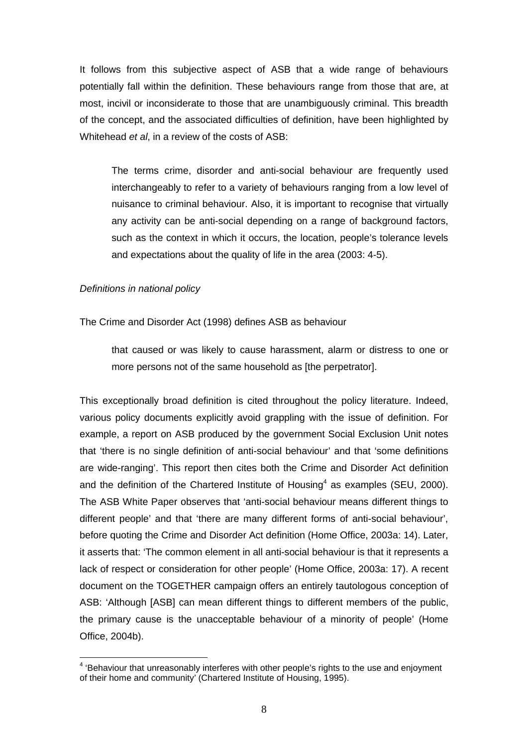It follows from this subjective aspect of ASB that a wide range of behaviours potentially fall within the definition. These behaviours range from those that are, at most, incivil or inconsiderate to those that are unambiguously criminal. This breadth of the concept, and the associated difficulties of definition, have been highlighted by Whitehead *et al*, in a review of the costs of ASB:

> The terms crime, disorder and anti-social behaviour are frequently used interchangeably to refer to a variety of behaviours ranging from a low level of nuisance to criminal behaviour. Also, it is important to recognise that virtually any activity can be anti-social depending on a range of background factors, such as the context in which it occurs, the location, people's tolerance levels and expectations about the quality of life in the area (2003: 4-5).

*Definitions in national policy*

The Crime and Disorder Act (1998) defines ASB as behaviour

> that caused or was likely to cause harassment, alarm or distress to one or more persons not of the same household as [the perpetrator].

This exceptionally broad definition is cited throughout the policy literature. Indeed, various policy documents explicitly avoid grappling with the issue of definition. For example, a report on ASB produced by the government Social Exclusion Unit notes that 'there is no single definition of anti-social behaviour' and that 'some definitions are wide-ranging'. This report then cites both the Crime and Disorder Act definition and the definition of the Chartered Institute of Housing[4] as examples (SEU, 2000). The ASB White Paper observes that 'anti-social behaviour means different things to different people' and that 'there are many different forms of anti-social behaviour', before quoting the Crime and Disorder Act definition (Home Office, 2003a: 14). Later, it asserts that: 'The common element in all anti-social behaviour is that it represents a lack of respect or consideration for other people' (Home Office, 2003a: 17). A recent document on the TOGETHER campaign offers an entirely tautologous conception of ASB: 'Although [ASB] can mean different things to different members of the public, the primary cause is the unacceptable behaviour of a minority of people' (Home Office, 2004b).

[4] 'Behaviour that unreasonably interferes with other people's rights to the use and enjoyment of their home and community' (Chartered Institute of Housing, 1995).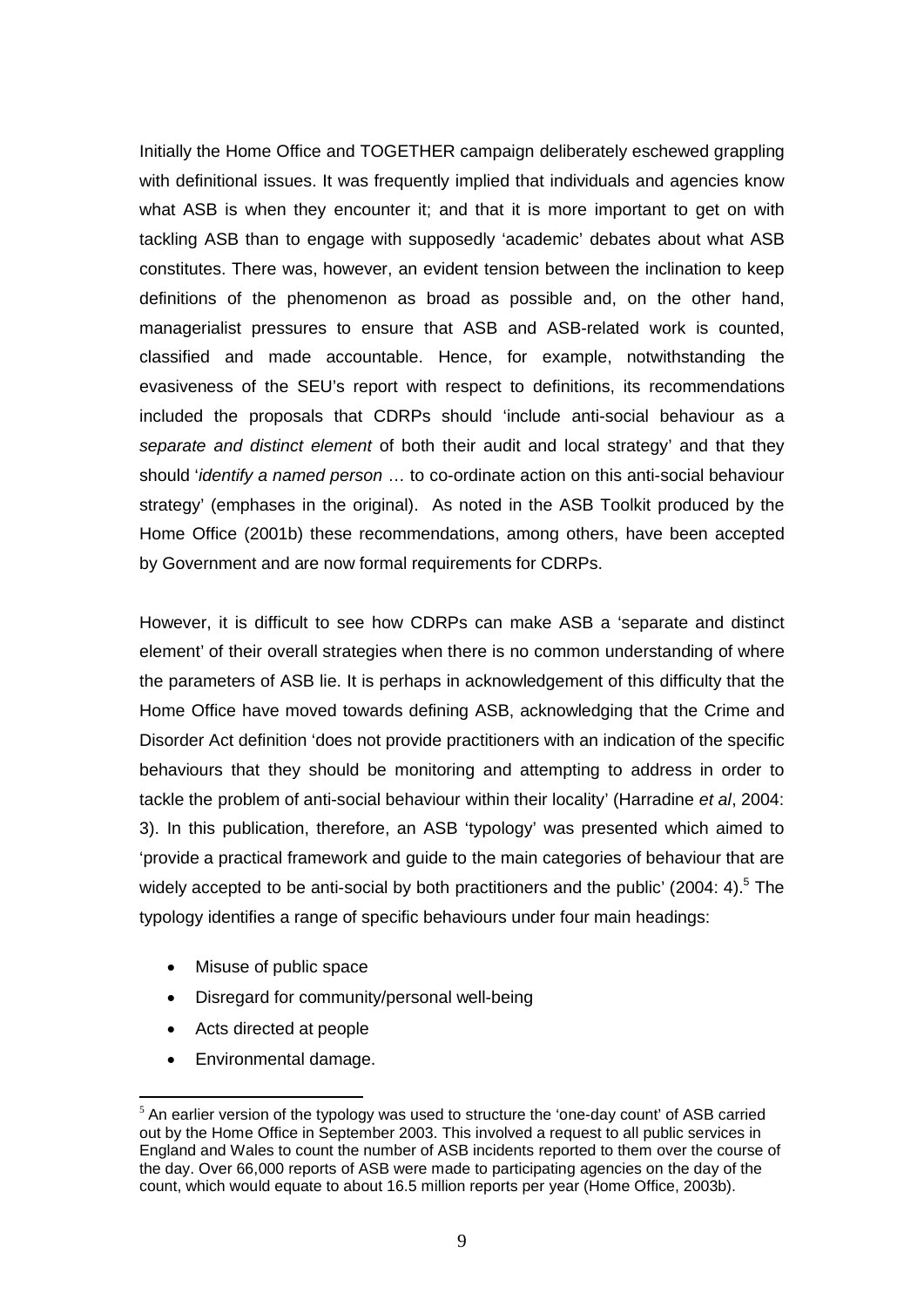Initially the Home Office and TOGETHER campaign deliberately eschewed grappling with definitional issues. It was frequently implied that individuals and agencies know what ASB is when they encounter it; and that it is more important to get on with tackling ASB than to engage with supposedly 'academic' debates about what ASB constitutes. There was, however, an evident tension between the inclination to keep definitions of the phenomenon as broad as possible and, on the other hand, managerialist pressures to ensure that ASB and ASB-related work is counted, classified and made accountable. Hence, for example, notwithstanding the evasiveness of the SEU's report with respect to definitions, its recommendations included the proposals that CDRPs should 'include anti-social behaviour as a *separate and distinct element* of both their audit and local strategy' and that they should '*identify a named person* … to co-ordinate action on this anti-social behaviour strategy' (emphases in the original). As noted in the ASB Toolkit produced by the Home Office (2001b) these recommendations, among others, have been accepted by Government and are now formal requirements for CDRPs.

However, it is difficult to see how CDRPs can make ASB a 'separate and distinct element' of their overall strategies when there is no common understanding of where the parameters of ASB lie. It is perhaps in acknowledgement of this difficulty that the Home Office have moved towards defining ASB, acknowledging that the Crime and Disorder Act definition 'does not provide practitioners with an indication of the specific behaviours that they should be monitoring and attempting to address in order to tackle the problem of anti-social behaviour within their locality' (Harradine *et al*, 2004: 3). In this publication, therefore, an ASB 'typology' was presented which aimed to 'provide a practical framework and guide to the main categories of behaviour that are widely accepted to be anti-social by both practitioners and the public' (2004: 4).[5] The typology identifies a range of specific behaviours under four main headings:

- Misuse of public space
- Disregard for community/personal well-being
- Acts directed at people
- Environmental damage.

[5] An earlier version of the typology was used to structure the 'one-day count' of ASB carried out by the Home Office in September 2003. This involved a request to all public services in England and Wales to count the number of ASB incidents reported to them over the course of the day. Over 66,000 reports of ASB were made to participating agencies on the day of the count, which would equate to about 16.5 million reports per year (Home Office, 2003b).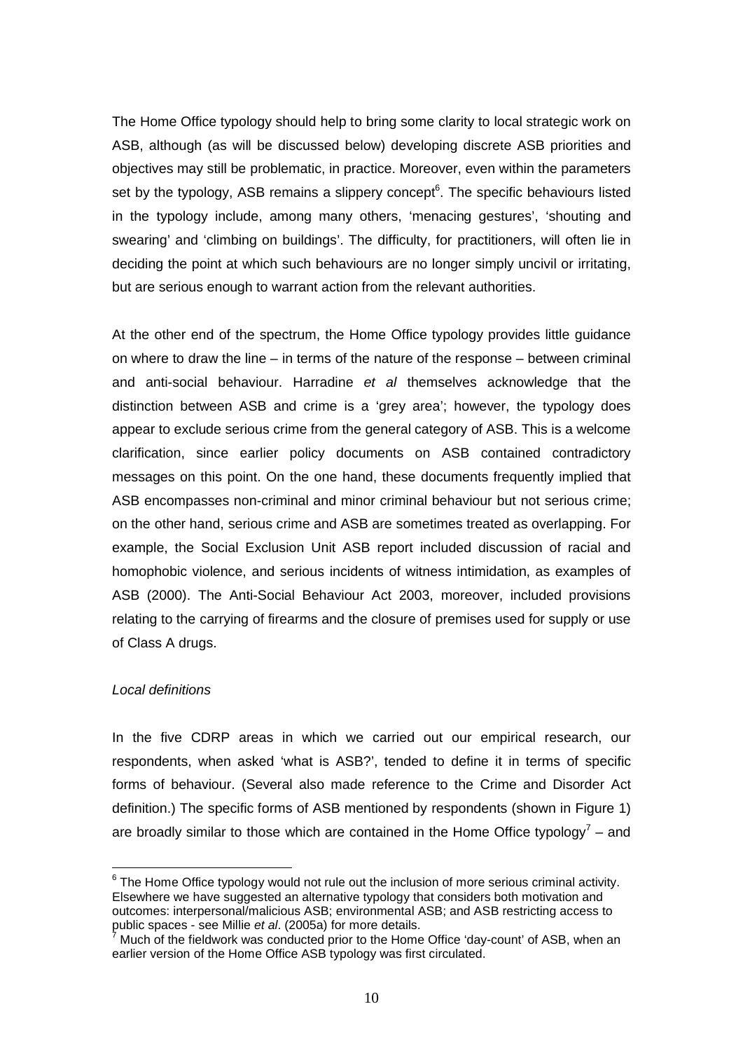The Home Office typology should help to bring some clarity to local strategic work on ASB, although (as will be discussed below) developing discrete ASB priorities and objectives may still be problematic, in practice. Moreover, even within the parameters set by the typology, ASB remains a slippery concept[6]. The specific behaviours listed in the typology include, among many others, 'menacing gestures', 'shouting and swearing' and 'climbing on buildings'. The difficulty, for practitioners, will often lie in deciding the point at which such behaviours are no longer simply uncivil or irritating, but are serious enough to warrant action from the relevant authorities.

At the other end of the spectrum, the Home Office typology provides little guidance on where to draw the line – in terms of the nature of the response – between criminal and anti-social behaviour. Harradine *et al* themselves acknowledge that the distinction between ASB and crime is a 'grey area'; however, the typology does appear to exclude serious crime from the general category of ASB. This is a welcome clarification, since earlier policy documents on ASB contained contradictory messages on this point. On the one hand, these documents frequently implied that ASB encompasses non-criminal and minor criminal behaviour but not serious crime; on the other hand, serious crime and ASB are sometimes treated as overlapping. For example, the Social Exclusion Unit ASB report included discussion of racial and homophobic violence, and serious incidents of witness intimidation, as examples of ASB (2000). The Anti-Social Behaviour Act 2003, moreover, included provisions relating to the carrying of firearms and the closure of premises used for supply or use of Class A drugs.

*Local definitions*

In the five CDRP areas in which we carried out our empirical research, our respondents, when asked 'what is ASB?', tended to define it in terms of specific forms of behaviour. (Several also made reference to the Crime and Disorder Act definition.) The specific forms of ASB mentioned by respondents (shown in Figure 1) are broadly similar to those which are contained in the Home Office typology[7] – and

---

[6] The Home Office typology would not rule out the inclusion of more serious criminal activity. Elsewhere we have suggested an alternative typology that considers both motivation and outcomes: interpersonal/malicious ASB; environmental ASB; and ASB restricting access to public spaces - see Millie *et al*. (2005a) for more details.

[7] Much of the fieldwork was conducted prior to the Home Office 'day-count' of ASB, when an earlier version of the Home Office ASB typology was first circulated.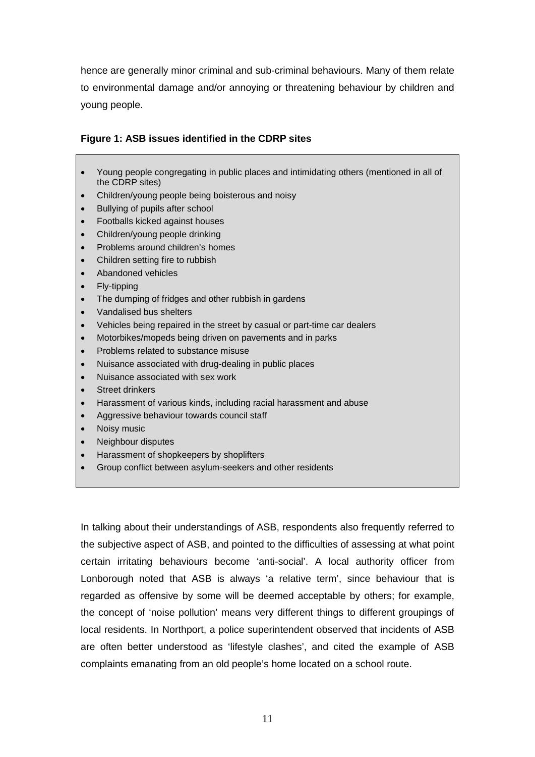hence are generally minor criminal and sub-criminal behaviours. Many of them relate to environmental damage and/or annoying or threatening behaviour by children and young people.

**Figure 1: ASB issues identified in the CDRP sites**

- Young people congregating in public places and intimidating others (mentioned in all of the CDRP sites)
- Children/young people being boisterous and noisy
- Bullying of pupils after school
- Footballs kicked against houses
- Children/young people drinking
- Problems around children's homes
- Children setting fire to rubbish
- Abandoned vehicles
- Fly-tipping
- The dumping of fridges and other rubbish in gardens
- Vandalised bus shelters
- Vehicles being repaired in the street by casual or part-time car dealers
- Motorbikes/mopeds being driven on pavements and in parks
- Problems related to substance misuse
- Nuisance associated with drug-dealing in public places
- Nuisance associated with sex work
- Street drinkers
- Harassment of various kinds, including racial harassment and abuse
- Aggressive behaviour towards council staff
- Noisy music
- Neighbour disputes
- Harassment of shopkeepers by shoplifters
- Group conflict between asylum-seekers and other residents

In talking about their understandings of ASB, respondents also frequently referred to the subjective aspect of ASB, and pointed to the difficulties of assessing at what point certain irritating behaviours become 'anti-social'. A local authority officer from Lonborough noted that ASB is always 'a relative term', since behaviour that is regarded as offensive by some will be deemed acceptable by others; for example, the concept of 'noise pollution' means very different things to different groupings of local residents. In Northport, a police superintendent observed that incidents of ASB are often better understood as 'lifestyle clashes', and cited the example of ASB complaints emanating from an old people's home located on a school route.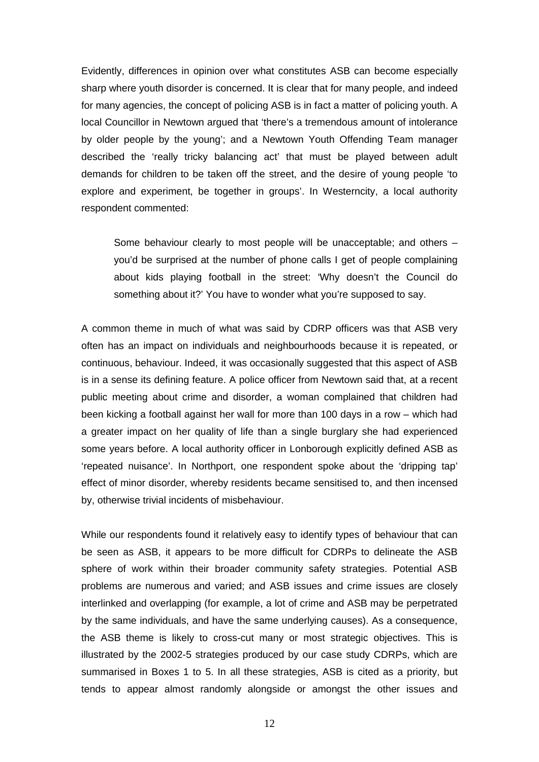Evidently, differences in opinion over what constitutes ASB can become especially sharp where youth disorder is concerned. It is clear that for many people, and indeed for many agencies, the concept of policing ASB is in fact a matter of policing youth. A local Councillor in Newtown argued that 'there's a tremendous amount of intolerance by older people by the young'; and a Newtown Youth Offending Team manager described the 'really tricky balancing act' that must be played between adult demands for children to be taken off the street, and the desire of young people 'to explore and experiment, be together in groups'. In Westerncity, a local authority respondent commented:

> Some behaviour clearly to most people will be unacceptable; and others – you'd be surprised at the number of phone calls I get of people complaining about kids playing football in the street: 'Why doesn't the Council do something about it?' You have to wonder what you're supposed to say.

A common theme in much of what was said by CDRP officers was that ASB very often has an impact on individuals and neighbourhoods because it is repeated, or continuous, behaviour. Indeed, it was occasionally suggested that this aspect of ASB is in a sense its defining feature. A police officer from Newtown said that, at a recent public meeting about crime and disorder, a woman complained that children had been kicking a football against her wall for more than 100 days in a row – which had a greater impact on her quality of life than a single burglary she had experienced some years before. A local authority officer in Lonborough explicitly defined ASB as 'repeated nuisance'. In Northport, one respondent spoke about the 'dripping tap' effect of minor disorder, whereby residents became sensitised to, and then incensed by, otherwise trivial incidents of misbehaviour.

While our respondents found it relatively easy to identify types of behaviour that can be seen as ASB, it appears to be more difficult for CDRPs to delineate the ASB sphere of work within their broader community safety strategies. Potential ASB problems are numerous and varied; and ASB issues and crime issues are closely interlinked and overlapping (for example, a lot of crime and ASB may be perpetrated by the same individuals, and have the same underlying causes). As a consequence, the ASB theme is likely to cross-cut many or most strategic objectives. This is illustrated by the 2002-5 strategies produced by our case study CDRPs, which are summarised in Boxes 1 to 5. In all these strategies, ASB is cited as a priority, but tends to appear almost randomly alongside or amongst the other issues and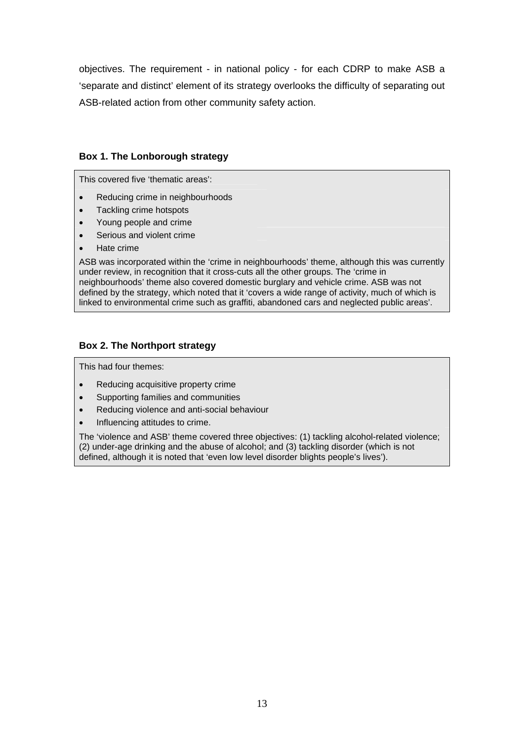objectives. The requirement - in national policy - for each CDRP to make ASB a 'separate and distinct' element of its strategy overlooks the difficulty of separating out ASB-related action from other community safety action.

**Box 1. The Lonborough strategy**

This covered five 'thematic areas':

- Reducing crime in neighbourhoods
- Tackling crime hotspots
- Young people and crime
- Serious and violent crime
- Hate crime

ASB was incorporated within the 'crime in neighbourhoods' theme, although this was currently under review, in recognition that it cross-cuts all the other groups. The 'crime in neighbourhoods' theme also covered domestic burglary and vehicle crime. ASB was not defined by the strategy, which noted that it 'covers a wide range of activity, much of which is linked to environmental crime such as graffiti, abandoned cars and neglected public areas'.

**Box 2. The Northport strategy**

This had four themes:

- Reducing acquisitive property crime
- Supporting families and communities
- Reducing violence and anti-social behaviour
- Influencing attitudes to crime.

The 'violence and ASB' theme covered three objectives: (1) tackling alcohol-related violence; (2) under-age drinking and the abuse of alcohol; and (3) tackling disorder (which is not defined, although it is noted that 'even low level disorder blights people's lives').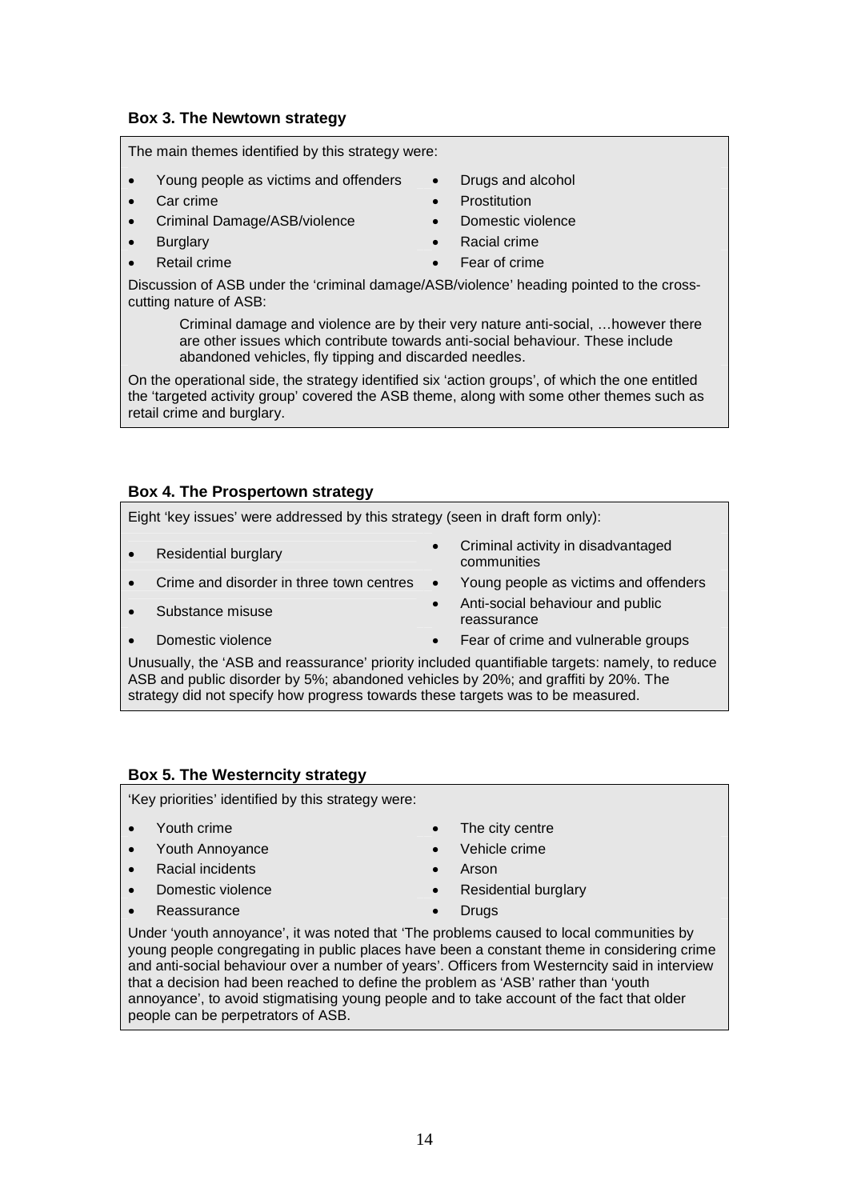### Box 3. The Newtown strategy

The main themes identified by this strategy were:

- Young people as victims and offenders
- Car crime
- Criminal Damage/ASB/violence
- Burglary
- Retail crime
- Drugs and alcohol
- Prostitution
- Domestic violence
- Racial crime
- Fear of crime

Discussion of ASB under the 'criminal damage/ASB/violence' heading pointed to the cross-cutting nature of ASB:

> Criminal damage and violence are by their very nature anti-social, …however there are other issues which contribute towards anti-social behaviour. These include abandoned vehicles, fly tipping and discarded needles.

On the operational side, the strategy identified six 'action groups', of which the one entitled the 'targeted activity group' covered the ASB theme, along with some other themes such as retail crime and burglary.

### Box 4. The Prospertown strategy

Eight 'key issues' were addressed by this strategy (seen in draft form only):

- Residential burglary
- Crime and disorder in three town centres
- Substance misuse
- Domestic violence
- Criminal activity in disadvantaged communities
- Young people as victims and offenders
- Anti-social behaviour and public reassurance
- Fear of crime and vulnerable groups

Unusually, the 'ASB and reassurance' priority included quantifiable targets: namely, to reduce ASB and public disorder by 5%; abandoned vehicles by 20%; and graffiti by 20%. The strategy did not specify how progress towards these targets was to be measured.

### Box 5. The Westerncity strategy

'Key priorities' identified by this strategy were:

- Youth crime
- Youth Annoyance
- Racial incidents
- Domestic violence
- Reassurance
- The city centre
- Vehicle crime
- Arson
- Residential burglary
- Drugs

Under 'youth annoyance', it was noted that 'The problems caused to local communities by young people congregating in public places have been a constant theme in considering crime and anti-social behaviour over a number of years'. Officers from Westerncity said in interview that a decision had been reached to define the problem as 'ASB' rather than 'youth annoyance', to avoid stigmatising young people and to take account of the fact that older people can be perpetrators of ASB.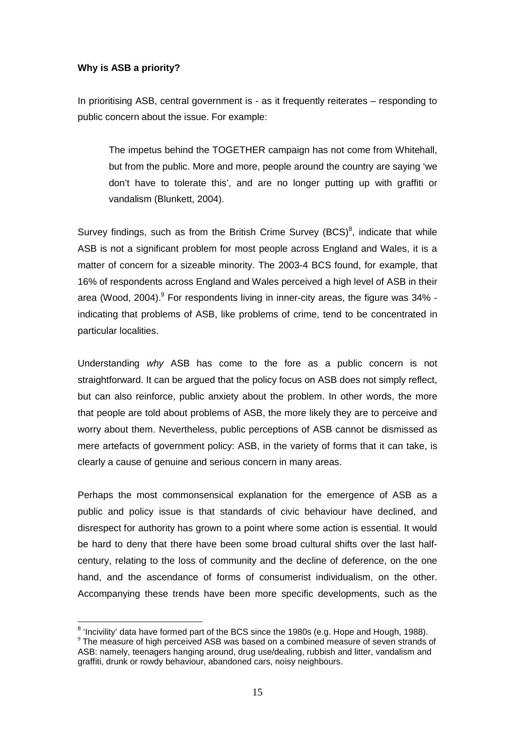**Why is ASB a priority?**

In prioritising ASB, central government is - as it frequently reiterates – responding to public concern about the issue. For example:

> The impetus behind the TOGETHER campaign has not come from Whitehall, but from the public. More and more, people around the country are saying 'we don't have to tolerate this', and are no longer putting up with graffiti or vandalism (Blunkett, 2004).

Survey findings, such as from the British Crime Survey (BCS)[8], indicate that while ASB is not a significant problem for most people across England and Wales, it is a matter of concern for a sizeable minority. The 2003-4 BCS found, for example, that 16% of respondents across England and Wales perceived a high level of ASB in their area (Wood, 2004).[9] For respondents living in inner-city areas, the figure was 34% - indicating that problems of ASB, like problems of crime, tend to be concentrated in particular localities.

Understanding *why* ASB has come to the fore as a public concern is not straightforward. It can be argued that the policy focus on ASB does not simply reflect, but can also reinforce, public anxiety about the problem. In other words, the more that people are told about problems of ASB, the more likely they are to perceive and worry about them. Nevertheless, public perceptions of ASB cannot be dismissed as mere artefacts of government policy: ASB, in the variety of forms that it can take, is clearly a cause of genuine and serious concern in many areas.

Perhaps the most commonsensical explanation for the emergence of ASB as a public and policy issue is that standards of civic behaviour have declined, and disrespect for authority has grown to a point where some action is essential. It would be hard to deny that there have been some broad cultural shifts over the last half-century, relating to the loss of community and the decline of deference, on the one hand, and the ascendance of forms of consumerist individualism, on the other. Accompanying these trends have been more specific developments, such as the

---

[8] 'Incivility' data have formed part of the BCS since the 1980s (e.g. Hope and Hough, 1988).

[9] The measure of high perceived ASB was based on a combined measure of seven strands of ASB: namely, teenagers hanging around, drug use/dealing, rubbish and litter, vandalism and graffiti, drunk or rowdy behaviour, abandoned cars, noisy neighbours.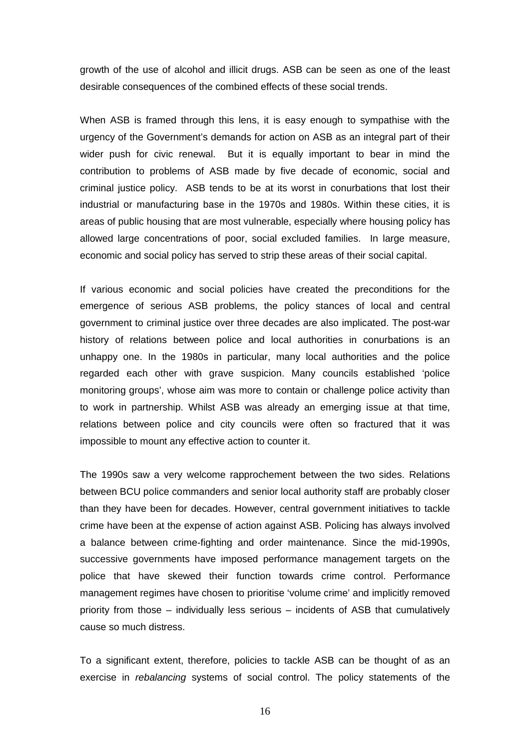growth of the use of alcohol and illicit drugs. ASB can be seen as one of the least desirable consequences of the combined effects of these social trends.

When ASB is framed through this lens, it is easy enough to sympathise with the urgency of the Government's demands for action on ASB as an integral part of their wider push for civic renewal. But it is equally important to bear in mind the contribution to problems of ASB made by five decade of economic, social and criminal justice policy. ASB tends to be at its worst in conurbations that lost their industrial or manufacturing base in the 1970s and 1980s. Within these cities, it is areas of public housing that are most vulnerable, especially where housing policy has allowed large concentrations of poor, social excluded families. In large measure, economic and social policy has served to strip these areas of their social capital.

If various economic and social policies have created the preconditions for the emergence of serious ASB problems, the policy stances of local and central government to criminal justice over three decades are also implicated. The post-war history of relations between police and local authorities in conurbations is an unhappy one. In the 1980s in particular, many local authorities and the police regarded each other with grave suspicion. Many councils established 'police monitoring groups', whose aim was more to contain or challenge police activity than to work in partnership. Whilst ASB was already an emerging issue at that time, relations between police and city councils were often so fractured that it was impossible to mount any effective action to counter it.

The 1990s saw a very welcome rapprochement between the two sides. Relations between BCU police commanders and senior local authority staff are probably closer than they have been for decades. However, central government initiatives to tackle crime have been at the expense of action against ASB. Policing has always involved a balance between crime-fighting and order maintenance. Since the mid-1990s, successive governments have imposed performance management targets on the police that have skewed their function towards crime control. Performance management regimes have chosen to prioritise 'volume crime' and implicitly removed priority from those – individually less serious – incidents of ASB that cumulatively cause so much distress.

To a significant extent, therefore, policies to tackle ASB can be thought of as an exercise in *rebalancing* systems of social control. The policy statements of the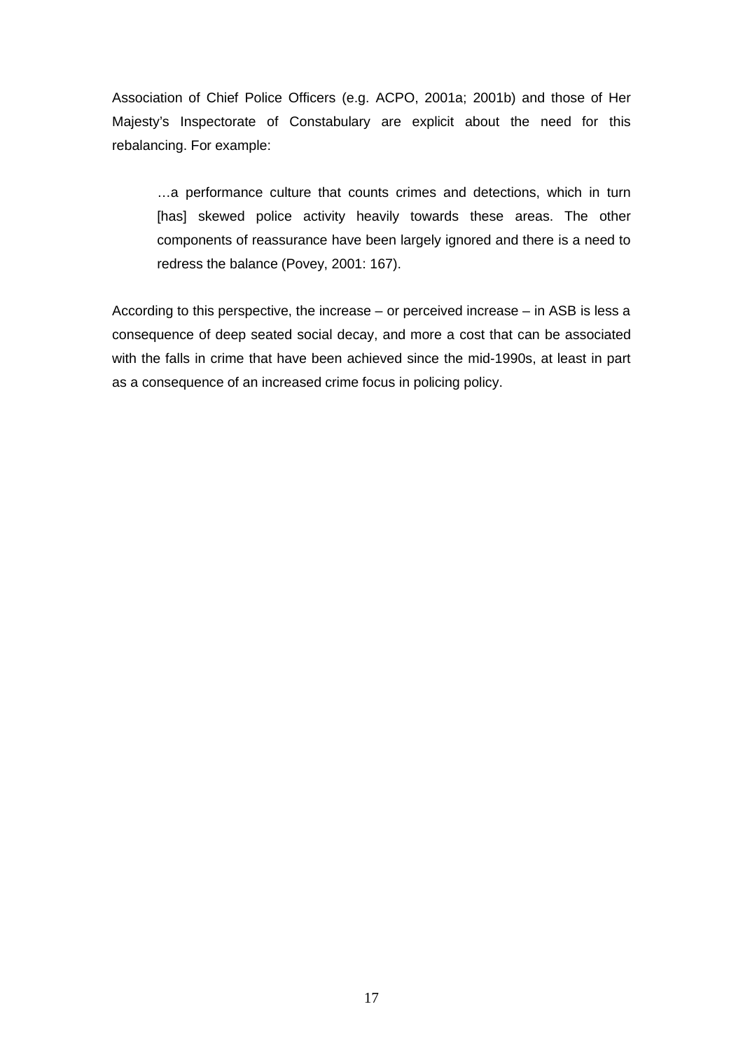Association of Chief Police Officers (e.g. ACPO, 2001a; 2001b) and those of Her Majesty's Inspectorate of Constabulary are explicit about the need for this rebalancing. For example:

> …a performance culture that counts crimes and detections, which in turn [has] skewed police activity heavily towards these areas. The other components of reassurance have been largely ignored and there is a need to redress the balance (Povey, 2001: 167).

According to this perspective, the increase – or perceived increase – in ASB is less a consequence of deep seated social decay, and more a cost that can be associated with the falls in crime that have been achieved since the mid-1990s, at least in part as a consequence of an increased crime focus in policing policy.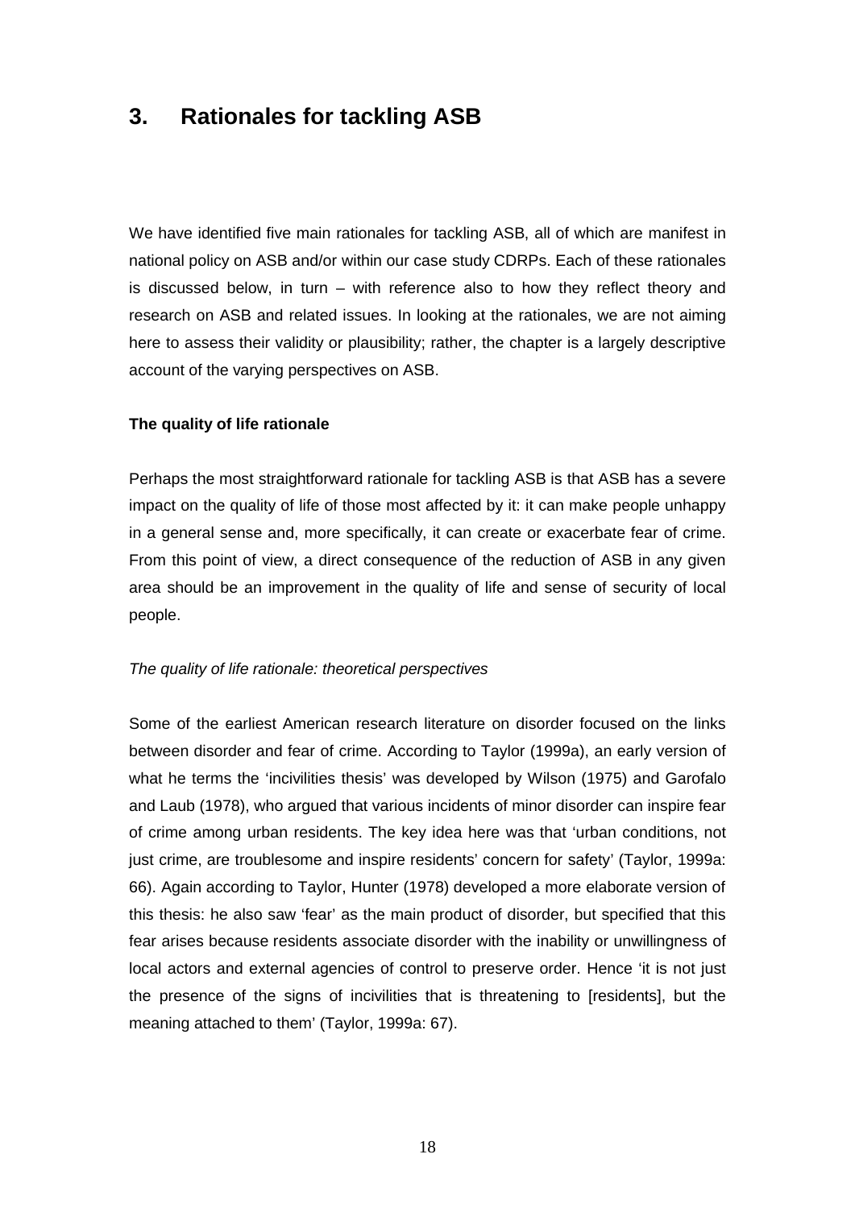# 3. Rationales for tackling ASB

We have identified five main rationales for tackling ASB, all of which are manifest in national policy on ASB and/or within our case study CDRPs. Each of these rationales is discussed below, in turn – with reference also to how they reflect theory and research on ASB and related issues. In looking at the rationales, we are not aiming here to assess their validity or plausibility; rather, the chapter is a largely descriptive account of the varying perspectives on ASB.

**The quality of life rationale**

Perhaps the most straightforward rationale for tackling ASB is that ASB has a severe impact on the quality of life of those most affected by it: it can make people unhappy in a general sense and, more specifically, it can create or exacerbate fear of crime. From this point of view, a direct consequence of the reduction of ASB in any given area should be an improvement in the quality of life and sense of security of local people.

*The quality of life rationale: theoretical perspectives*

Some of the earliest American research literature on disorder focused on the links between disorder and fear of crime. According to Taylor (1999a), an early version of what he terms the 'incivilities thesis' was developed by Wilson (1975) and Garofalo and Laub (1978), who argued that various incidents of minor disorder can inspire fear of crime among urban residents. The key idea here was that 'urban conditions, not just crime, are troublesome and inspire residents' concern for safety' (Taylor, 1999a: 66). Again according to Taylor, Hunter (1978) developed a more elaborate version of this thesis: he also saw 'fear' as the main product of disorder, but specified that this fear arises because residents associate disorder with the inability or unwillingness of local actors and external agencies of control to preserve order. Hence 'it is not just the presence of the signs of incivilities that is threatening to [residents], but the meaning attached to them' (Taylor, 1999a: 67).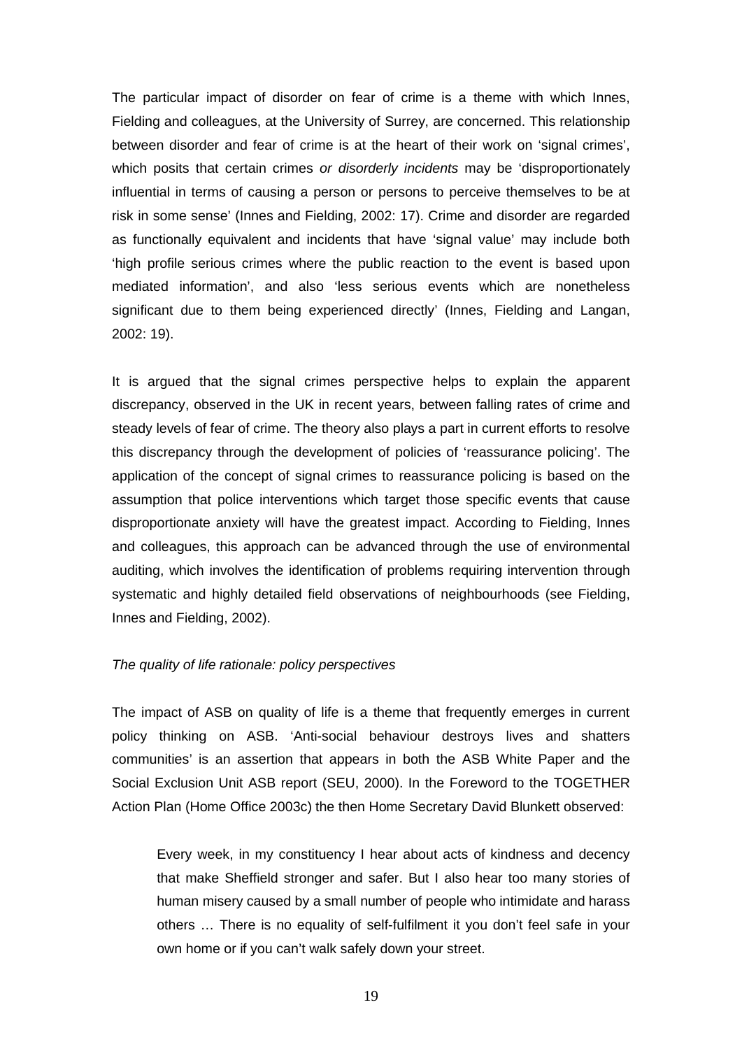The particular impact of disorder on fear of crime is a theme with which Innes, Fielding and colleagues, at the University of Surrey, are concerned. This relationship between disorder and fear of crime is at the heart of their work on 'signal crimes', which posits that certain crimes *or disorderly incidents* may be 'disproportionately influential in terms of causing a person or persons to perceive themselves to be at risk in some sense' (Innes and Fielding, 2002: 17). Crime and disorder are regarded as functionally equivalent and incidents that have 'signal value' may include both 'high profile serious crimes where the public reaction to the event is based upon mediated information', and also 'less serious events which are nonetheless significant due to them being experienced directly' (Innes, Fielding and Langan, 2002: 19).

It is argued that the signal crimes perspective helps to explain the apparent discrepancy, observed in the UK in recent years, between falling rates of crime and steady levels of fear of crime. The theory also plays a part in current efforts to resolve this discrepancy through the development of policies of 'reassurance policing'. The application of the concept of signal crimes to reassurance policing is based on the assumption that police interventions which target those specific events that cause disproportionate anxiety will have the greatest impact. According to Fielding, Innes and colleagues, this approach can be advanced through the use of environmental auditing, which involves the identification of problems requiring intervention through systematic and highly detailed field observations of neighbourhoods (see Fielding, Innes and Fielding, 2002).

*The quality of life rationale: policy perspectives*

The impact of ASB on quality of life is a theme that frequently emerges in current policy thinking on ASB. 'Anti-social behaviour destroys lives and shatters communities' is an assertion that appears in both the ASB White Paper and the Social Exclusion Unit ASB report (SEU, 2000). In the Foreword to the TOGETHER Action Plan (Home Office 2003c) the then Home Secretary David Blunkett observed:

> Every week, in my constituency I hear about acts of kindness and decency that make Sheffield stronger and safer. But I also hear too many stories of human misery caused by a small number of people who intimidate and harass others … There is no equality of self-fulfilment it you don't feel safe in your own home or if you can't walk safely down your street.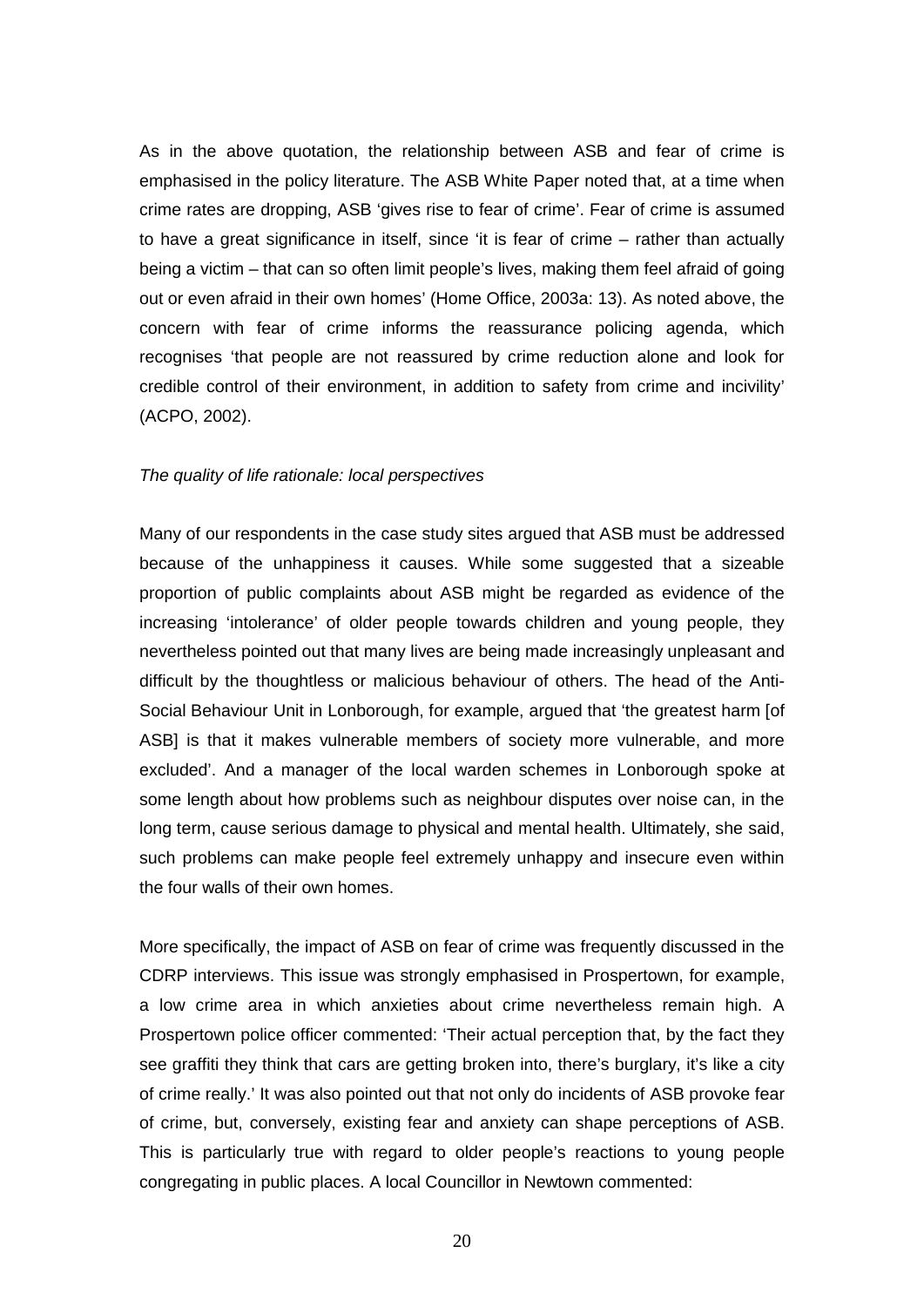As in the above quotation, the relationship between ASB and fear of crime is emphasised in the policy literature. The ASB White Paper noted that, at a time when crime rates are dropping, ASB 'gives rise to fear of crime'. Fear of crime is assumed to have a great significance in itself, since 'it is fear of crime – rather than actually being a victim – that can so often limit people's lives, making them feel afraid of going out or even afraid in their own homes' (Home Office, 2003a: 13). As noted above, the concern with fear of crime informs the reassurance policing agenda, which recognises 'that people are not reassured by crime reduction alone and look for credible control of their environment, in addition to safety from crime and incivility' (ACPO, 2002).

*The quality of life rationale: local perspectives*

Many of our respondents in the case study sites argued that ASB must be addressed because of the unhappiness it causes. While some suggested that a sizeable proportion of public complaints about ASB might be regarded as evidence of the increasing 'intolerance' of older people towards children and young people, they nevertheless pointed out that many lives are being made increasingly unpleasant and difficult by the thoughtless or malicious behaviour of others. The head of the Anti-Social Behaviour Unit in Lonborough, for example, argued that 'the greatest harm [of ASB] is that it makes vulnerable members of society more vulnerable, and more excluded'. And a manager of the local warden schemes in Lonborough spoke at some length about how problems such as neighbour disputes over noise can, in the long term, cause serious damage to physical and mental health. Ultimately, she said, such problems can make people feel extremely unhappy and insecure even within the four walls of their own homes.

More specifically, the impact of ASB on fear of crime was frequently discussed in the CDRP interviews. This issue was strongly emphasised in Prospertown, for example, a low crime area in which anxieties about crime nevertheless remain high. A Prospertown police officer commented: 'Their actual perception that, by the fact they see graffiti they think that cars are getting broken into, there's burglary, it's like a city of crime really.' It was also pointed out that not only do incidents of ASB provoke fear of crime, but, conversely, existing fear and anxiety can shape perceptions of ASB. This is particularly true with regard to older people's reactions to young people congregating in public places. A local Councillor in Newtown commented: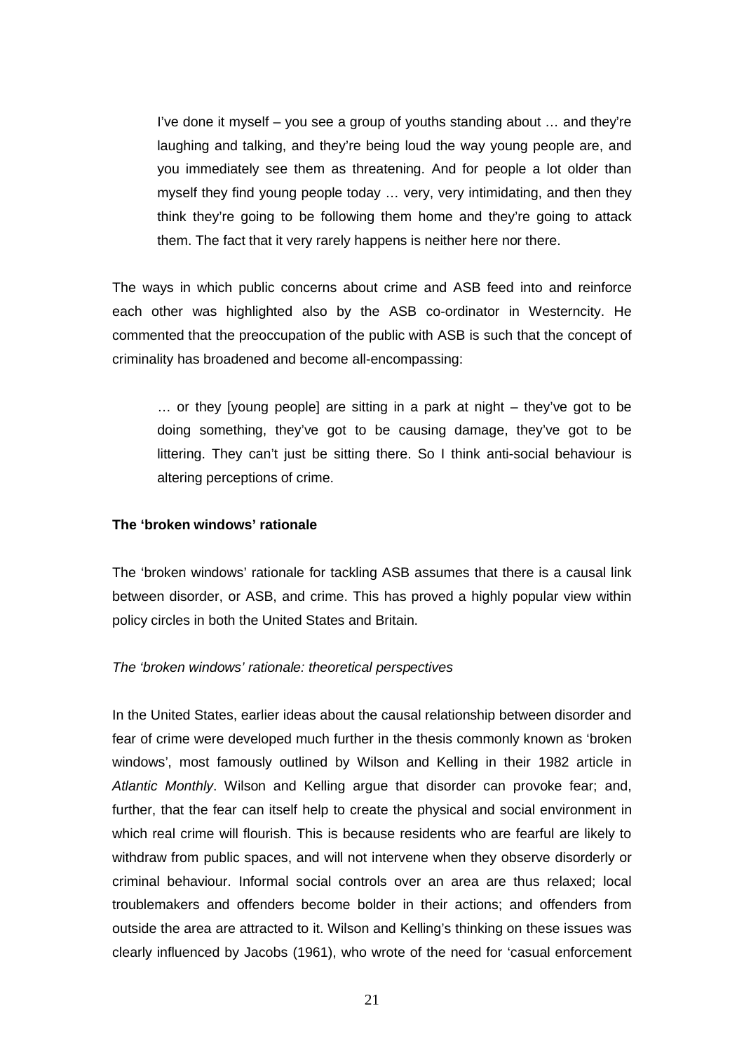> I've done it myself – you see a group of youths standing about … and they're laughing and talking, and they're being loud the way young people are, and you immediately see them as threatening. And for people a lot older than myself they find young people today … very, very intimidating, and then they think they're going to be following them home and they're going to attack them. The fact that it very rarely happens is neither here nor there.

The ways in which public concerns about crime and ASB feed into and reinforce each other was highlighted also by the ASB co-ordinator in Westerncity. He commented that the preoccupation of the public with ASB is such that the concept of criminality has broadened and become all-encompassing:

> … or they [young people] are sitting in a park at night – they've got to be doing something, they've got to be causing damage, they've got to be littering. They can't just be sitting there. So I think anti-social behaviour is altering perceptions of crime.

**The 'broken windows' rationale**

The 'broken windows' rationale for tackling ASB assumes that there is a causal link between disorder, or ASB, and crime. This has proved a highly popular view within policy circles in both the United States and Britain.

*The 'broken windows' rationale: theoretical perspectives*

In the United States, earlier ideas about the causal relationship between disorder and fear of crime were developed much further in the thesis commonly known as 'broken windows', most famously outlined by Wilson and Kelling in their 1982 article in *Atlantic Monthly*. Wilson and Kelling argue that disorder can provoke fear; and, further, that the fear can itself help to create the physical and social environment in which real crime will flourish. This is because residents who are fearful are likely to withdraw from public spaces, and will not intervene when they observe disorderly or criminal behaviour. Informal social controls over an area are thus relaxed; local troublemakers and offenders become bolder in their actions; and offenders from outside the area are attracted to it. Wilson and Kelling's thinking on these issues was clearly influenced by Jacobs (1961), who wrote of the need for 'casual enforcement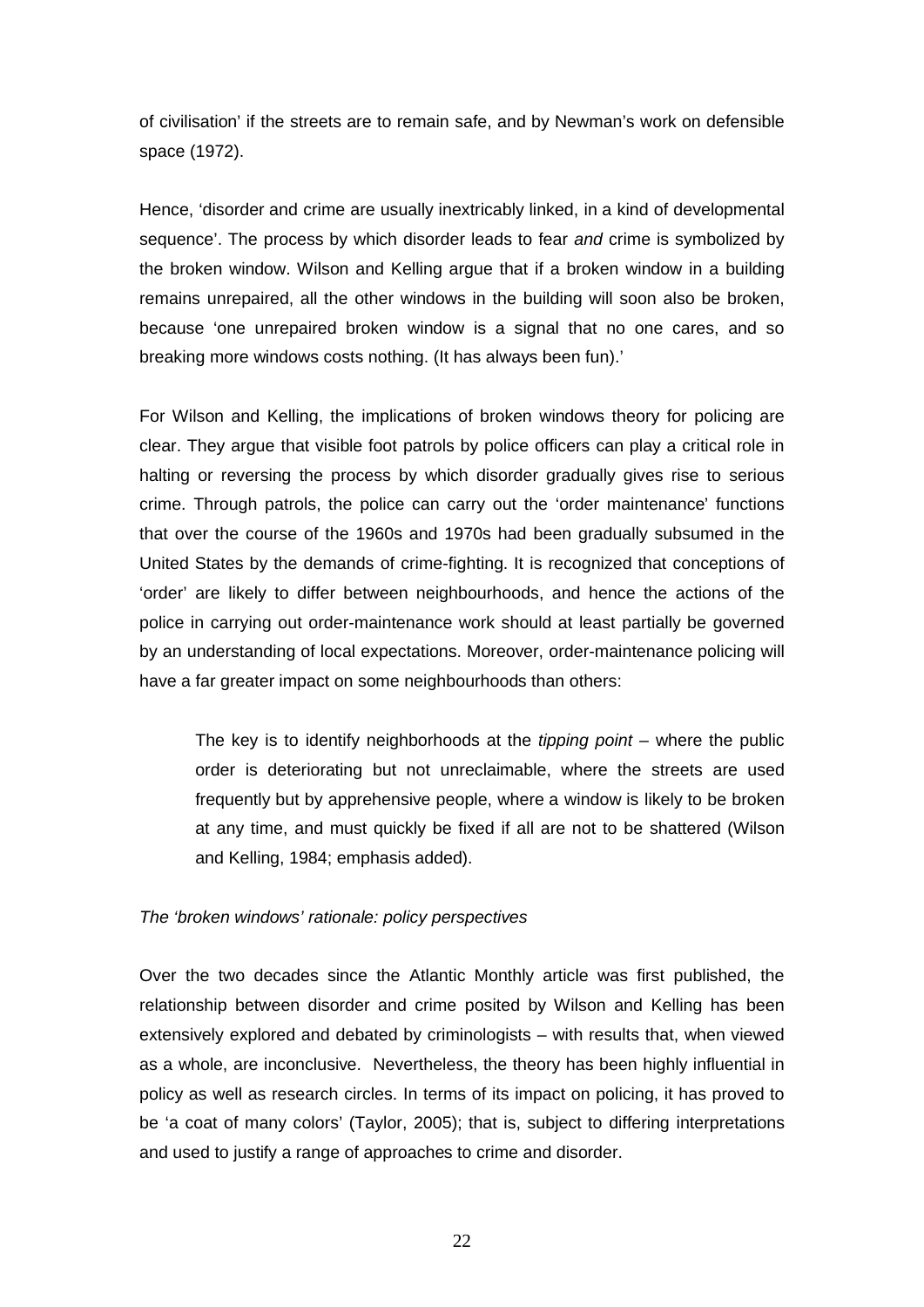of civilisation' if the streets are to remain safe, and by Newman's work on defensible space (1972).

Hence, 'disorder and crime are usually inextricably linked, in a kind of developmental sequence'. The process by which disorder leads to fear *and* crime is symbolized by the broken window. Wilson and Kelling argue that if a broken window in a building remains unrepaired, all the other windows in the building will soon also be broken, because 'one unrepaired broken window is a signal that no one cares, and so breaking more windows costs nothing. (It has always been fun).'

For Wilson and Kelling, the implications of broken windows theory for policing are clear. They argue that visible foot patrols by police officers can play a critical role in halting or reversing the process by which disorder gradually gives rise to serious crime. Through patrols, the police can carry out the 'order maintenance' functions that over the course of the 1960s and 1970s had been gradually subsumed in the United States by the demands of crime-fighting. It is recognized that conceptions of 'order' are likely to differ between neighbourhoods, and hence the actions of the police in carrying out order-maintenance work should at least partially be governed by an understanding of local expectations. Moreover, order-maintenance policing will have a far greater impact on some neighbourhoods than others:

> The key is to identify neighborhoods at the *tipping point* – where the public order is deteriorating but not unreclaimable, where the streets are used frequently but by apprehensive people, where a window is likely to be broken at any time, and must quickly be fixed if all are not to be shattered (Wilson and Kelling, 1984; emphasis added).

*The 'broken windows' rationale: policy perspectives*

Over the two decades since the Atlantic Monthly article was first published, the relationship between disorder and crime posited by Wilson and Kelling has been extensively explored and debated by criminologists – with results that, when viewed as a whole, are inconclusive. Nevertheless, the theory has been highly influential in policy as well as research circles. In terms of its impact on policing, it has proved to be 'a coat of many colors' (Taylor, 2005); that is, subject to differing interpretations and used to justify a range of approaches to crime and disorder.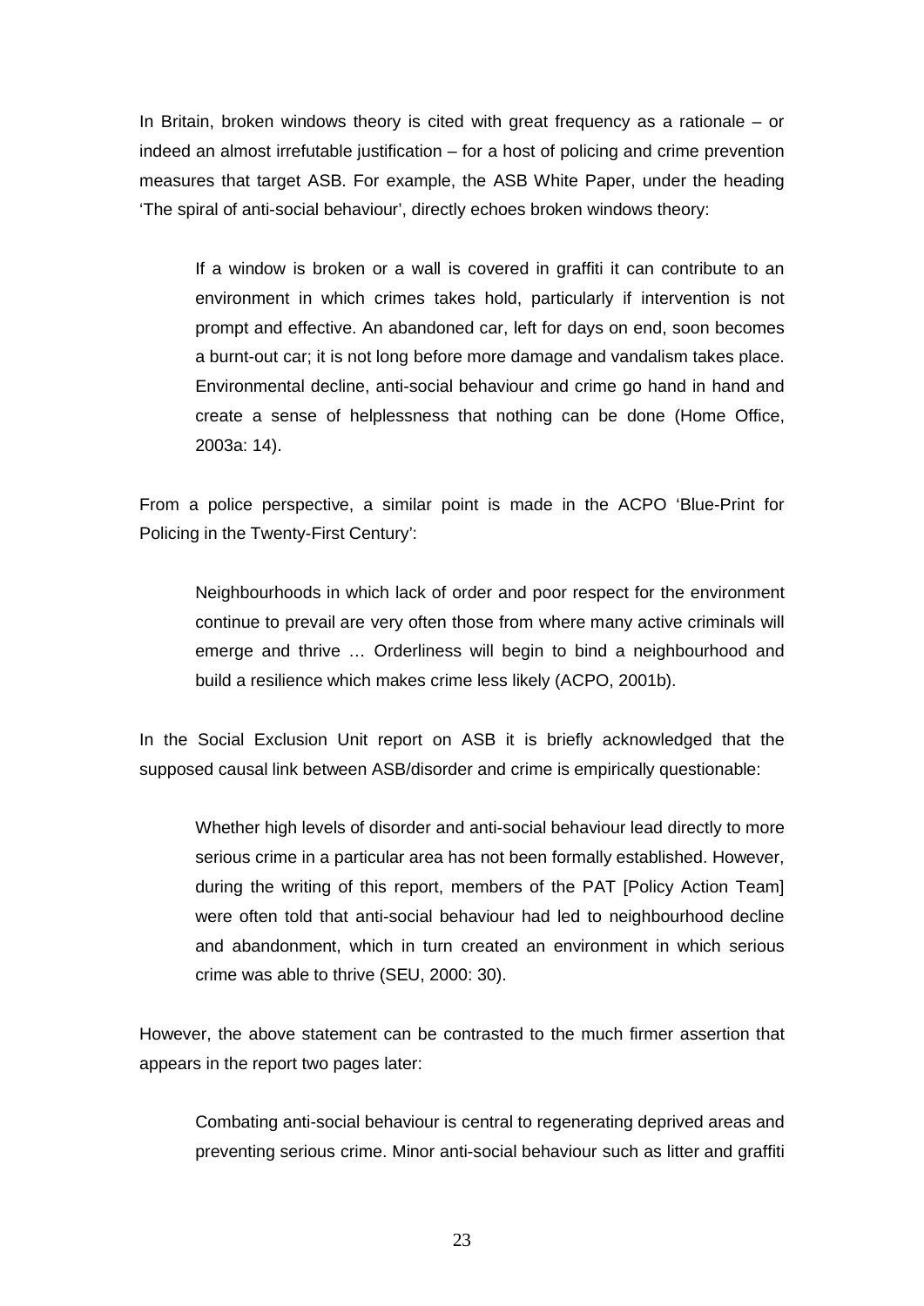In Britain, broken windows theory is cited with great frequency as a rationale – or indeed an almost irrefutable justification – for a host of policing and crime prevention measures that target ASB. For example, the ASB White Paper, under the heading 'The spiral of anti-social behaviour', directly echoes broken windows theory:

> If a window is broken or a wall is covered in graffiti it can contribute to an environment in which crimes takes hold, particularly if intervention is not prompt and effective. An abandoned car, left for days on end, soon becomes a burnt-out car; it is not long before more damage and vandalism takes place. Environmental decline, anti-social behaviour and crime go hand in hand and create a sense of helplessness that nothing can be done (Home Office, 2003a: 14).

From a police perspective, a similar point is made in the ACPO 'Blue-Print for Policing in the Twenty-First Century':

> Neighbourhoods in which lack of order and poor respect for the environment continue to prevail are very often those from where many active criminals will emerge and thrive … Orderliness will begin to bind a neighbourhood and build a resilience which makes crime less likely (ACPO, 2001b).

In the Social Exclusion Unit report on ASB it is briefly acknowledged that the supposed causal link between ASB/disorder and crime is empirically questionable:

> Whether high levels of disorder and anti-social behaviour lead directly to more serious crime in a particular area has not been formally established. However, during the writing of this report, members of the PAT [Policy Action Team] were often told that anti-social behaviour had led to neighbourhood decline and abandonment, which in turn created an environment in which serious crime was able to thrive (SEU, 2000: 30).

However, the above statement can be contrasted to the much firmer assertion that appears in the report two pages later:

> Combating anti-social behaviour is central to regenerating deprived areas and preventing serious crime. Minor anti-social behaviour such as litter and graffiti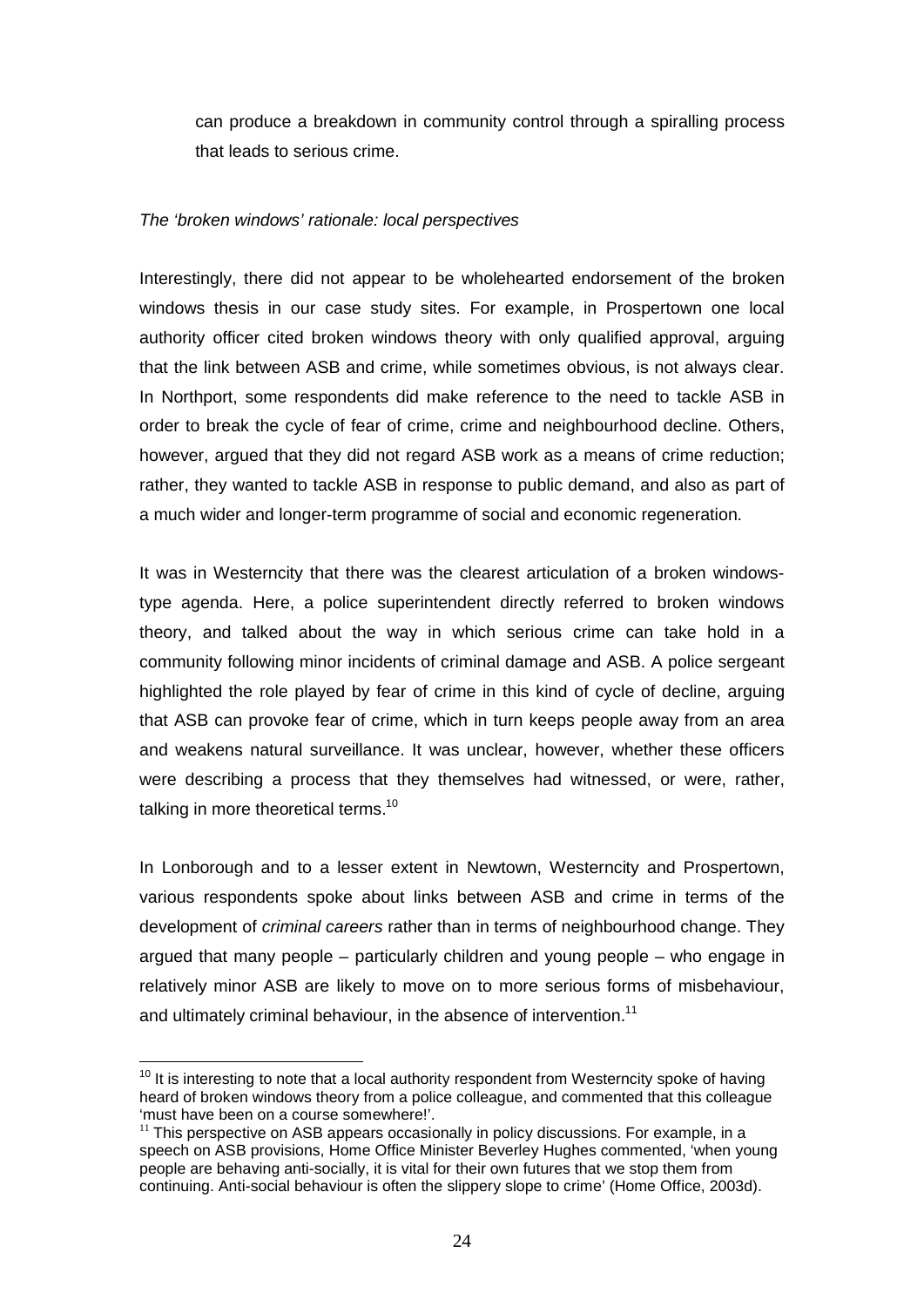can produce a breakdown in community control through a spiralling process that leads to serious crime.

*The 'broken windows' rationale: local perspectives*

Interestingly, there did not appear to be wholehearted endorsement of the broken windows thesis in our case study sites. For example, in Prospertown one local authority officer cited broken windows theory with only qualified approval, arguing that the link between ASB and crime, while sometimes obvious, is not always clear. In Northport, some respondents did make reference to the need to tackle ASB in order to break the cycle of fear of crime, crime and neighbourhood decline. Others, however, argued that they did not regard ASB work as a means of crime reduction; rather, they wanted to tackle ASB in response to public demand, and also as part of a much wider and longer-term programme of social and economic regeneration.

It was in Westerncity that there was the clearest articulation of a broken windows-type agenda. Here, a police superintendent directly referred to broken windows theory, and talked about the way in which serious crime can take hold in a community following minor incidents of criminal damage and ASB. A police sergeant highlighted the role played by fear of crime in this kind of cycle of decline, arguing that ASB can provoke fear of crime, which in turn keeps people away from an area and weakens natural surveillance. It was unclear, however, whether these officers were describing a process that they themselves had witnessed, or were, rather, talking in more theoretical terms.[10]

In Lonborough and to a lesser extent in Newtown, Westerncity and Prospertown, various respondents spoke about links between ASB and crime in terms of the development of *criminal careers* rather than in terms of neighbourhood change. They argued that many people – particularly children and young people – who engage in relatively minor ASB are likely to move on to more serious forms of misbehaviour, and ultimately criminal behaviour, in the absence of intervention.[11]

[10] It is interesting to note that a local authority respondent from Westerncity spoke of having heard of broken windows theory from a police colleague, and commented that this colleague 'must have been on a course somewhere!'.

[11] This perspective on ASB appears occasionally in policy discussions. For example, in a speech on ASB provisions, Home Office Minister Beverley Hughes commented, 'when young people are behaving anti-socially, it is vital for their own futures that we stop them from continuing. Anti-social behaviour is often the slippery slope to crime' (Home Office, 2003d).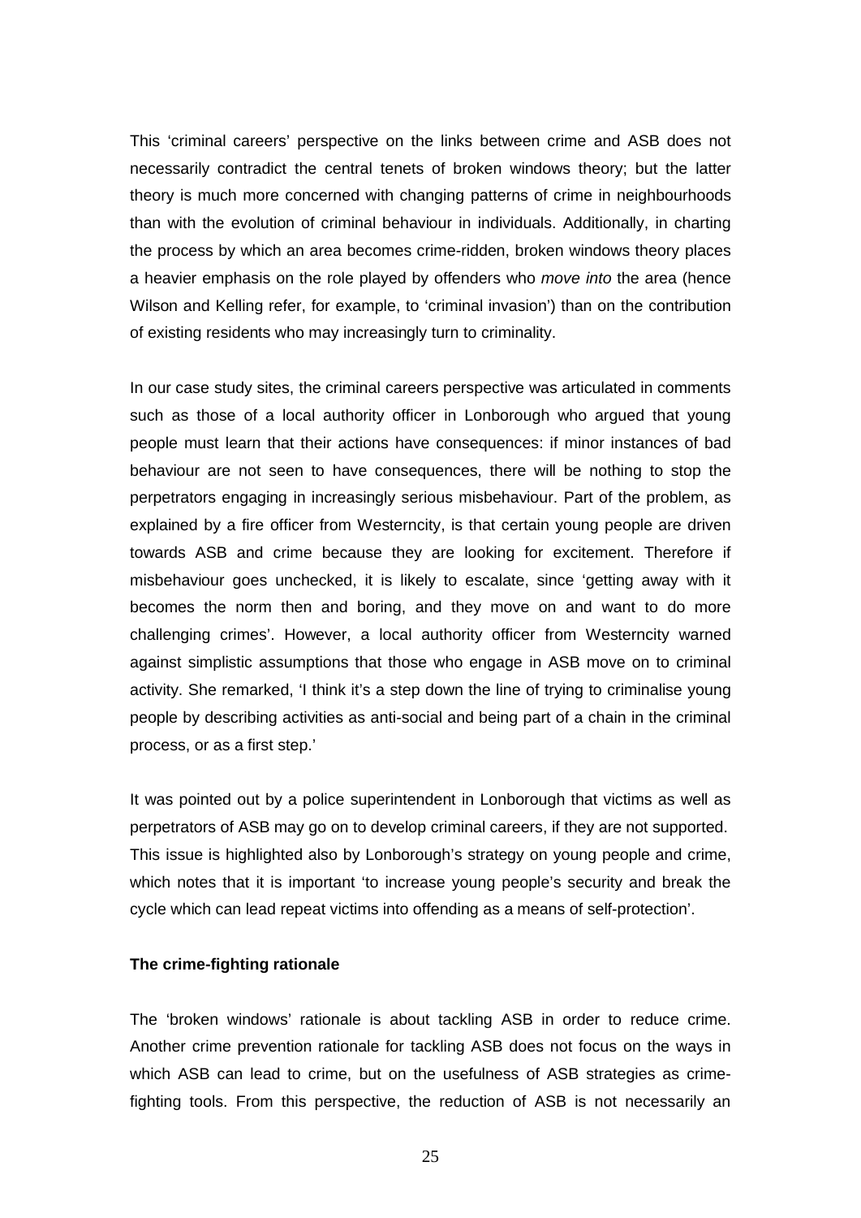This 'criminal careers' perspective on the links between crime and ASB does not necessarily contradict the central tenets of broken windows theory; but the latter theory is much more concerned with changing patterns of crime in neighbourhoods than with the evolution of criminal behaviour in individuals. Additionally, in charting the process by which an area becomes crime-ridden, broken windows theory places a heavier emphasis on the role played by offenders who *move into* the area (hence Wilson and Kelling refer, for example, to 'criminal invasion') than on the contribution of existing residents who may increasingly turn to criminality.

In our case study sites, the criminal careers perspective was articulated in comments such as those of a local authority officer in Lonborough who argued that young people must learn that their actions have consequences: if minor instances of bad behaviour are not seen to have consequences, there will be nothing to stop the perpetrators engaging in increasingly serious misbehaviour. Part of the problem, as explained by a fire officer from Westerncity, is that certain young people are driven towards ASB and crime because they are looking for excitement. Therefore if misbehaviour goes unchecked, it is likely to escalate, since 'getting away with it becomes the norm then and boring, and they move on and want to do more challenging crimes'. However, a local authority officer from Westerncity warned against simplistic assumptions that those who engage in ASB move on to criminal activity. She remarked, 'I think it's a step down the line of trying to criminalise young people by describing activities as anti-social and being part of a chain in the criminal process, or as a first step.'

It was pointed out by a police superintendent in Lonborough that victims as well as perpetrators of ASB may go on to develop criminal careers, if they are not supported. This issue is highlighted also by Lonborough's strategy on young people and crime, which notes that it is important 'to increase young people's security and break the cycle which can lead repeat victims into offending as a means of self-protection'.

**The crime-fighting rationale**

The 'broken windows' rationale is about tackling ASB in order to reduce crime. Another crime prevention rationale for tackling ASB does not focus on the ways in which ASB can lead to crime, but on the usefulness of ASB strategies as crime-fighting tools. From this perspective, the reduction of ASB is not necessarily an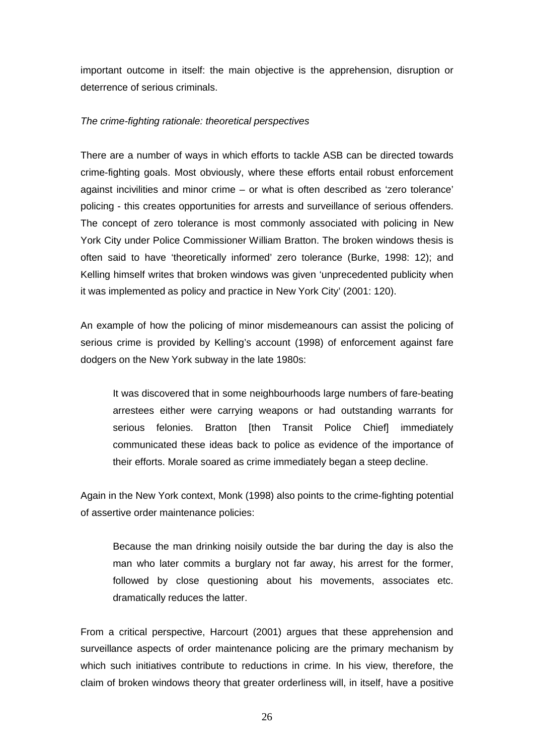important outcome in itself: the main objective is the apprehension, disruption or deterrence of serious criminals.

*The crime-fighting rationale: theoretical perspectives*

There are a number of ways in which efforts to tackle ASB can be directed towards crime-fighting goals. Most obviously, where these efforts entail robust enforcement against incivilities and minor crime – or what is often described as 'zero tolerance' policing - this creates opportunities for arrests and surveillance of serious offenders. The concept of zero tolerance is most commonly associated with policing in New York City under Police Commissioner William Bratton. The broken windows thesis is often said to have 'theoretically informed' zero tolerance (Burke, 1998: 12); and Kelling himself writes that broken windows was given 'unprecedented publicity when it was implemented as policy and practice in New York City' (2001: 120).

An example of how the policing of minor misdemeanours can assist the policing of serious crime is provided by Kelling's account (1998) of enforcement against fare dodgers on the New York subway in the late 1980s:

> It was discovered that in some neighbourhoods large numbers of fare-beating arrestees either were carrying weapons or had outstanding warrants for serious felonies. Bratton [then Transit Police Chief] immediately communicated these ideas back to police as evidence of the importance of their efforts. Morale soared as crime immediately began a steep decline.

Again in the New York context, Monk (1998) also points to the crime-fighting potential of assertive order maintenance policies:

> Because the man drinking noisily outside the bar during the day is also the man who later commits a burglary not far away, his arrest for the former, followed by close questioning about his movements, associates etc. dramatically reduces the latter.

From a critical perspective, Harcourt (2001) argues that these apprehension and surveillance aspects of order maintenance policing are the primary mechanism by which such initiatives contribute to reductions in crime. In his view, therefore, the claim of broken windows theory that greater orderliness will, in itself, have a positive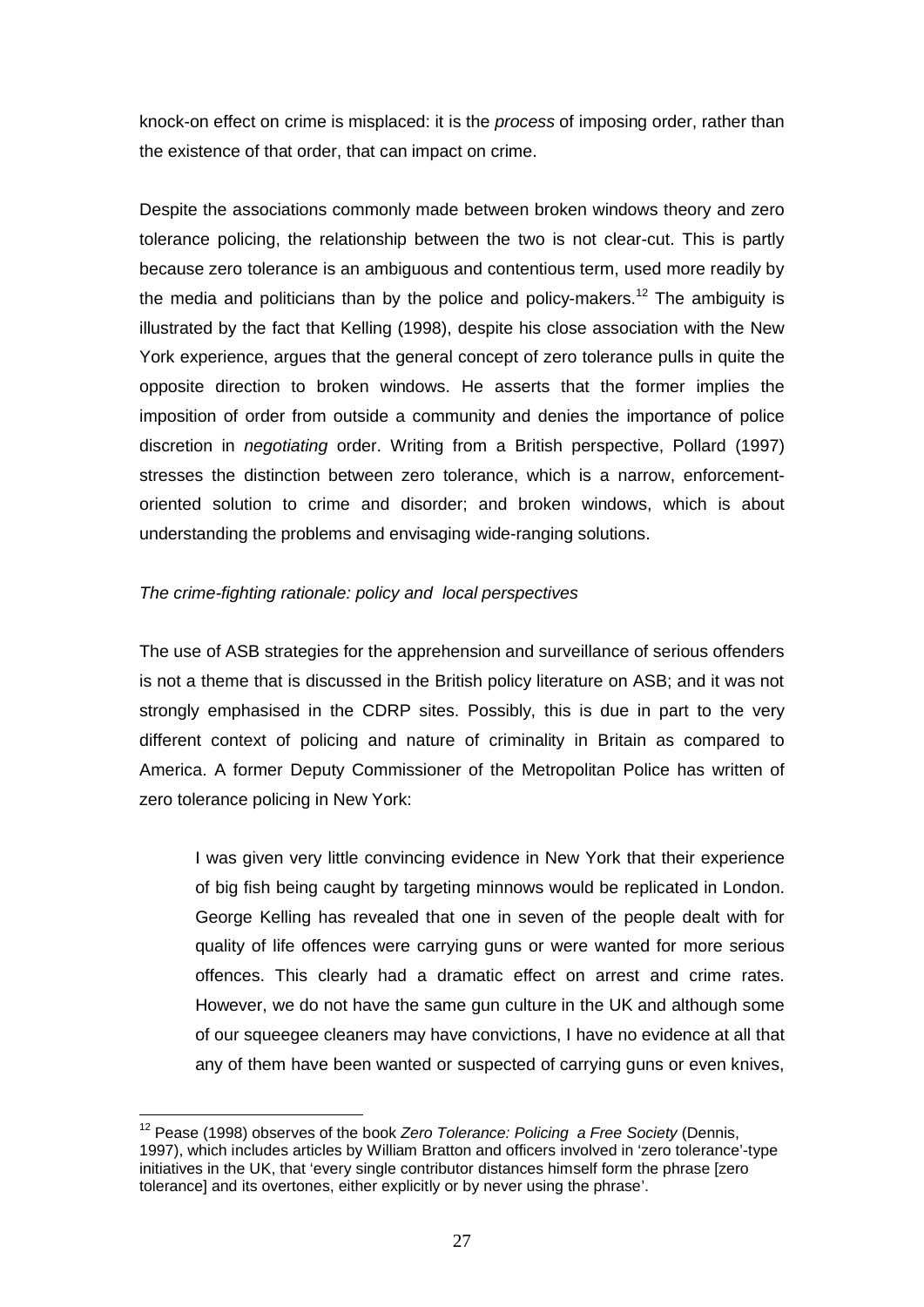knock-on effect on crime is misplaced: it is the *process* of imposing order, rather than the existence of that order, that can impact on crime.

Despite the associations commonly made between broken windows theory and zero tolerance policing, the relationship between the two is not clear-cut. This is partly because zero tolerance is an ambiguous and contentious term, used more readily by the media and politicians than by the police and policy-makers.[12] The ambiguity is illustrated by the fact that Kelling (1998), despite his close association with the New York experience, argues that the general concept of zero tolerance pulls in quite the opposite direction to broken windows. He asserts that the former implies the imposition of order from outside a community and denies the importance of police discretion in *negotiating* order. Writing from a British perspective, Pollard (1997) stresses the distinction between zero tolerance, which is a narrow, enforcement-oriented solution to crime and disorder; and broken windows, which is about understanding the problems and envisaging wide-ranging solutions.

*The crime-fighting rationale: policy and local perspectives*

The use of ASB strategies for the apprehension and surveillance of serious offenders is not a theme that is discussed in the British policy literature on ASB; and it was not strongly emphasised in the CDRP sites. Possibly, this is due in part to the very different context of policing and nature of criminality in Britain as compared to America. A former Deputy Commissioner of the Metropolitan Police has written of zero tolerance policing in New York:

> I was given very little convincing evidence in New York that their experience of big fish being caught by targeting minnows would be replicated in London. George Kelling has revealed that one in seven of the people dealt with for quality of life offences were carrying guns or were wanted for more serious offences. This clearly had a dramatic effect on arrest and crime rates. However, we do not have the same gun culture in the UK and although some of our squeegee cleaners may have convictions, I have no evidence at all that any of them have been wanted or suspected of carrying guns or even knives,

---

[12] Pease (1998) observes of the book *Zero Tolerance: Policing a Free Society* (Dennis, 1997), which includes articles by William Bratton and officers involved in 'zero tolerance'-type initiatives in the UK, that 'every single contributor distances himself form the phrase [zero tolerance] and its overtones, either explicitly or by never using the phrase'.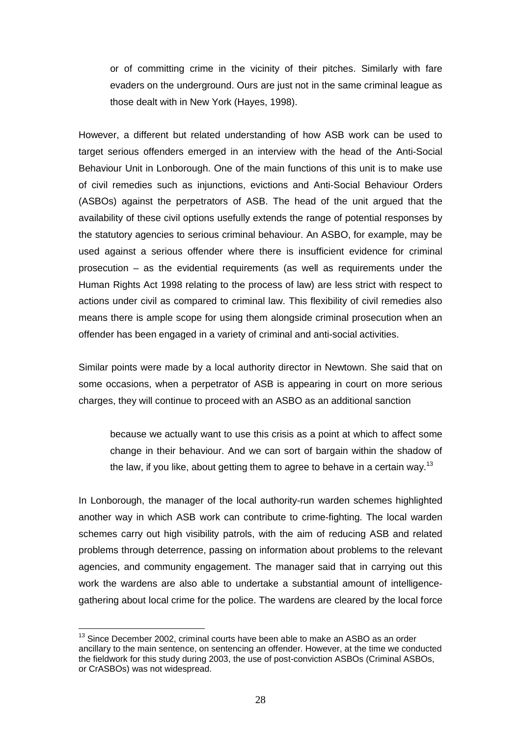> or of committing crime in the vicinity of their pitches. Similarly with fare evaders on the underground. Ours are just not in the same criminal league as those dealt with in New York (Hayes, 1998).

However, a different but related understanding of how ASB work can be used to target serious offenders emerged in an interview with the head of the Anti-Social Behaviour Unit in Lonborough. One of the main functions of this unit is to make use of civil remedies such as injunctions, evictions and Anti-Social Behaviour Orders (ASBOs) against the perpetrators of ASB. The head of the unit argued that the availability of these civil options usefully extends the range of potential responses by the statutory agencies to serious criminal behaviour. An ASBO, for example, may be used against a serious offender where there is insufficient evidence for criminal prosecution – as the evidential requirements (as well as requirements under the Human Rights Act 1998 relating to the process of law) are less strict with respect to actions under civil as compared to criminal law. This flexibility of civil remedies also means there is ample scope for using them alongside criminal prosecution when an offender has been engaged in a variety of criminal and anti-social activities.

Similar points were made by a local authority director in Newtown. She said that on some occasions, when a perpetrator of ASB is appearing in court on more serious charges, they will continue to proceed with an ASBO as an additional sanction

> because we actually want to use this crisis as a point at which to affect some change in their behaviour. And we can sort of bargain within the shadow of the law, if you like, about getting them to agree to behave in a certain way.[13]

In Lonborough, the manager of the local authority-run warden schemes highlighted another way in which ASB work can contribute to crime-fighting. The local warden schemes carry out high visibility patrols, with the aim of reducing ASB and related problems through deterrence, passing on information about problems to the relevant agencies, and community engagement. The manager said that in carrying out this work the wardens are also able to undertake a substantial amount of intelligence-gathering about local crime for the police. The wardens are cleared by the local force

[13] Since December 2002, criminal courts have been able to make an ASBO as an order ancillary to the main sentence, on sentencing an offender. However, at the time we conducted the fieldwork for this study during 2003, the use of post-conviction ASBOs (Criminal ASBOs, or CrASBOs) was not widespread.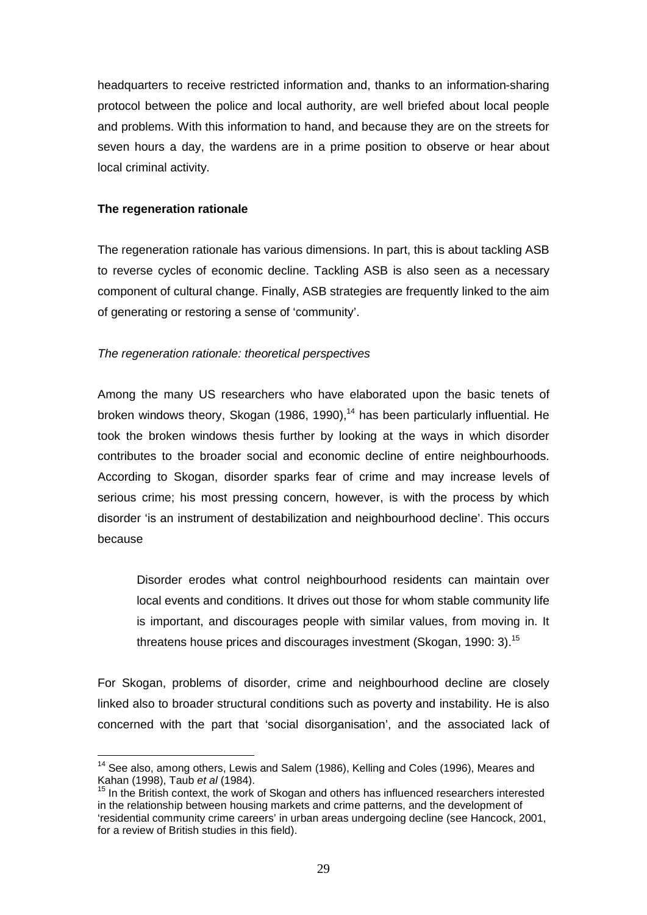headquarters to receive restricted information and, thanks to an information-sharing protocol between the police and local authority, are well briefed about local people and problems. With this information to hand, and because they are on the streets for seven hours a day, the wardens are in a prime position to observe or hear about local criminal activity.

**The regeneration rationale**

The regeneration rationale has various dimensions. In part, this is about tackling ASB to reverse cycles of economic decline. Tackling ASB is also seen as a necessary component of cultural change. Finally, ASB strategies are frequently linked to the aim of generating or restoring a sense of 'community'.

*The regeneration rationale: theoretical perspectives*

Among the many US researchers who have elaborated upon the basic tenets of broken windows theory, Skogan (1986, 1990),[14] has been particularly influential. He took the broken windows thesis further by looking at the ways in which disorder contributes to the broader social and economic decline of entire neighbourhoods. According to Skogan, disorder sparks fear of crime and may increase levels of serious crime; his most pressing concern, however, is with the process by which disorder 'is an instrument of destabilization and neighbourhood decline'. This occurs because

> Disorder erodes what control neighbourhood residents can maintain over local events and conditions. It drives out those for whom stable community life is important, and discourages people with similar values, from moving in. It threatens house prices and discourages investment (Skogan, 1990: 3).[15]

For Skogan, problems of disorder, crime and neighbourhood decline are closely linked also to broader structural conditions such as poverty and instability. He is also concerned with the part that 'social disorganisation', and the associated lack of

[14] See also, among others, Lewis and Salem (1986), Kelling and Coles (1996), Meares and Kahan (1998), Taub *et al* (1984).

[15] In the British context, the work of Skogan and others has influenced researchers interested in the relationship between housing markets and crime patterns, and the development of 'residential community crime careers' in urban areas undergoing decline (see Hancock, 2001, for a review of British studies in this field).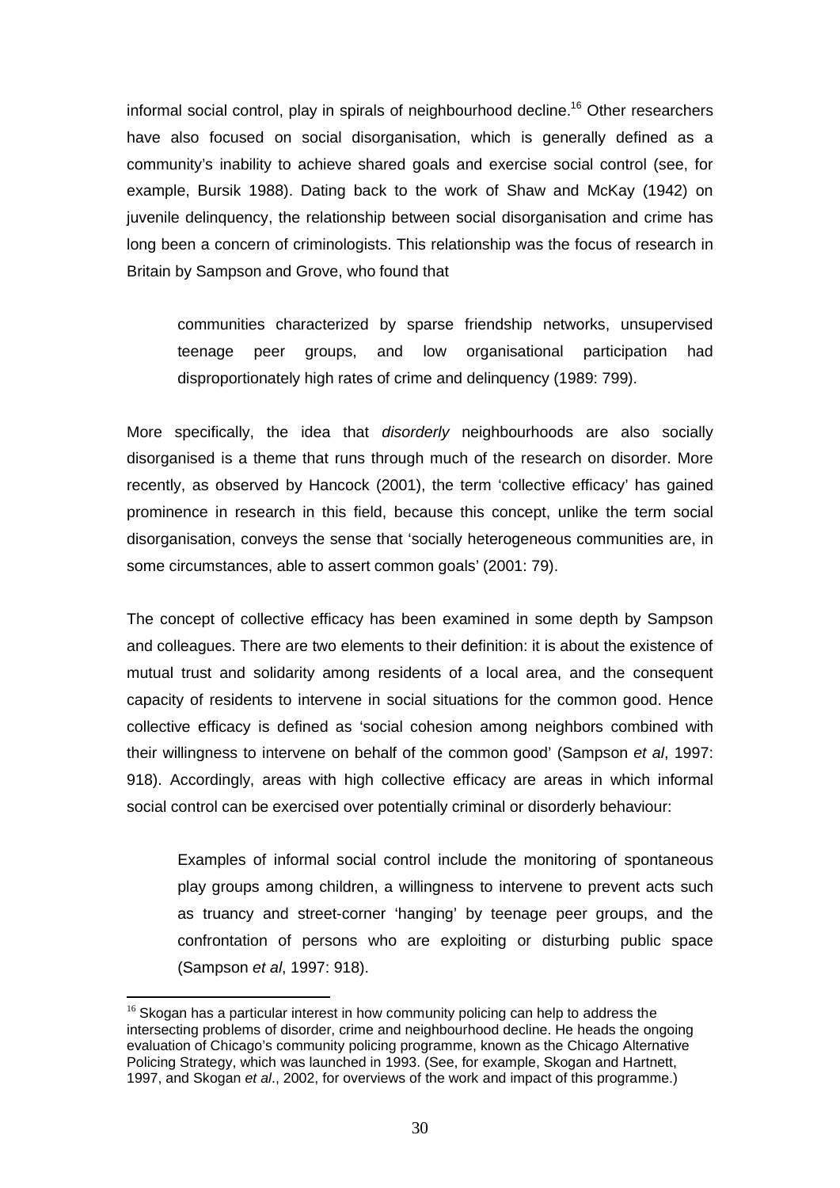informal social control, play in spirals of neighbourhood decline.[16] Other researchers have also focused on social disorganisation, which is generally defined as a community's inability to achieve shared goals and exercise social control (see, for example, Bursik 1988). Dating back to the work of Shaw and McKay (1942) on juvenile delinquency, the relationship between social disorganisation and crime has long been a concern of criminologists. This relationship was the focus of research in Britain by Sampson and Grove, who found that

> communities characterized by sparse friendship networks, unsupervised teenage peer groups, and low organisational participation had disproportionately high rates of crime and delinquency (1989: 799).

More specifically, the idea that *disorderly* neighbourhoods are also socially disorganised is a theme that runs through much of the research on disorder. More recently, as observed by Hancock (2001), the term 'collective efficacy' has gained prominence in research in this field, because this concept, unlike the term social disorganisation, conveys the sense that 'socially heterogeneous communities are, in some circumstances, able to assert common goals' (2001: 79).

The concept of collective efficacy has been examined in some depth by Sampson and colleagues. There are two elements to their definition: it is about the existence of mutual trust and solidarity among residents of a local area, and the consequent capacity of residents to intervene in social situations for the common good. Hence collective efficacy is defined as 'social cohesion among neighbors combined with their willingness to intervene on behalf of the common good' (Sampson *et al*, 1997: 918). Accordingly, areas with high collective efficacy are areas in which informal social control can be exercised over potentially criminal or disorderly behaviour:

> Examples of informal social control include the monitoring of spontaneous play groups among children, a willingness to intervene to prevent acts such as truancy and street-corner 'hanging' by teenage peer groups, and the confrontation of persons who are exploiting or disturbing public space (Sampson *et al*, 1997: 918).

---

[16] Skogan has a particular interest in how community policing can help to address the intersecting problems of disorder, crime and neighbourhood decline. He heads the ongoing evaluation of Chicago's community policing programme, known as the Chicago Alternative Policing Strategy, which was launched in 1993. (See, for example, Skogan and Hartnett, 1997, and Skogan *et al*., 2002, for overviews of the work and impact of this programme.)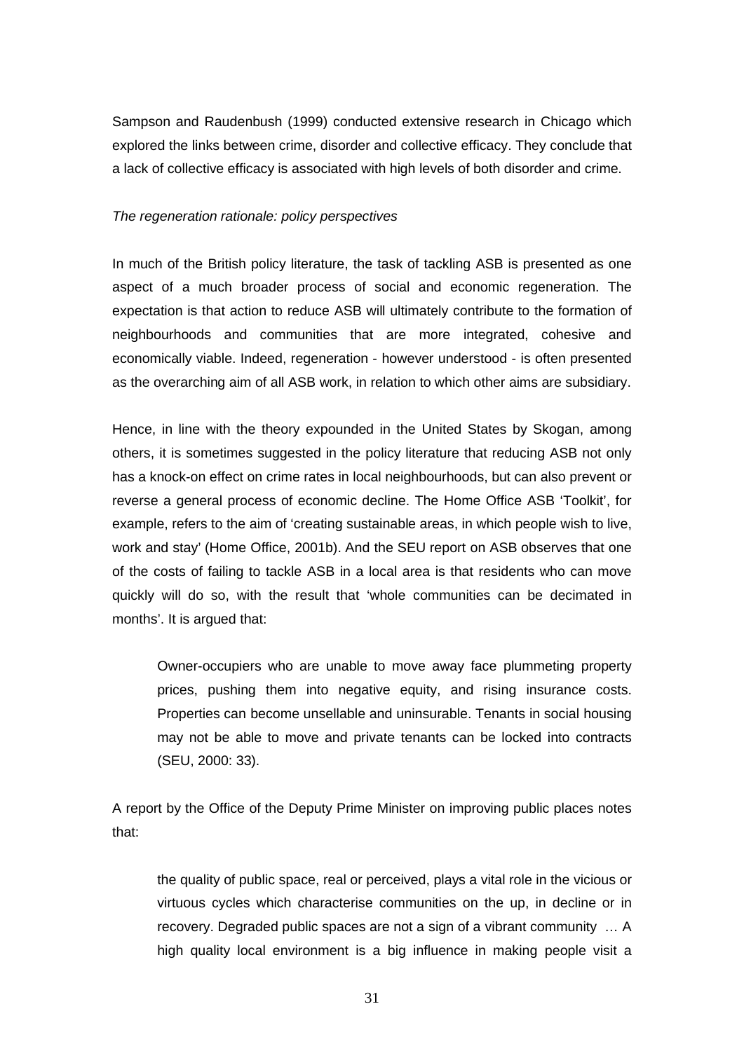Sampson and Raudenbush (1999) conducted extensive research in Chicago which explored the links between crime, disorder and collective efficacy. They conclude that a lack of collective efficacy is associated with high levels of both disorder and crime.

*The regeneration rationale: policy perspectives*

In much of the British policy literature, the task of tackling ASB is presented as one aspect of a much broader process of social and economic regeneration. The expectation is that action to reduce ASB will ultimately contribute to the formation of neighbourhoods and communities that are more integrated, cohesive and economically viable. Indeed, regeneration - however understood - is often presented as the overarching aim of all ASB work, in relation to which other aims are subsidiary.

Hence, in line with the theory expounded in the United States by Skogan, among others, it is sometimes suggested in the policy literature that reducing ASB not only has a knock-on effect on crime rates in local neighbourhoods, but can also prevent or reverse a general process of economic decline. The Home Office ASB 'Toolkit', for example, refers to the aim of 'creating sustainable areas, in which people wish to live, work and stay' (Home Office, 2001b). And the SEU report on ASB observes that one of the costs of failing to tackle ASB in a local area is that residents who can move quickly will do so, with the result that 'whole communities can be decimated in months'. It is argued that:

> Owner-occupiers who are unable to move away face plummeting property prices, pushing them into negative equity, and rising insurance costs. Properties can become unsellable and uninsurable. Tenants in social housing may not be able to move and private tenants can be locked into contracts (SEU, 2000: 33).

A report by the Office of the Deputy Prime Minister on improving public places notes that:

> the quality of public space, real or perceived, plays a vital role in the vicious or virtuous cycles which characterise communities on the up, in decline or in recovery. Degraded public spaces are not a sign of a vibrant community … A high quality local environment is a big influence in making people visit a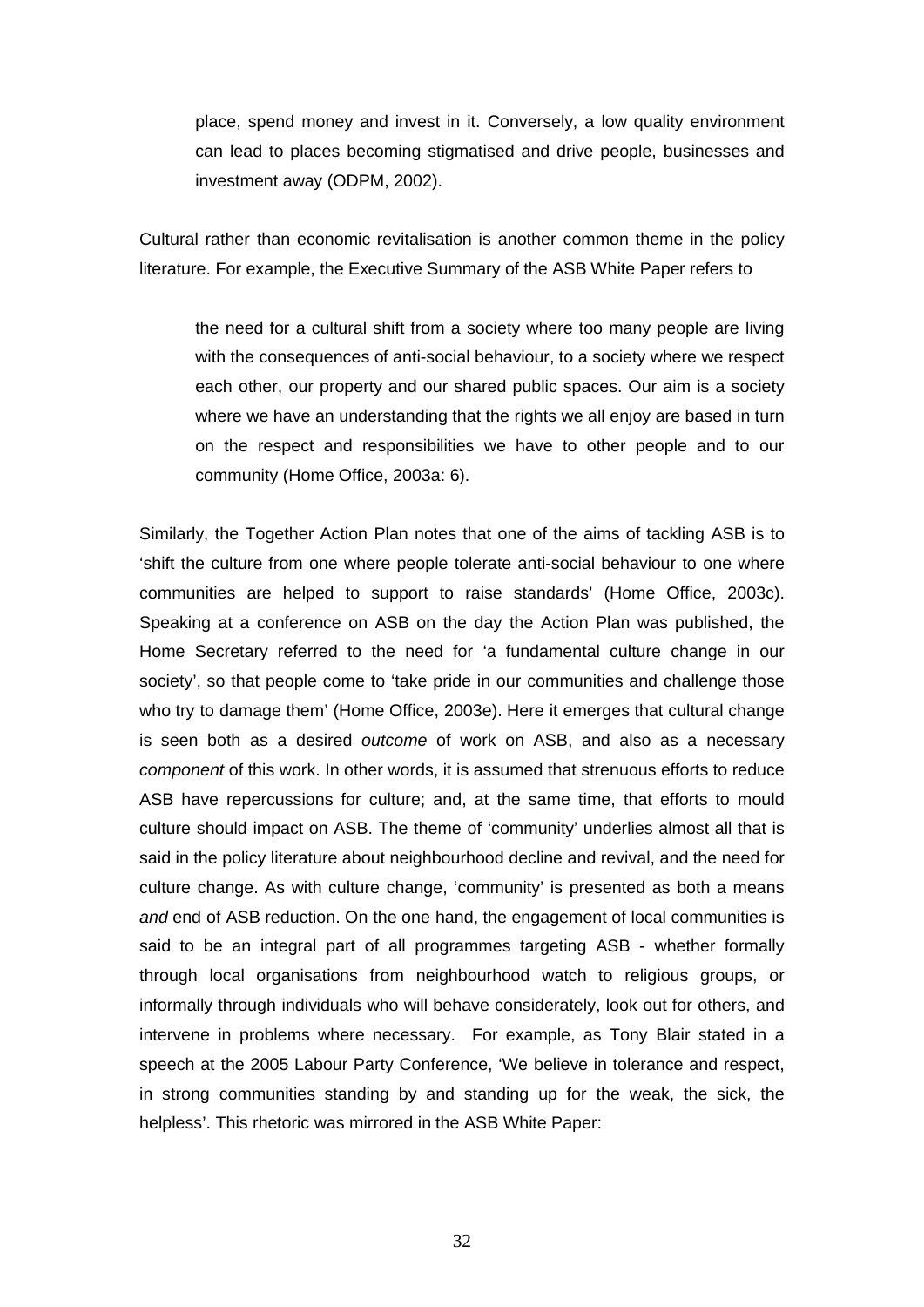> place, spend money and invest in it. Conversely, a low quality environment can lead to places becoming stigmatised and drive people, businesses and investment away (ODPM, 2002).

Cultural rather than economic revitalisation is another common theme in the policy literature. For example, the Executive Summary of the ASB White Paper refers to

> the need for a cultural shift from a society where too many people are living with the consequences of anti-social behaviour, to a society where we respect each other, our property and our shared public spaces. Our aim is a society where we have an understanding that the rights we all enjoy are based in turn on the respect and responsibilities we have to other people and to our community (Home Office, 2003a: 6).

Similarly, the Together Action Plan notes that one of the aims of tackling ASB is to 'shift the culture from one where people tolerate anti-social behaviour to one where communities are helped to support to raise standards' (Home Office, 2003c). Speaking at a conference on ASB on the day the Action Plan was published, the Home Secretary referred to the need for 'a fundamental culture change in our society', so that people come to 'take pride in our communities and challenge those who try to damage them' (Home Office, 2003e). Here it emerges that cultural change is seen both as a desired *outcome* of work on ASB, and also as a necessary *component* of this work. In other words, it is assumed that strenuous efforts to reduce ASB have repercussions for culture; and, at the same time, that efforts to mould culture should impact on ASB. The theme of 'community' underlies almost all that is said in the policy literature about neighbourhood decline and revival, and the need for culture change. As with culture change, 'community' is presented as both a means *and* end of ASB reduction. On the one hand, the engagement of local communities is said to be an integral part of all programmes targeting ASB - whether formally through local organisations from neighbourhood watch to religious groups, or informally through individuals who will behave considerately, look out for others, and intervene in problems where necessary. For example, as Tony Blair stated in a speech at the 2005 Labour Party Conference, 'We believe in tolerance and respect, in strong communities standing by and standing up for the weak, the sick, the helpless'. This rhetoric was mirrored in the ASB White Paper: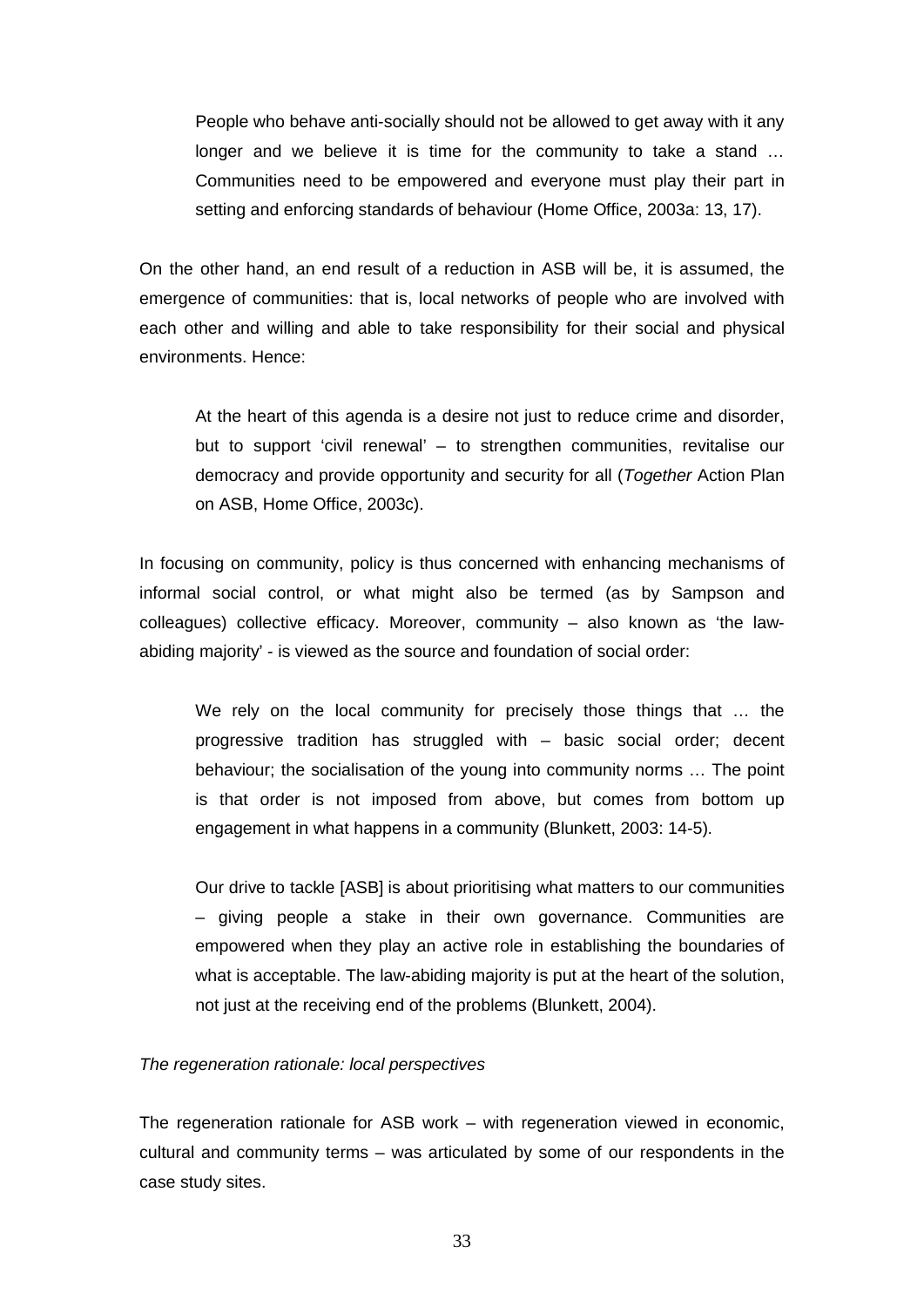> People who behave anti-socially should not be allowed to get away with it any longer and we believe it is time for the community to take a stand … Communities need to be empowered and everyone must play their part in setting and enforcing standards of behaviour (Home Office, 2003a: 13, 17).

On the other hand, an end result of a reduction in ASB will be, it is assumed, the emergence of communities: that is, local networks of people who are involved with each other and willing and able to take responsibility for their social and physical environments. Hence:

> At the heart of this agenda is a desire not just to reduce crime and disorder, but to support 'civil renewal' – to strengthen communities, revitalise our democracy and provide opportunity and security for all (*Together* Action Plan on ASB, Home Office, 2003c).

In focusing on community, policy is thus concerned with enhancing mechanisms of informal social control, or what might also be termed (as by Sampson and colleagues) collective efficacy. Moreover, community – also known as 'the law-abiding majority' - is viewed as the source and foundation of social order:

> We rely on the local community for precisely those things that … the progressive tradition has struggled with – basic social order; decent behaviour; the socialisation of the young into community norms … The point is that order is not imposed from above, but comes from bottom up engagement in what happens in a community (Blunkett, 2003: 14-5).

> Our drive to tackle [ASB] is about prioritising what matters to our communities – giving people a stake in their own governance. Communities are empowered when they play an active role in establishing the boundaries of what is acceptable. The law-abiding majority is put at the heart of the solution, not just at the receiving end of the problems (Blunkett, 2004).

*The regeneration rationale: local perspectives*

The regeneration rationale for ASB work – with regeneration viewed in economic, cultural and community terms – was articulated by some of our respondents in the case study sites.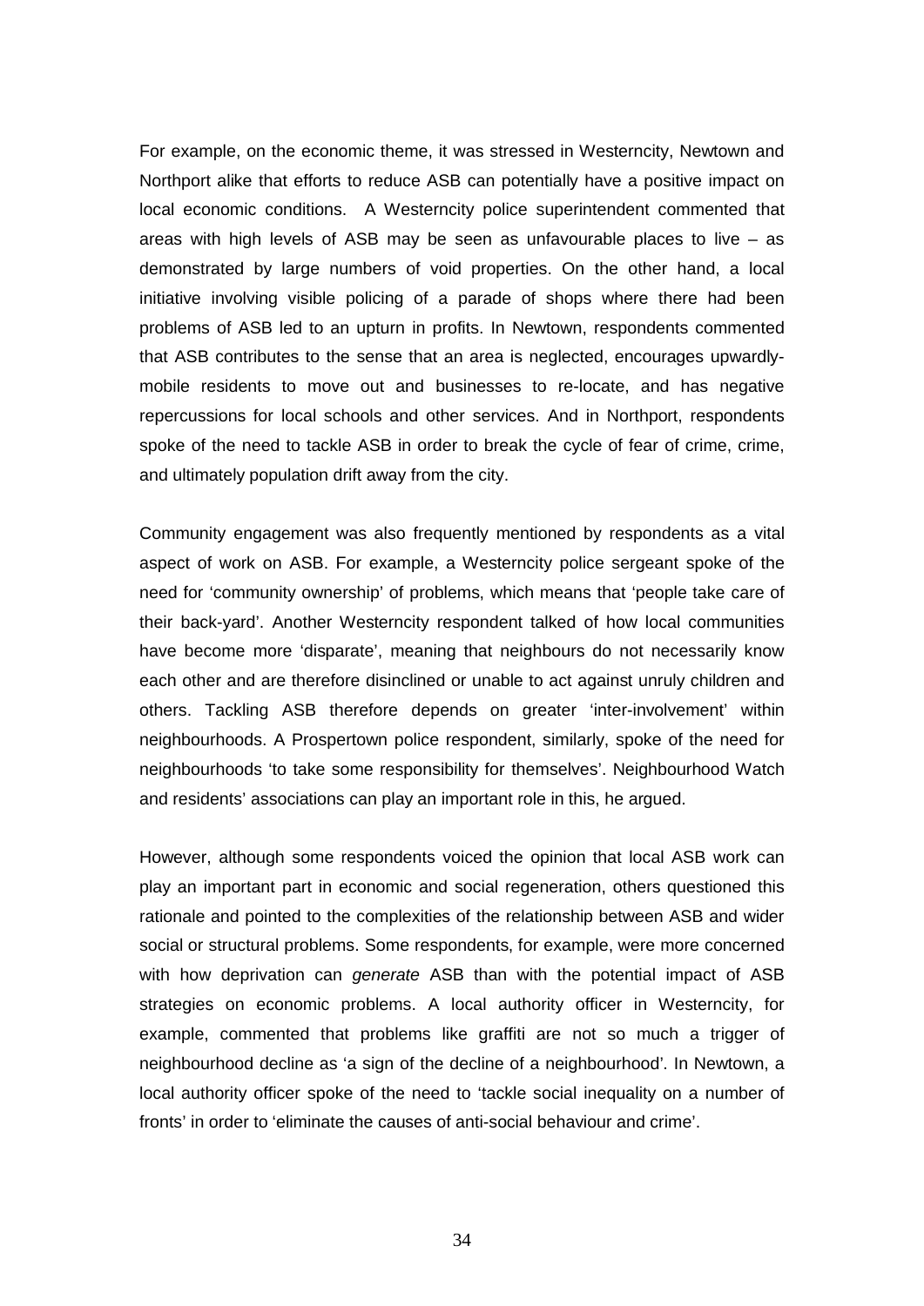For example, on the economic theme, it was stressed in Westerncity, Newtown and Northport alike that efforts to reduce ASB can potentially have a positive impact on local economic conditions. A Westerncity police superintendent commented that areas with high levels of ASB may be seen as unfavourable places to live – as demonstrated by large numbers of void properties. On the other hand, a local initiative involving visible policing of a parade of shops where there had been problems of ASB led to an upturn in profits. In Newtown, respondents commented that ASB contributes to the sense that an area is neglected, encourages upwardly-mobile residents to move out and businesses to re-locate, and has negative repercussions for local schools and other services. And in Northport, respondents spoke of the need to tackle ASB in order to break the cycle of fear of crime, crime, and ultimately population drift away from the city.

Community engagement was also frequently mentioned by respondents as a vital aspect of work on ASB. For example, a Westerncity police sergeant spoke of the need for 'community ownership' of problems, which means that 'people take care of their back-yard'. Another Westerncity respondent talked of how local communities have become more 'disparate', meaning that neighbours do not necessarily know each other and are therefore disinclined or unable to act against unruly children and others. Tackling ASB therefore depends on greater 'inter-involvement' within neighbourhoods. A Prospertown police respondent, similarly, spoke of the need for neighbourhoods 'to take some responsibility for themselves'. Neighbourhood Watch and residents' associations can play an important role in this, he argued.

However, although some respondents voiced the opinion that local ASB work can play an important part in economic and social regeneration, others questioned this rationale and pointed to the complexities of the relationship between ASB and wider social or structural problems. Some respondents, for example, were more concerned with how deprivation can *generate* ASB than with the potential impact of ASB strategies on economic problems. A local authority officer in Westerncity, for example, commented that problems like graffiti are not so much a trigger of neighbourhood decline as 'a sign of the decline of a neighbourhood'. In Newtown, a local authority officer spoke of the need to 'tackle social inequality on a number of fronts' in order to 'eliminate the causes of anti-social behaviour and crime'.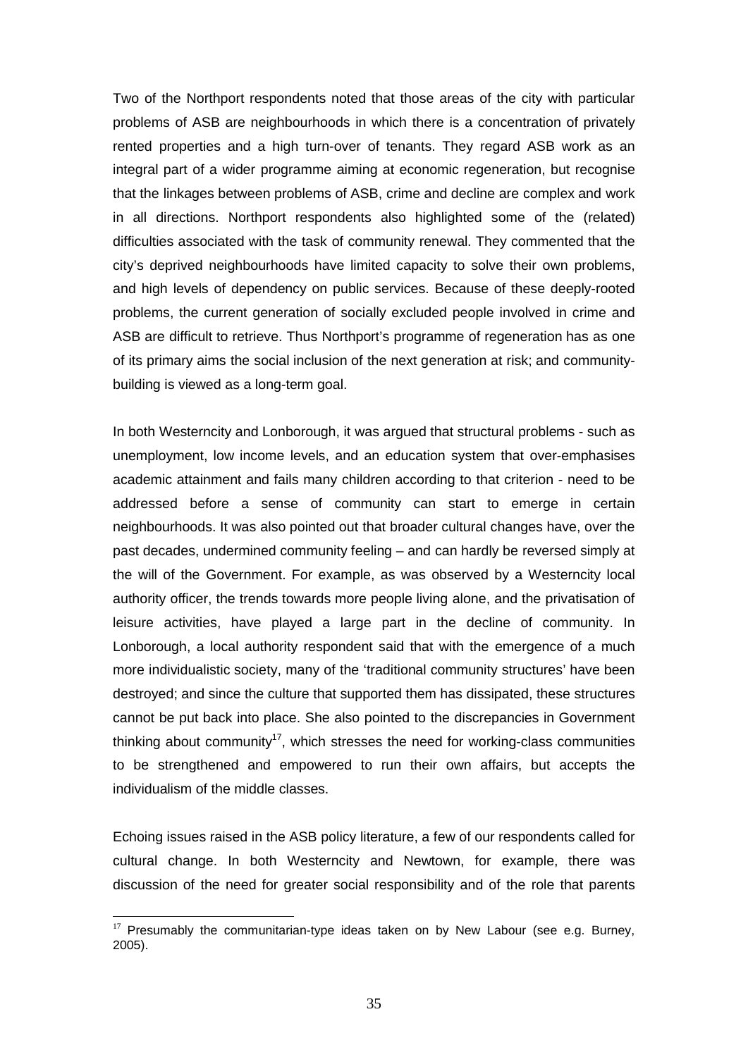Two of the Northport respondents noted that those areas of the city with particular problems of ASB are neighbourhoods in which there is a concentration of privately rented properties and a high turn-over of tenants. They regard ASB work as an integral part of a wider programme aiming at economic regeneration, but recognise that the linkages between problems of ASB, crime and decline are complex and work in all directions. Northport respondents also highlighted some of the (related) difficulties associated with the task of community renewal. They commented that the city's deprived neighbourhoods have limited capacity to solve their own problems, and high levels of dependency on public services. Because of these deeply-rooted problems, the current generation of socially excluded people involved in crime and ASB are difficult to retrieve. Thus Northport's programme of regeneration has as one of its primary aims the social inclusion of the next generation at risk; and community-building is viewed as a long-term goal.

In both Westerncity and Lonborough, it was argued that structural problems - such as unemployment, low income levels, and an education system that over-emphasises academic attainment and fails many children according to that criterion - need to be addressed before a sense of community can start to emerge in certain neighbourhoods. It was also pointed out that broader cultural changes have, over the past decades, undermined community feeling – and can hardly be reversed simply at the will of the Government. For example, as was observed by a Westerncity local authority officer, the trends towards more people living alone, and the privatisation of leisure activities, have played a large part in the decline of community. In Lonborough, a local authority respondent said that with the emergence of a much more individualistic society, many of the 'traditional community structures' have been destroyed; and since the culture that supported them has dissipated, these structures cannot be put back into place. She also pointed to the discrepancies in Government thinking about community[17], which stresses the need for working-class communities to be strengthened and empowered to run their own affairs, but accepts the individualism of the middle classes.

Echoing issues raised in the ASB policy literature, a few of our respondents called for cultural change. In both Westerncity and Newtown, for example, there was discussion of the need for greater social responsibility and of the role that parents

[17] Presumably the communitarian-type ideas taken on by New Labour (see e.g. Burney, 2005).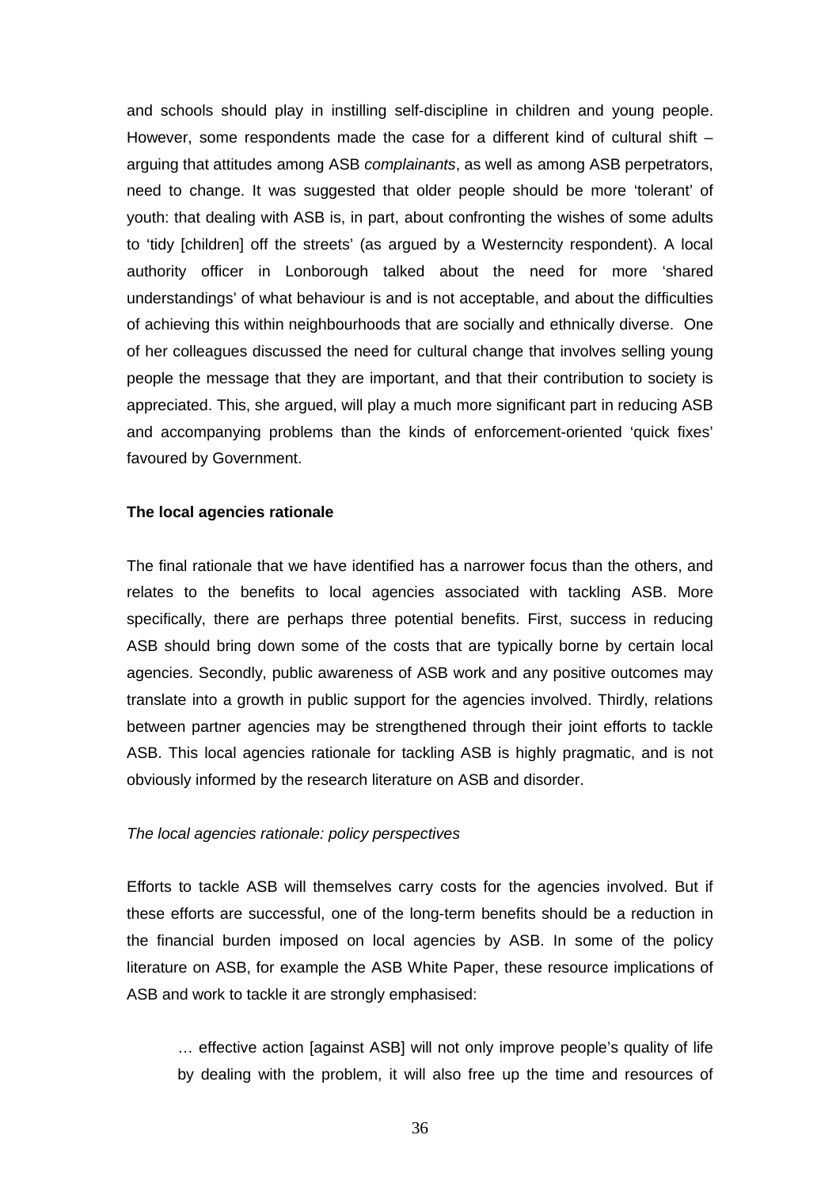and schools should play in instilling self-discipline in children and young people. However, some respondents made the case for a different kind of cultural shift – arguing that attitudes among ASB *complainants*, as well as among ASB perpetrators, need to change. It was suggested that older people should be more 'tolerant' of youth: that dealing with ASB is, in part, about confronting the wishes of some adults to 'tidy [children] off the streets' (as argued by a Westerncity respondent). A local authority officer in Lonborough talked about the need for more 'shared understandings' of what behaviour is and is not acceptable, and about the difficulties of achieving this within neighbourhoods that are socially and ethnically diverse. One of her colleagues discussed the need for cultural change that involves selling young people the message that they are important, and that their contribution to society is appreciated. This, she argued, will play a much more significant part in reducing ASB and accompanying problems than the kinds of enforcement-oriented 'quick fixes' favoured by Government.

**The local agencies rationale**

The final rationale that we have identified has a narrower focus than the others, and relates to the benefits to local agencies associated with tackling ASB. More specifically, there are perhaps three potential benefits. First, success in reducing ASB should bring down some of the costs that are typically borne by certain local agencies. Secondly, public awareness of ASB work and any positive outcomes may translate into a growth in public support for the agencies involved. Thirdly, relations between partner agencies may be strengthened through their joint efforts to tackle ASB. This local agencies rationale for tackling ASB is highly pragmatic, and is not obviously informed by the research literature on ASB and disorder.

*The local agencies rationale: policy perspectives*

Efforts to tackle ASB will themselves carry costs for the agencies involved. But if these efforts are successful, one of the long-term benefits should be a reduction in the financial burden imposed on local agencies by ASB. In some of the policy literature on ASB, for example the ASB White Paper, these resource implications of ASB and work to tackle it are strongly emphasised:

> … effective action [against ASB] will not only improve people's quality of life by dealing with the problem, it will also free up the time and resources of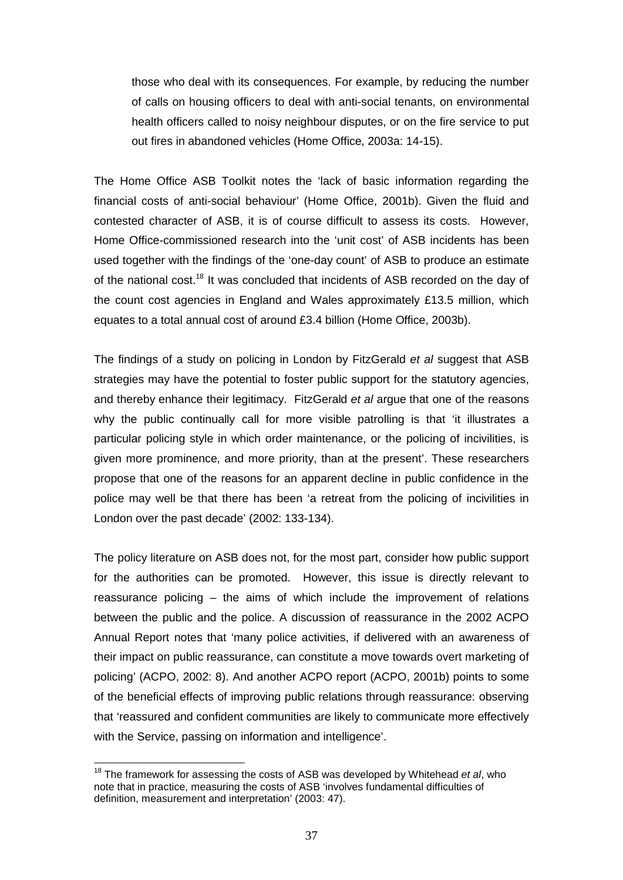those who deal with its consequences. For example, by reducing the number of calls on housing officers to deal with anti-social tenants, on environmental health officers called to noisy neighbour disputes, or on the fire service to put out fires in abandoned vehicles (Home Office, 2003a: 14-15).

The Home Office ASB Toolkit notes the 'lack of basic information regarding the financial costs of anti-social behaviour' (Home Office, 2001b). Given the fluid and contested character of ASB, it is of course difficult to assess its costs. However, Home Office-commissioned research into the 'unit cost' of ASB incidents has been used together with the findings of the 'one-day count' of ASB to produce an estimate of the national cost.[18] It was concluded that incidents of ASB recorded on the day of the count cost agencies in England and Wales approximately £13.5 million, which equates to a total annual cost of around £3.4 billion (Home Office, 2003b).

The findings of a study on policing in London by FitzGerald *et al* suggest that ASB strategies may have the potential to foster public support for the statutory agencies, and thereby enhance their legitimacy. FitzGerald *et al* argue that one of the reasons why the public continually call for more visible patrolling is that 'it illustrates a particular policing style in which order maintenance, or the policing of incivilities, is given more prominence, and more priority, than at the present'. These researchers propose that one of the reasons for an apparent decline in public confidence in the police may well be that there has been 'a retreat from the policing of incivilities in London over the past decade' (2002: 133-134).

The policy literature on ASB does not, for the most part, consider how public support for the authorities can be promoted. However, this issue is directly relevant to reassurance policing – the aims of which include the improvement of relations between the public and the police. A discussion of reassurance in the 2002 ACPO Annual Report notes that 'many police activities, if delivered with an awareness of their impact on public reassurance, can constitute a move towards overt marketing of policing' (ACPO, 2002: 8). And another ACPO report (ACPO, 2001b) points to some of the beneficial effects of improving public relations through reassurance: observing that 'reassured and confident communities are likely to communicate more effectively with the Service, passing on information and intelligence'.

---

[18] The framework for assessing the costs of ASB was developed by Whitehead *et al*, who note that in practice, measuring the costs of ASB 'involves fundamental difficulties of definition, measurement and interpretation' (2003: 47).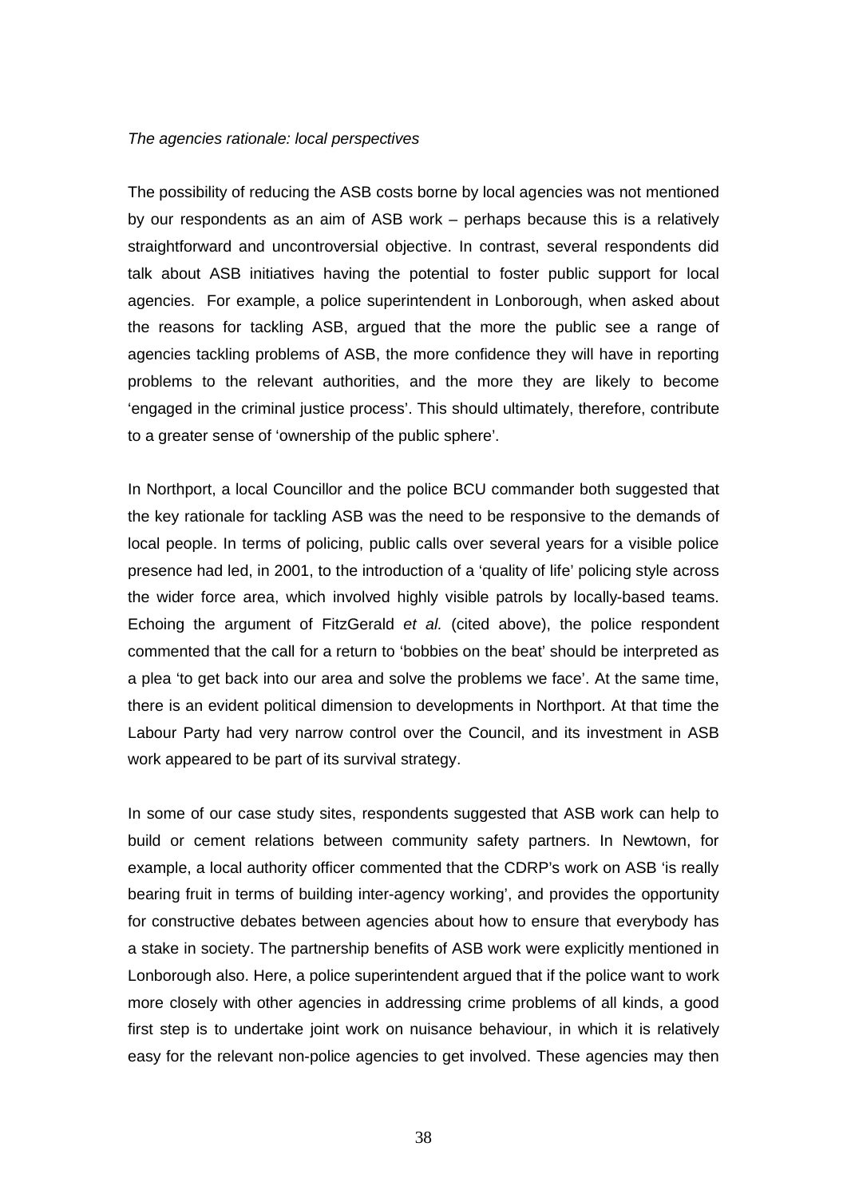*The agencies rationale: local perspectives*

The possibility of reducing the ASB costs borne by local agencies was not mentioned by our respondents as an aim of ASB work – perhaps because this is a relatively straightforward and uncontroversial objective. In contrast, several respondents did talk about ASB initiatives having the potential to foster public support for local agencies. For example, a police superintendent in Lonborough, when asked about the reasons for tackling ASB, argued that the more the public see a range of agencies tackling problems of ASB, the more confidence they will have in reporting problems to the relevant authorities, and the more they are likely to become 'engaged in the criminal justice process'. This should ultimately, therefore, contribute to a greater sense of 'ownership of the public sphere'.

In Northport, a local Councillor and the police BCU commander both suggested that the key rationale for tackling ASB was the need to be responsive to the demands of local people. In terms of policing, public calls over several years for a visible police presence had led, in 2001, to the introduction of a 'quality of life' policing style across the wider force area, which involved highly visible patrols by locally-based teams. Echoing the argument of FitzGerald *et al.* (cited above), the police respondent commented that the call for a return to 'bobbies on the beat' should be interpreted as a plea 'to get back into our area and solve the problems we face'. At the same time, there is an evident political dimension to developments in Northport. At that time the Labour Party had very narrow control over the Council, and its investment in ASB work appeared to be part of its survival strategy.

In some of our case study sites, respondents suggested that ASB work can help to build or cement relations between community safety partners. In Newtown, for example, a local authority officer commented that the CDRP's work on ASB 'is really bearing fruit in terms of building inter-agency working', and provides the opportunity for constructive debates between agencies about how to ensure that everybody has a stake in society. The partnership benefits of ASB work were explicitly mentioned in Lonborough also. Here, a police superintendent argued that if the police want to work more closely with other agencies in addressing crime problems of all kinds, a good first step is to undertake joint work on nuisance behaviour, in which it is relatively easy for the relevant non-police agencies to get involved. These agencies may then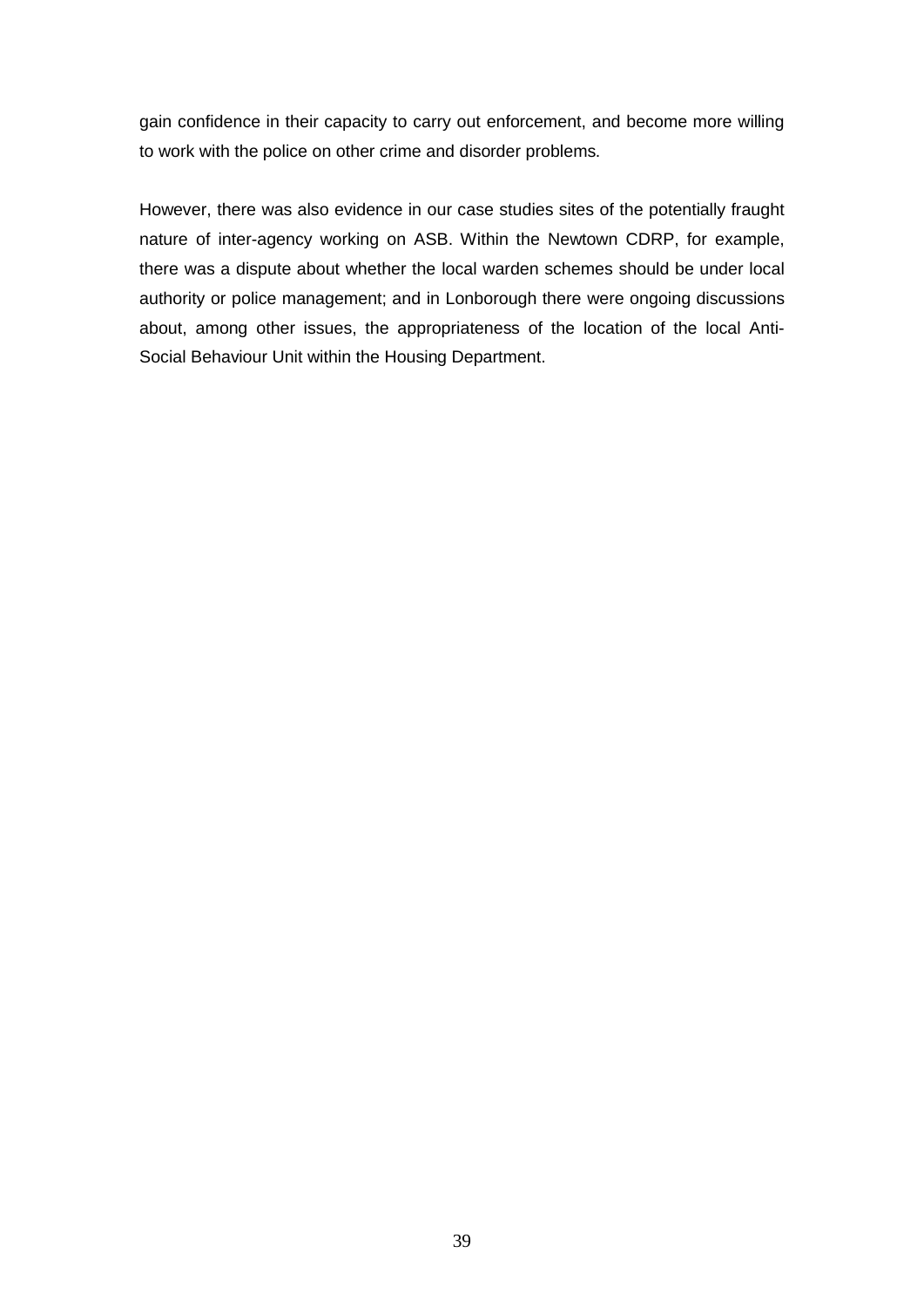gain confidence in their capacity to carry out enforcement, and become more willing to work with the police on other crime and disorder problems.

However, there was also evidence in our case studies sites of the potentially fraught nature of inter-agency working on ASB. Within the Newtown CDRP, for example, there was a dispute about whether the local warden schemes should be under local authority or police management; and in Lonborough there were ongoing discussions about, among other issues, the appropriateness of the location of the local Anti-Social Behaviour Unit within the Housing Department.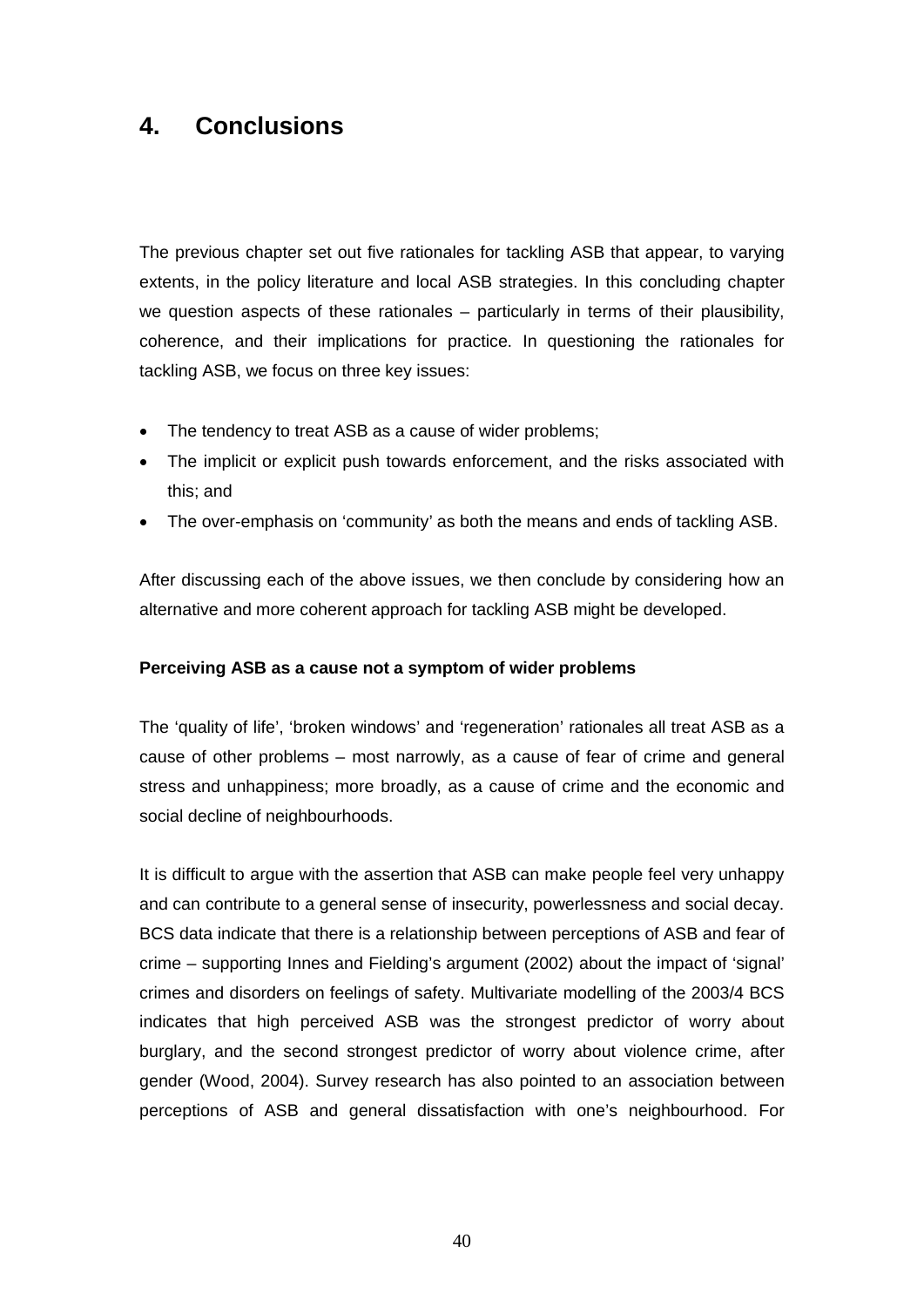# 4. Conclusions

The previous chapter set out five rationales for tackling ASB that appear, to varying extents, in the policy literature and local ASB strategies. In this concluding chapter we question aspects of these rationales – particularly in terms of their plausibility, coherence, and their implications for practice. In questioning the rationales for tackling ASB, we focus on three key issues:

- The tendency to treat ASB as a cause of wider problems;
- The implicit or explicit push towards enforcement, and the risks associated with this; and
- The over-emphasis on 'community' as both the means and ends of tackling ASB.

After discussing each of the above issues, we then conclude by considering how an alternative and more coherent approach for tackling ASB might be developed.

**Perceiving ASB as a cause not a symptom of wider problems**

The 'quality of life', 'broken windows' and 'regeneration' rationales all treat ASB as a cause of other problems – most narrowly, as a cause of fear of crime and general stress and unhappiness; more broadly, as a cause of crime and the economic and social decline of neighbourhoods.

It is difficult to argue with the assertion that ASB can make people feel very unhappy and can contribute to a general sense of insecurity, powerlessness and social decay. BCS data indicate that there is a relationship between perceptions of ASB and fear of crime – supporting Innes and Fielding's argument (2002) about the impact of 'signal' crimes and disorders on feelings of safety. Multivariate modelling of the 2003/4 BCS indicates that high perceived ASB was the strongest predictor of worry about burglary, and the second strongest predictor of worry about violence crime, after gender (Wood, 2004). Survey research has also pointed to an association between perceptions of ASB and general dissatisfaction with one's neighbourhood. For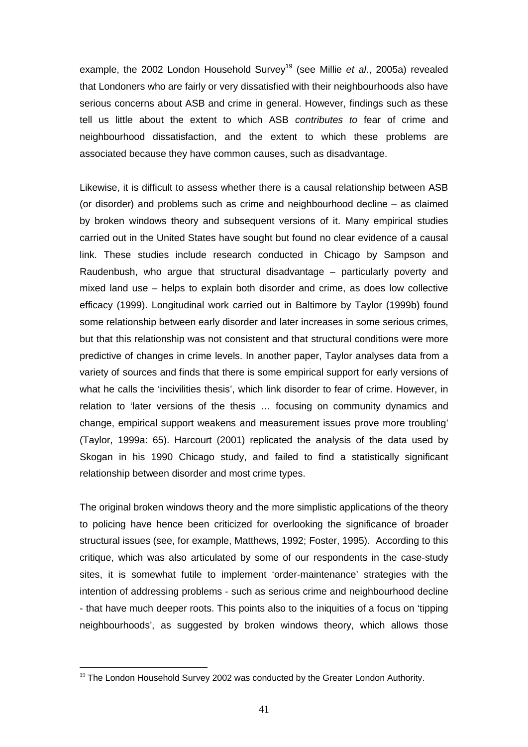example, the 2002 London Household Survey[19] (see Millie *et al*., 2005a) revealed that Londoners who are fairly or very dissatisfied with their neighbourhoods also have serious concerns about ASB and crime in general. However, findings such as these tell us little about the extent to which ASB *contributes to* fear of crime and neighbourhood dissatisfaction, and the extent to which these problems are associated because they have common causes, such as disadvantage.

Likewise, it is difficult to assess whether there is a causal relationship between ASB (or disorder) and problems such as crime and neighbourhood decline – as claimed by broken windows theory and subsequent versions of it. Many empirical studies carried out in the United States have sought but found no clear evidence of a causal link. These studies include research conducted in Chicago by Sampson and Raudenbush, who argue that structural disadvantage – particularly poverty and mixed land use – helps to explain both disorder and crime, as does low collective efficacy (1999). Longitudinal work carried out in Baltimore by Taylor (1999b) found some relationship between early disorder and later increases in some serious crimes, but that this relationship was not consistent and that structural conditions were more predictive of changes in crime levels. In another paper, Taylor analyses data from a variety of sources and finds that there is some empirical support for early versions of what he calls the 'incivilities thesis', which link disorder to fear of crime. However, in relation to 'later versions of the thesis … focusing on community dynamics and change, empirical support weakens and measurement issues prove more troubling' (Taylor, 1999a: 65). Harcourt (2001) replicated the analysis of the data used by Skogan in his 1990 Chicago study, and failed to find a statistically significant relationship between disorder and most crime types.

The original broken windows theory and the more simplistic applications of the theory to policing have hence been criticized for overlooking the significance of broader structural issues (see, for example, Matthews, 1992; Foster, 1995). According to this critique, which was also articulated by some of our respondents in the case-study sites, it is somewhat futile to implement 'order-maintenance' strategies with the intention of addressing problems - such as serious crime and neighbourhood decline - that have much deeper roots. This points also to the iniquities of a focus on 'tipping neighbourhoods', as suggested by broken windows theory, which allows those

[19] The London Household Survey 2002 was conducted by the Greater London Authority.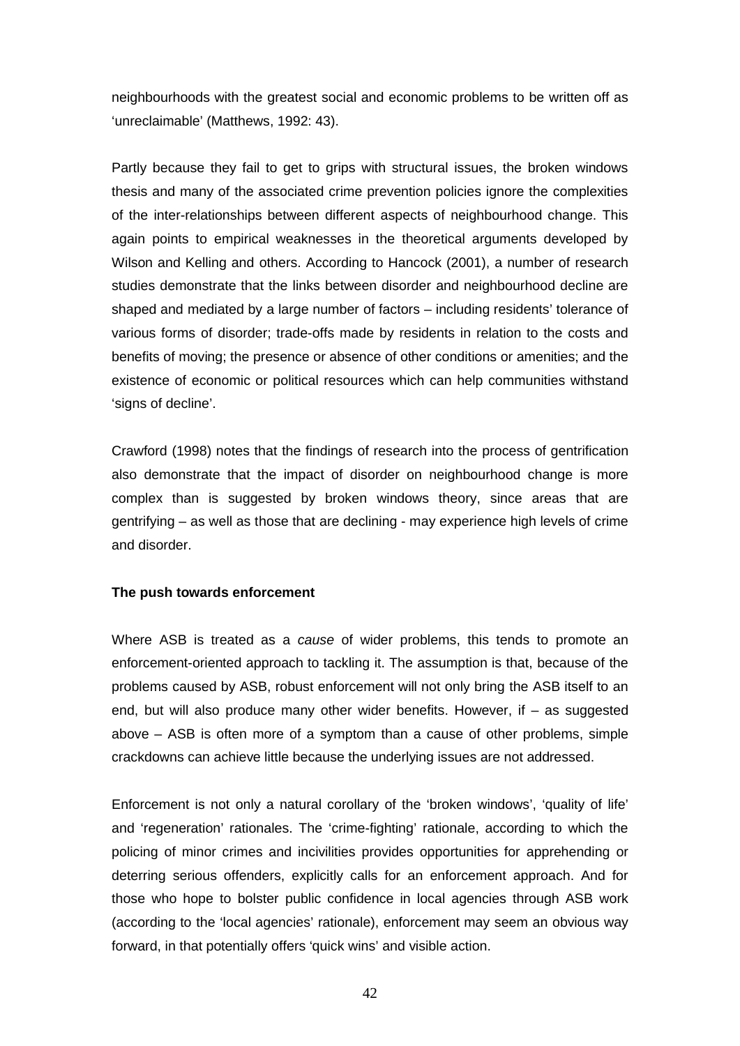neighbourhoods with the greatest social and economic problems to be written off as 'unreclaimable' (Matthews, 1992: 43).

Partly because they fail to get to grips with structural issues, the broken windows thesis and many of the associated crime prevention policies ignore the complexities of the inter-relationships between different aspects of neighbourhood change. This again points to empirical weaknesses in the theoretical arguments developed by Wilson and Kelling and others. According to Hancock (2001), a number of research studies demonstrate that the links between disorder and neighbourhood decline are shaped and mediated by a large number of factors – including residents' tolerance of various forms of disorder; trade-offs made by residents in relation to the costs and benefits of moving; the presence or absence of other conditions or amenities; and the existence of economic or political resources which can help communities withstand 'signs of decline'.

Crawford (1998) notes that the findings of research into the process of gentrification also demonstrate that the impact of disorder on neighbourhood change is more complex than is suggested by broken windows theory, since areas that are gentrifying – as well as those that are declining - may experience high levels of crime and disorder.

**The push towards enforcement**

Where ASB is treated as a *cause* of wider problems, this tends to promote an enforcement-oriented approach to tackling it. The assumption is that, because of the problems caused by ASB, robust enforcement will not only bring the ASB itself to an end, but will also produce many other wider benefits. However, if – as suggested above – ASB is often more of a symptom than a cause of other problems, simple crackdowns can achieve little because the underlying issues are not addressed.

Enforcement is not only a natural corollary of the 'broken windows', 'quality of life' and 'regeneration' rationales. The 'crime-fighting' rationale, according to which the policing of minor crimes and incivilities provides opportunities for apprehending or deterring serious offenders, explicitly calls for an enforcement approach. And for those who hope to bolster public confidence in local agencies through ASB work (according to the 'local agencies' rationale), enforcement may seem an obvious way forward, in that potentially offers 'quick wins' and visible action.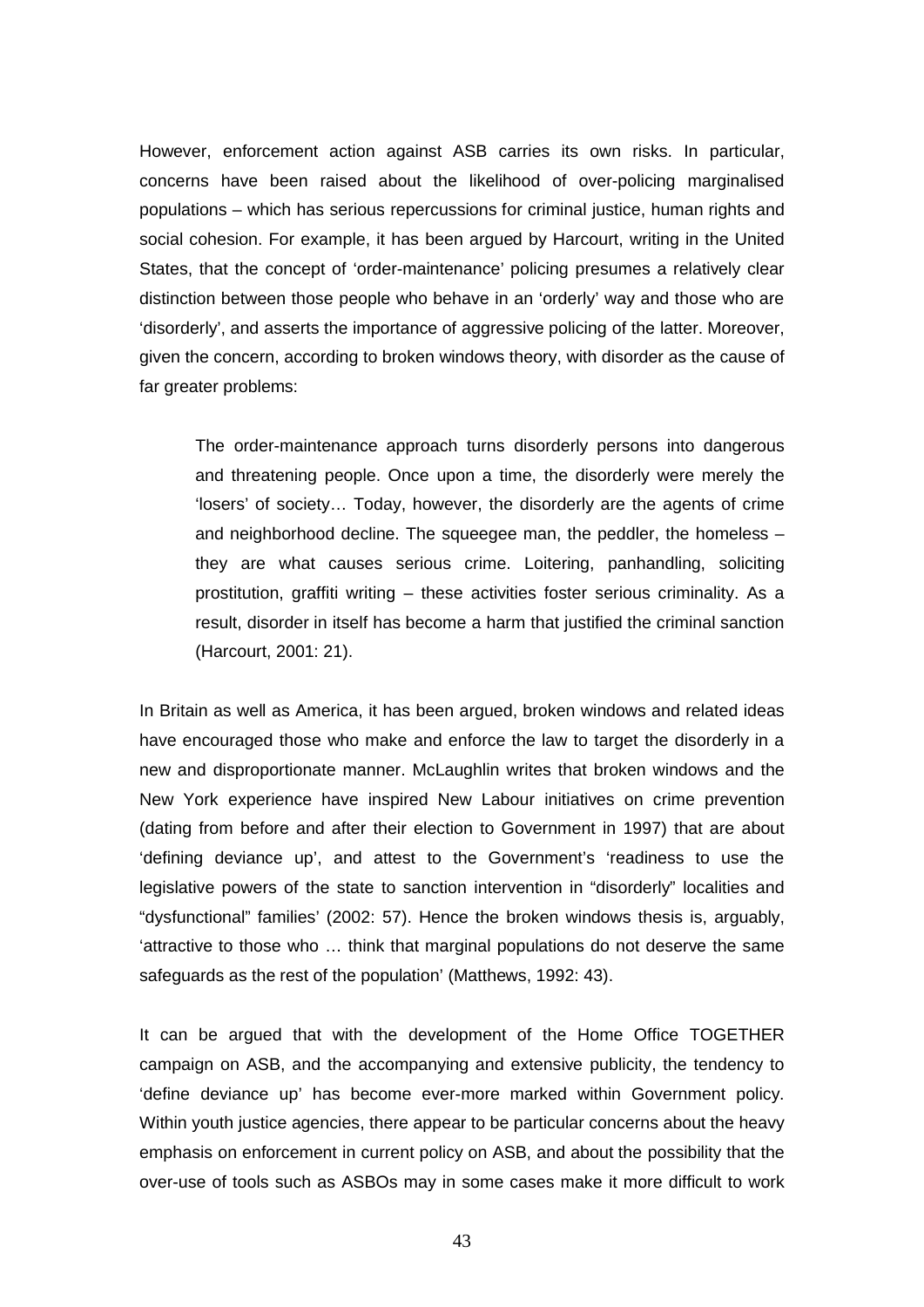However, enforcement action against ASB carries its own risks. In particular, concerns have been raised about the likelihood of over-policing marginalised populations – which has serious repercussions for criminal justice, human rights and social cohesion. For example, it has been argued by Harcourt, writing in the United States, that the concept of 'order-maintenance' policing presumes a relatively clear distinction between those people who behave in an 'orderly' way and those who are 'disorderly', and asserts the importance of aggressive policing of the latter. Moreover, given the concern, according to broken windows theory, with disorder as the cause of far greater problems:

> The order-maintenance approach turns disorderly persons into dangerous and threatening people. Once upon a time, the disorderly were merely the 'losers' of society… Today, however, the disorderly are the agents of crime and neighborhood decline. The squeegee man, the peddler, the homeless – they are what causes serious crime. Loitering, panhandling, soliciting prostitution, graffiti writing – these activities foster serious criminality. As a result, disorder in itself has become a harm that justified the criminal sanction (Harcourt, 2001: 21).

In Britain as well as America, it has been argued, broken windows and related ideas have encouraged those who make and enforce the law to target the disorderly in a new and disproportionate manner. McLaughlin writes that broken windows and the New York experience have inspired New Labour initiatives on crime prevention (dating from before and after their election to Government in 1997) that are about 'defining deviance up', and attest to the Government's 'readiness to use the legislative powers of the state to sanction intervention in "disorderly" localities and "dysfunctional" families' (2002: 57). Hence the broken windows thesis is, arguably, 'attractive to those who … think that marginal populations do not deserve the same safeguards as the rest of the population' (Matthews, 1992: 43).

It can be argued that with the development of the Home Office TOGETHER campaign on ASB, and the accompanying and extensive publicity, the tendency to 'define deviance up' has become ever-more marked within Government policy. Within youth justice agencies, there appear to be particular concerns about the heavy emphasis on enforcement in current policy on ASB, and about the possibility that the over-use of tools such as ASBOs may in some cases make it more difficult to work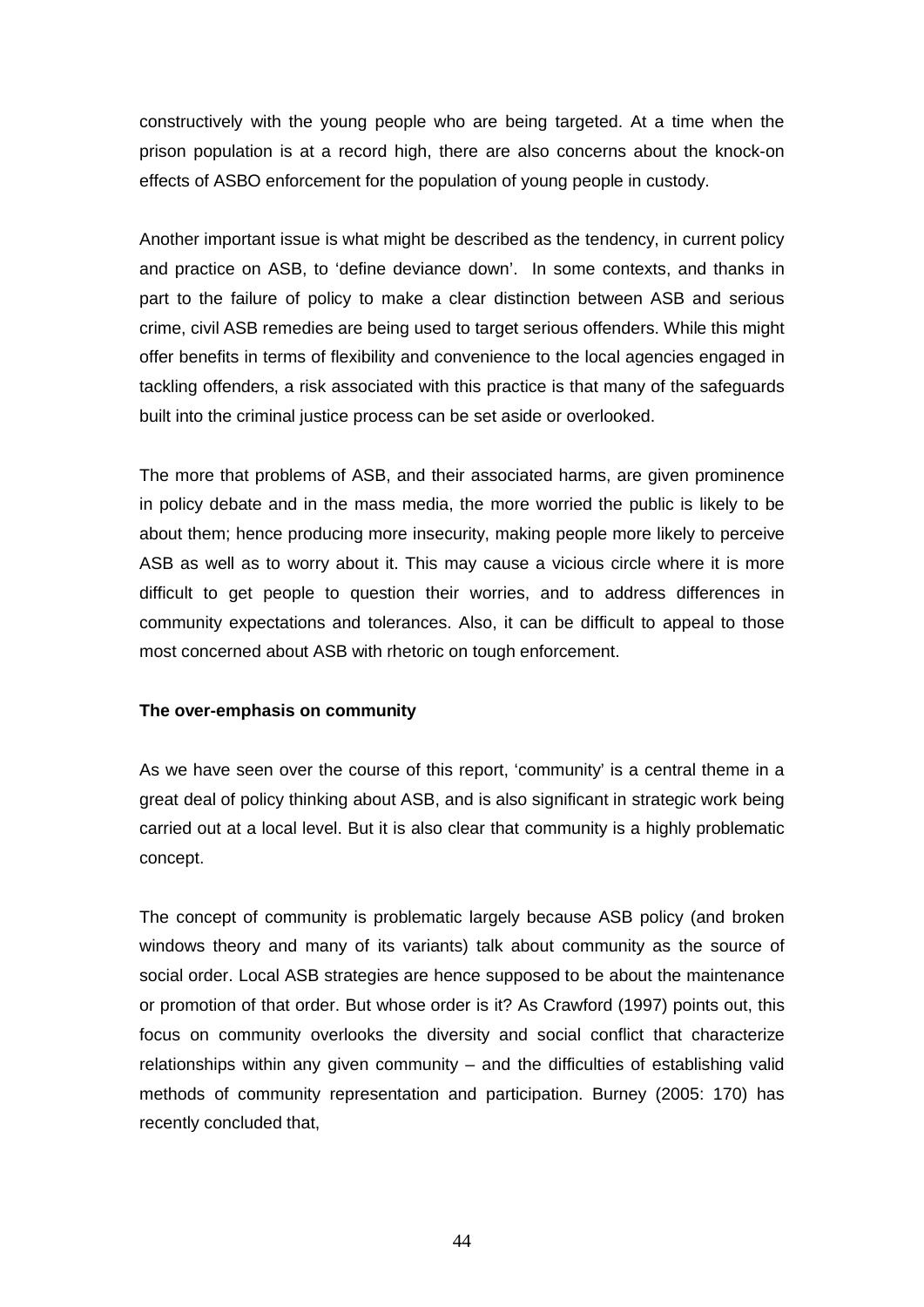constructively with the young people who are being targeted. At a time when the prison population is at a record high, there are also concerns about the knock-on effects of ASBO enforcement for the population of young people in custody.

Another important issue is what might be described as the tendency, in current policy and practice on ASB, to 'define deviance down'. In some contexts, and thanks in part to the failure of policy to make a clear distinction between ASB and serious crime, civil ASB remedies are being used to target serious offenders. While this might offer benefits in terms of flexibility and convenience to the local agencies engaged in tackling offenders, a risk associated with this practice is that many of the safeguards built into the criminal justice process can be set aside or overlooked.

The more that problems of ASB, and their associated harms, are given prominence in policy debate and in the mass media, the more worried the public is likely to be about them; hence producing more insecurity, making people more likely to perceive ASB as well as to worry about it. This may cause a vicious circle where it is more difficult to get people to question their worries, and to address differences in community expectations and tolerances. Also, it can be difficult to appeal to those most concerned about ASB with rhetoric on tough enforcement.

**The over-emphasis on community**

As we have seen over the course of this report, 'community' is a central theme in a great deal of policy thinking about ASB, and is also significant in strategic work being carried out at a local level. But it is also clear that community is a highly problematic concept.

The concept of community is problematic largely because ASB policy (and broken windows theory and many of its variants) talk about community as the source of social order. Local ASB strategies are hence supposed to be about the maintenance or promotion of that order. But whose order is it? As Crawford (1997) points out, this focus on community overlooks the diversity and social conflict that characterize relationships within any given community – and the difficulties of establishing valid methods of community representation and participation. Burney (2005: 170) has recently concluded that,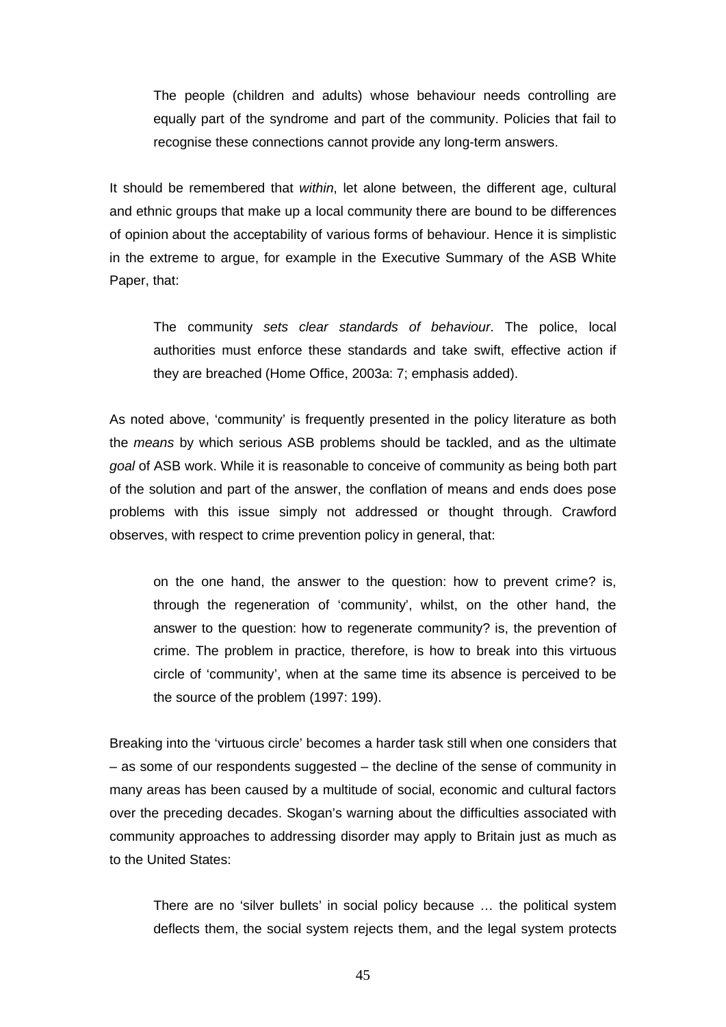> The people (children and adults) whose behaviour needs controlling are equally part of the syndrome and part of the community. Policies that fail to recognise these connections cannot provide any long-term answers.

It should be remembered that *within*, let alone between, the different age, cultural and ethnic groups that make up a local community there are bound to be differences of opinion about the acceptability of various forms of behaviour. Hence it is simplistic in the extreme to argue, for example in the Executive Summary of the ASB White Paper, that:

> The community *sets clear standards of behaviour*. The police, local authorities must enforce these standards and take swift, effective action if they are breached (Home Office, 2003a: 7; emphasis added).

As noted above, 'community' is frequently presented in the policy literature as both the *means* by which serious ASB problems should be tackled, and as the ultimate *goal* of ASB work. While it is reasonable to conceive of community as being both part of the solution and part of the answer, the conflation of means and ends does pose problems with this issue simply not addressed or thought through. Crawford observes, with respect to crime prevention policy in general, that:

> on the one hand, the answer to the question: how to prevent crime? is, through the regeneration of 'community', whilst, on the other hand, the answer to the question: how to regenerate community? is, the prevention of crime. The problem in practice, therefore, is how to break into this virtuous circle of 'community', when at the same time its absence is perceived to be the source of the problem (1997: 199).

Breaking into the 'virtuous circle' becomes a harder task still when one considers that – as some of our respondents suggested – the decline of the sense of community in many areas has been caused by a multitude of social, economic and cultural factors over the preceding decades. Skogan's warning about the difficulties associated with community approaches to addressing disorder may apply to Britain just as much as to the United States:

> There are no 'silver bullets' in social policy because … the political system deflects them, the social system rejects them, and the legal system protects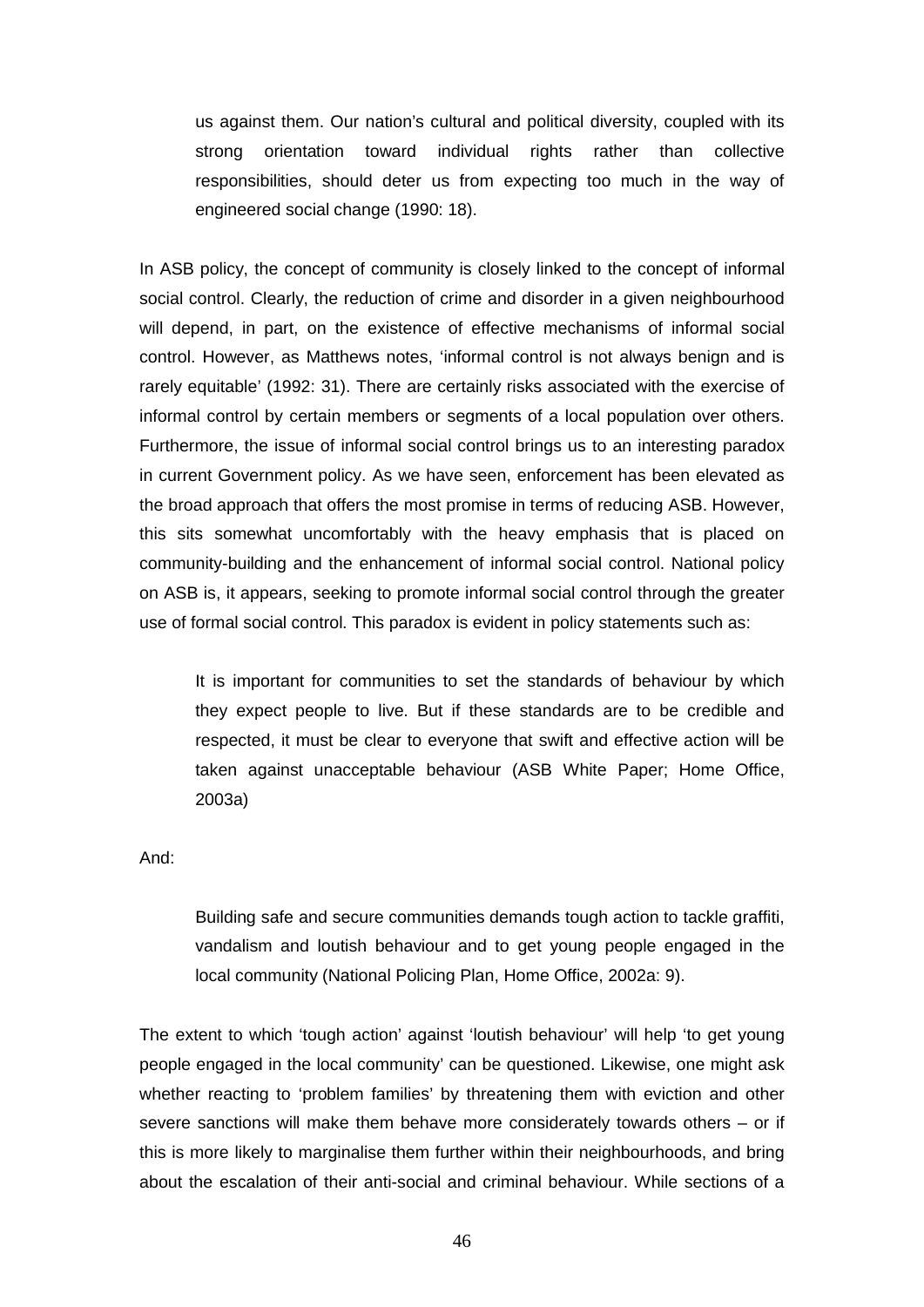> us against them. Our nation's cultural and political diversity, coupled with its strong orientation toward individual rights rather than collective responsibilities, should deter us from expecting too much in the way of engineered social change (1990: 18).

In ASB policy, the concept of community is closely linked to the concept of informal social control. Clearly, the reduction of crime and disorder in a given neighbourhood will depend, in part, on the existence of effective mechanisms of informal social control. However, as Matthews notes, 'informal control is not always benign and is rarely equitable' (1992: 31). There are certainly risks associated with the exercise of informal control by certain members or segments of a local population over others. Furthermore, the issue of informal social control brings us to an interesting paradox in current Government policy. As we have seen, enforcement has been elevated as the broad approach that offers the most promise in terms of reducing ASB. However, this sits somewhat uncomfortably with the heavy emphasis that is placed on community-building and the enhancement of informal social control. National policy on ASB is, it appears, seeking to promote informal social control through the greater use of formal social control. This paradox is evident in policy statements such as:

> It is important for communities to set the standards of behaviour by which they expect people to live. But if these standards are to be credible and respected, it must be clear to everyone that swift and effective action will be taken against unacceptable behaviour (ASB White Paper; Home Office, 2003a)

And:

> Building safe and secure communities demands tough action to tackle graffiti, vandalism and loutish behaviour and to get young people engaged in the local community (National Policing Plan, Home Office, 2002a: 9).

The extent to which 'tough action' against 'loutish behaviour' will help 'to get young people engaged in the local community' can be questioned. Likewise, one might ask whether reacting to 'problem families' by threatening them with eviction and other severe sanctions will make them behave more considerately towards others – or if this is more likely to marginalise them further within their neighbourhoods, and bring about the escalation of their anti-social and criminal behaviour. While sections of a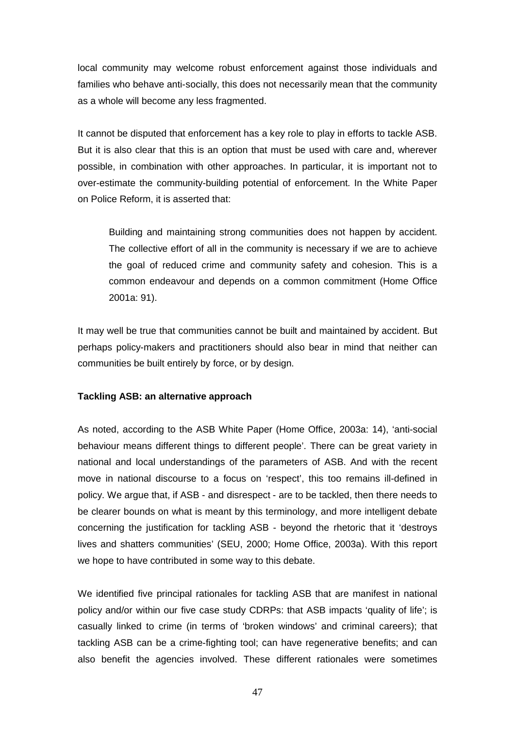local community may welcome robust enforcement against those individuals and families who behave anti-socially, this does not necessarily mean that the community as a whole will become any less fragmented.

It cannot be disputed that enforcement has a key role to play in efforts to tackle ASB. But it is also clear that this is an option that must be used with care and, wherever possible, in combination with other approaches. In particular, it is important not to over-estimate the community-building potential of enforcement. In the White Paper on Police Reform, it is asserted that:

> Building and maintaining strong communities does not happen by accident. The collective effort of all in the community is necessary if we are to achieve the goal of reduced crime and community safety and cohesion. This is a common endeavour and depends on a common commitment (Home Office 2001a: 91).

It may well be true that communities cannot be built and maintained by accident. But perhaps policy-makers and practitioners should also bear in mind that neither can communities be built entirely by force, or by design.

**Tackling ASB: an alternative approach**

As noted, according to the ASB White Paper (Home Office, 2003a: 14), 'anti-social behaviour means different things to different people'. There can be great variety in national and local understandings of the parameters of ASB. And with the recent move in national discourse to a focus on 'respect', this too remains ill-defined in policy. We argue that, if ASB - and disrespect - are to be tackled, then there needs to be clearer bounds on what is meant by this terminology, and more intelligent debate concerning the justification for tackling ASB - beyond the rhetoric that it 'destroys lives and shatters communities' (SEU, 2000; Home Office, 2003a). With this report we hope to have contributed in some way to this debate.

We identified five principal rationales for tackling ASB that are manifest in national policy and/or within our five case study CDRPs: that ASB impacts 'quality of life'; is casually linked to crime (in terms of 'broken windows' and criminal careers); that tackling ASB can be a crime-fighting tool; can have regenerative benefits; and can also benefit the agencies involved. These different rationales were sometimes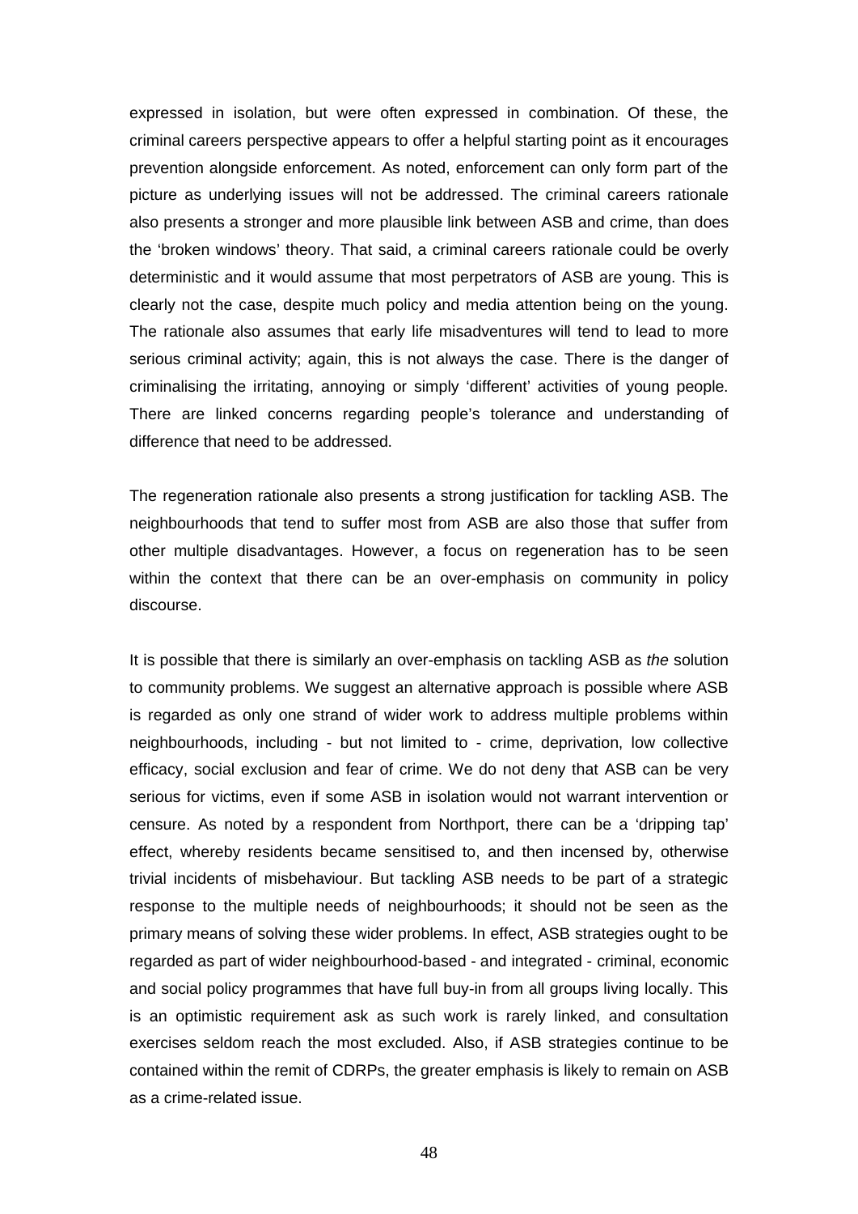expressed in isolation, but were often expressed in combination. Of these, the criminal careers perspective appears to offer a helpful starting point as it encourages prevention alongside enforcement. As noted, enforcement can only form part of the picture as underlying issues will not be addressed. The criminal careers rationale also presents a stronger and more plausible link between ASB and crime, than does the 'broken windows' theory. That said, a criminal careers rationale could be overly deterministic and it would assume that most perpetrators of ASB are young. This is clearly not the case, despite much policy and media attention being on the young. The rationale also assumes that early life misadventures will tend to lead to more serious criminal activity; again, this is not always the case. There is the danger of criminalising the irritating, annoying or simply 'different' activities of young people. There are linked concerns regarding people's tolerance and understanding of difference that need to be addressed.

The regeneration rationale also presents a strong justification for tackling ASB. The neighbourhoods that tend to suffer most from ASB are also those that suffer from other multiple disadvantages. However, a focus on regeneration has to be seen within the context that there can be an over-emphasis on community in policy discourse.

It is possible that there is similarly an over-emphasis on tackling ASB as *the* solution to community problems. We suggest an alternative approach is possible where ASB is regarded as only one strand of wider work to address multiple problems within neighbourhoods, including - but not limited to - crime, deprivation, low collective efficacy, social exclusion and fear of crime. We do not deny that ASB can be very serious for victims, even if some ASB in isolation would not warrant intervention or censure. As noted by a respondent from Northport, there can be a 'dripping tap' effect, whereby residents became sensitised to, and then incensed by, otherwise trivial incidents of misbehaviour. But tackling ASB needs to be part of a strategic response to the multiple needs of neighbourhoods; it should not be seen as the primary means of solving these wider problems. In effect, ASB strategies ought to be regarded as part of wider neighbourhood-based - and integrated - criminal, economic and social policy programmes that have full buy-in from all groups living locally. This is an optimistic requirement ask as such work is rarely linked, and consultation exercises seldom reach the most excluded. Also, if ASB strategies continue to be contained within the remit of CDRPs, the greater emphasis is likely to remain on ASB as a crime-related issue.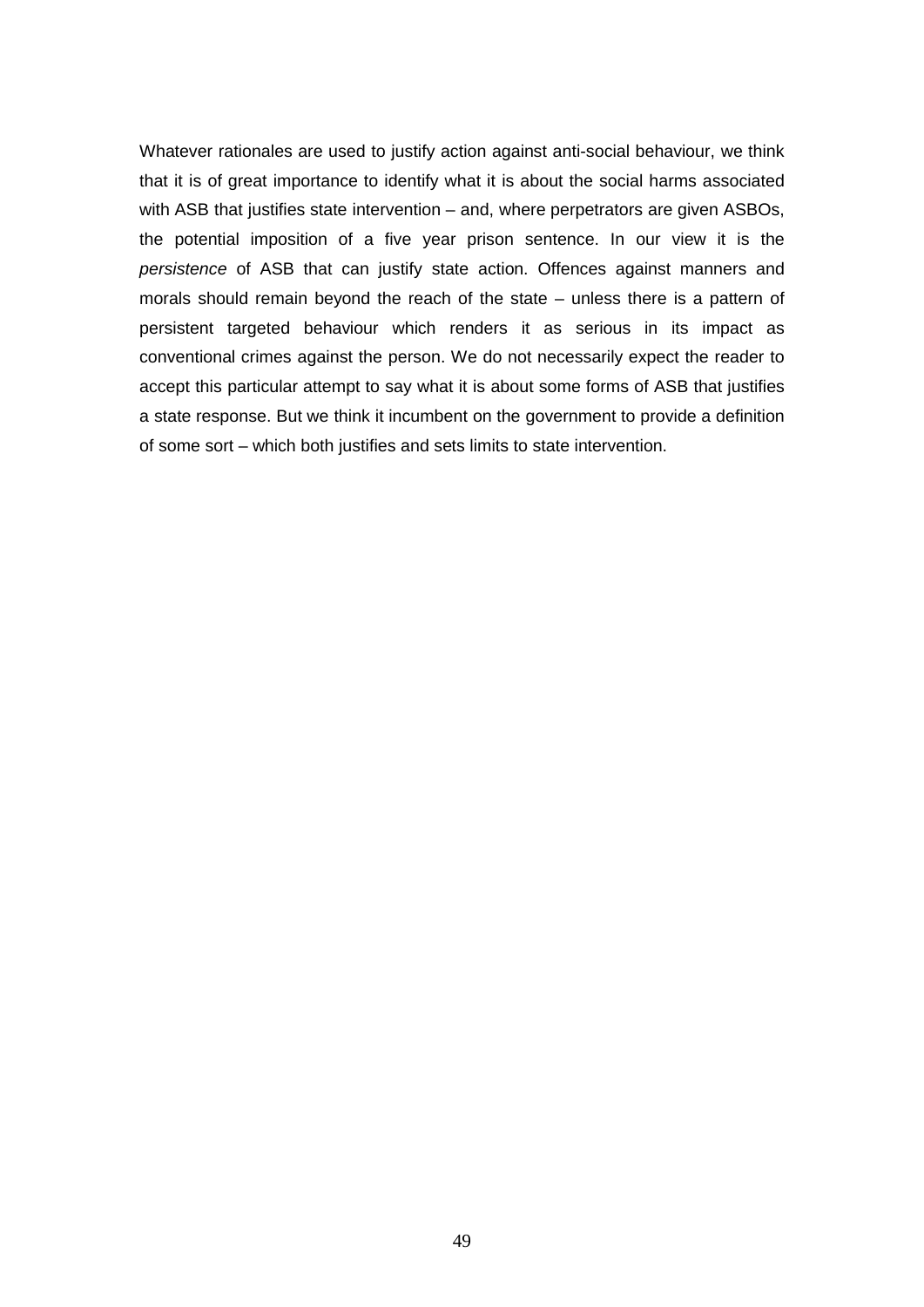Whatever rationales are used to justify action against anti-social behaviour, we think that it is of great importance to identify what it is about the social harms associated with ASB that justifies state intervention – and, where perpetrators are given ASBOs, the potential imposition of a five year prison sentence. In our view it is the *persistence* of ASB that can justify state action. Offences against manners and morals should remain beyond the reach of the state – unless there is a pattern of persistent targeted behaviour which renders it as serious in its impact as conventional crimes against the person. We do not necessarily expect the reader to accept this particular attempt to say what it is about some forms of ASB that justifies a state response. But we think it incumbent on the government to provide a definition of some sort – which both justifies and sets limits to state intervention.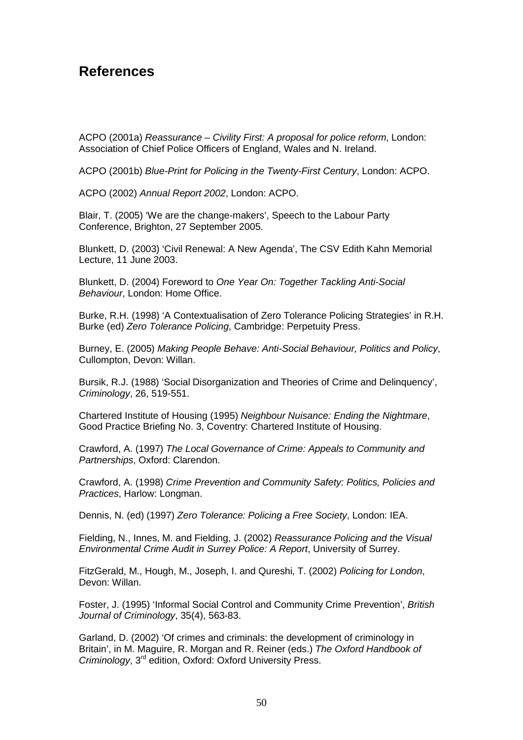## References

ACPO (2001a) *Reassurance – Civility First: A proposal for police reform*, London: Association of Chief Police Officers of England, Wales and N. Ireland.

ACPO (2001b) *Blue-Print for Policing in the Twenty-First Century*, London: ACPO.

ACPO (2002) *Annual Report 2002*, London: ACPO.

Blair, T. (2005) 'We are the change-makers', Speech to the Labour Party Conference, Brighton, 27 September 2005.

Blunkett, D. (2003) 'Civil Renewal: A New Agenda', The CSV Edith Kahn Memorial Lecture, 11 June 2003.

Blunkett, D. (2004) Foreword to *One Year On: Together Tackling Anti-Social Behaviour*, London: Home Office.

Burke, R.H. (1998) 'A Contextualisation of Zero Tolerance Policing Strategies' in R.H. Burke (ed) *Zero Tolerance Policing*, Cambridge: Perpetuity Press.

Burney, E. (2005) *Making People Behave: Anti-Social Behaviour, Politics and Policy*, Cullompton, Devon: Willan.

Bursik, R.J. (1988) 'Social Disorganization and Theories of Crime and Delinquency', *Criminology*, 26, 519-551.

Chartered Institute of Housing (1995) *Neighbour Nuisance: Ending the Nightmare*, Good Practice Briefing No. 3, Coventry: Chartered Institute of Housing.

Crawford, A. (1997) *The Local Governance of Crime: Appeals to Community and Partnerships*, Oxford: Clarendon.

Crawford, A. (1998) *Crime Prevention and Community Safety: Politics, Policies and Practices*, Harlow: Longman.

Dennis, N. (ed) (1997) *Zero Tolerance: Policing a Free Society*, London: IEA.

Fielding, N., Innes, M. and Fielding, J. (2002) *Reassurance Policing and the Visual Environmental Crime Audit in Surrey Police: A Report*, University of Surrey.

FitzGerald, M., Hough, M., Joseph, I. and Qureshi, T. (2002) *Policing for London*, Devon: Willan.

Foster, J. (1995) 'Informal Social Control and Community Crime Prevention', *British Journal of Criminology*, 35(4), 563-83.

Garland, D. (2002) 'Of crimes and criminals: the development of criminology in Britain', in M. Maguire, R. Morgan and R. Reiner (eds.) *The Oxford Handbook of Criminology*, 3rd edition, Oxford: Oxford University Press.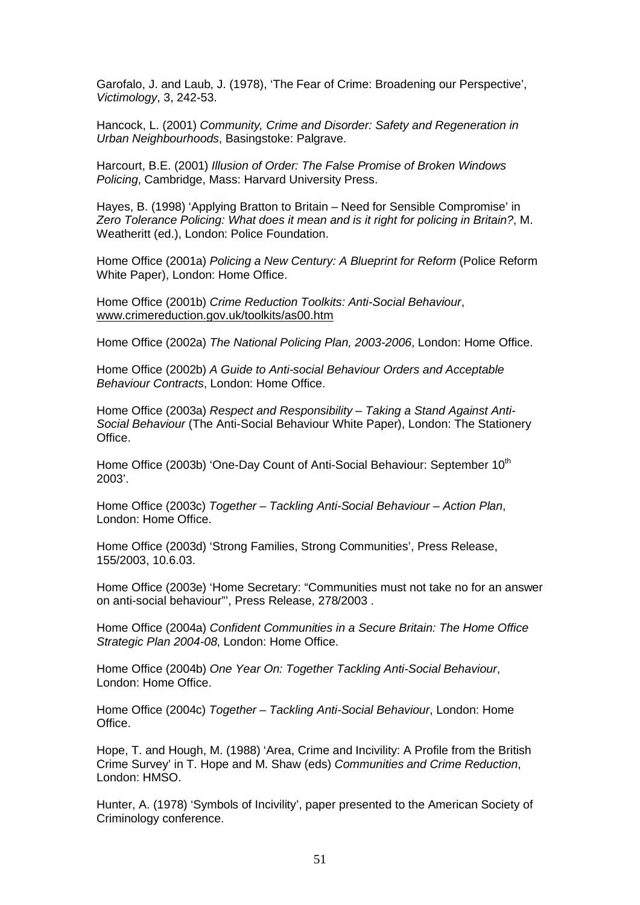Garofalo, J. and Laub, J. (1978), 'The Fear of Crime: Broadening our Perspective', *Victimology*, 3, 242-53.

Hancock, L. (2001) *Community, Crime and Disorder: Safety and Regeneration in Urban Neighbourhoods*, Basingstoke: Palgrave.

Harcourt, B.E. (2001) *Illusion of Order: The False Promise of Broken Windows Policing*, Cambridge, Mass: Harvard University Press.

Hayes, B. (1998) 'Applying Bratton to Britain – Need for Sensible Compromise' in *Zero Tolerance Policing: What does it mean and is it right for policing in Britain?*, M. Weatheritt (ed.), London: Police Foundation.

Home Office (2001a) *Policing a New Century: A Blueprint for Reform* (Police Reform White Paper), London: Home Office.

Home Office (2001b) *Crime Reduction Toolkits: Anti-Social Behaviour*, www.crimereduction.gov.uk/toolkits/as00.htm

Home Office (2002a) *The National Policing Plan, 2003-2006*, London: Home Office.

Home Office (2002b) *A Guide to Anti-social Behaviour Orders and Acceptable Behaviour Contracts*, London: Home Office.

Home Office (2003a) *Respect and Responsibility – Taking a Stand Against Anti-Social Behaviour* (The Anti-Social Behaviour White Paper), London: The Stationery Office.

Home Office (2003b) 'One-Day Count of Anti-Social Behaviour: September 10th 2003'.

Home Office (2003c) *Together – Tackling Anti-Social Behaviour – Action Plan*, London: Home Office.

Home Office (2003d) 'Strong Families, Strong Communities', Press Release, 155/2003, 10.6.03.

Home Office (2003e) 'Home Secretary: "Communities must not take no for an answer on anti-social behaviour"', Press Release, 278/2003 .

Home Office (2004a) *Confident Communities in a Secure Britain: The Home Office Strategic Plan 2004-08*, London: Home Office.

Home Office (2004b) *One Year On: Together Tackling Anti-Social Behaviour*, London: Home Office.

Home Office (2004c) *Together – Tackling Anti-Social Behaviour*, London: Home Office.

Hope, T. and Hough, M. (1988) 'Area, Crime and Incivility: A Profile from the British Crime Survey' in T. Hope and M. Shaw (eds) *Communities and Crime Reduction*, London: HMSO.

Hunter, A. (1978) 'Symbols of Incivility', paper presented to the American Society of Criminology conference.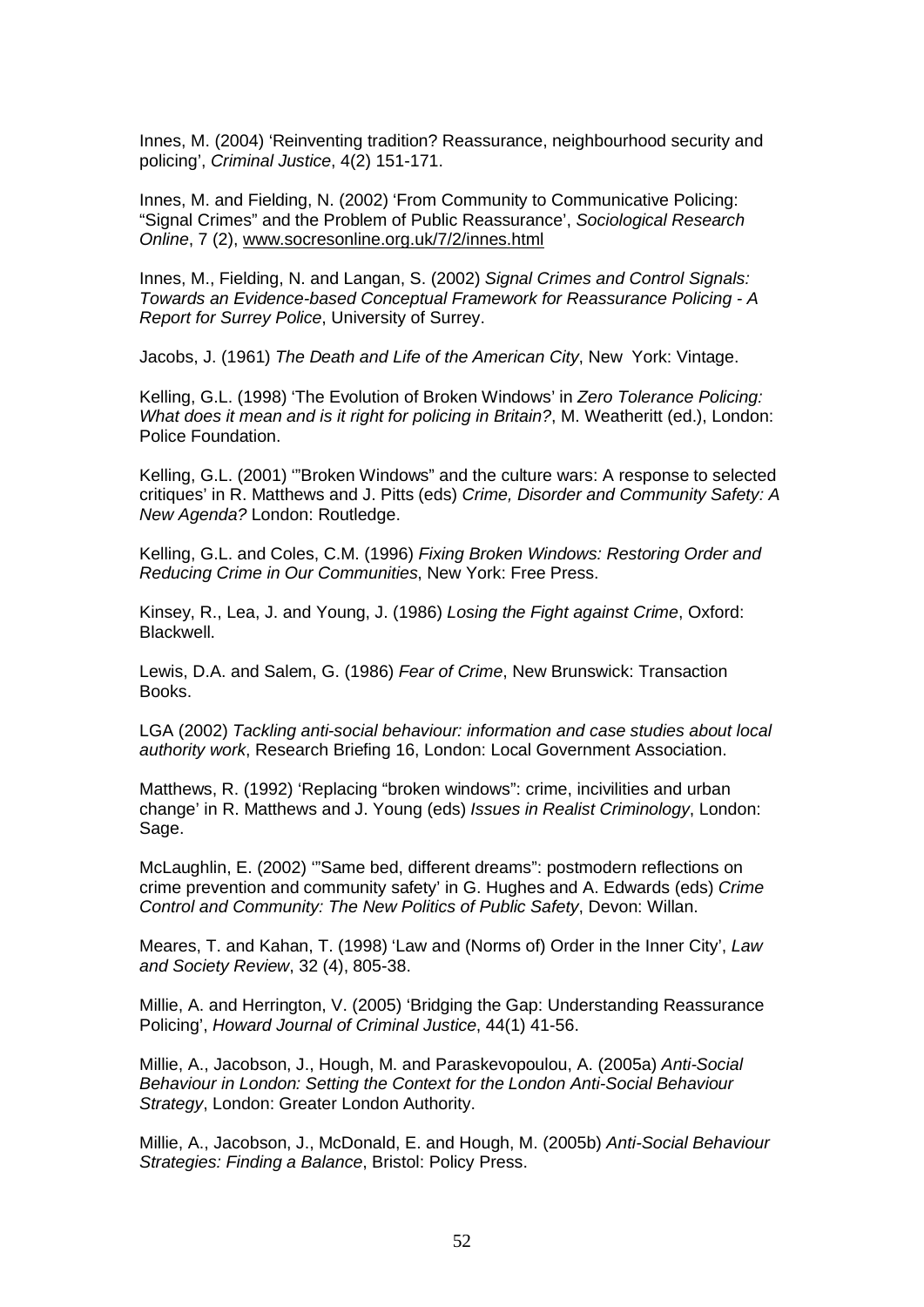Innes, M. (2004) 'Reinventing tradition? Reassurance, neighbourhood security and policing', *Criminal Justice*, 4(2) 151-171.

Innes, M. and Fielding, N. (2002) 'From Community to Communicative Policing: "Signal Crimes" and the Problem of Public Reassurance', *Sociological Research Online*, 7 (2), www.socresonline.org.uk/7/2/innes.html

Innes, M., Fielding, N. and Langan, S. (2002) *Signal Crimes and Control Signals: Towards an Evidence-based Conceptual Framework for Reassurance Policing - A Report for Surrey Police*, University of Surrey.

Jacobs, J. (1961) *The Death and Life of the American City*, New York: Vintage.

Kelling, G.L. (1998) 'The Evolution of Broken Windows' in *Zero Tolerance Policing: What does it mean and is it right for policing in Britain?*, M. Weatheritt (ed.), London: Police Foundation.

Kelling, G.L. (2001) '"Broken Windows" and the culture wars: A response to selected critiques' in R. Matthews and J. Pitts (eds) *Crime, Disorder and Community Safety: A New Agenda?* London: Routledge.

Kelling, G.L. and Coles, C.M. (1996) *Fixing Broken Windows: Restoring Order and Reducing Crime in Our Communities*, New York: Free Press.

Kinsey, R., Lea, J. and Young, J. (1986) *Losing the Fight against Crime*, Oxford: Blackwell.

Lewis, D.A. and Salem, G. (1986) *Fear of Crime*, New Brunswick: Transaction Books.

LGA (2002) *Tackling anti-social behaviour: information and case studies about local authority work*, Research Briefing 16, London: Local Government Association.

Matthews, R. (1992) 'Replacing "broken windows": crime, incivilities and urban change' in R. Matthews and J. Young (eds) *Issues in Realist Criminology*, London: Sage.

McLaughlin, E. (2002) '"Same bed, different dreams": postmodern reflections on crime prevention and community safety' in G. Hughes and A. Edwards (eds) *Crime Control and Community: The New Politics of Public Safety*, Devon: Willan.

Meares, T. and Kahan, T. (1998) 'Law and (Norms of) Order in the Inner City', *Law and Society Review*, 32 (4), 805-38.

Millie, A. and Herrington, V. (2005) 'Bridging the Gap: Understanding Reassurance Policing', *Howard Journal of Criminal Justice*, 44(1) 41-56.

Millie, A., Jacobson, J., Hough, M. and Paraskevopoulou, A. (2005a) *Anti-Social Behaviour in London: Setting the Context for the London Anti-Social Behaviour Strategy*, London: Greater London Authority.

Millie, A., Jacobson, J., McDonald, E. and Hough, M. (2005b) *Anti-Social Behaviour Strategies: Finding a Balance*, Bristol: Policy Press.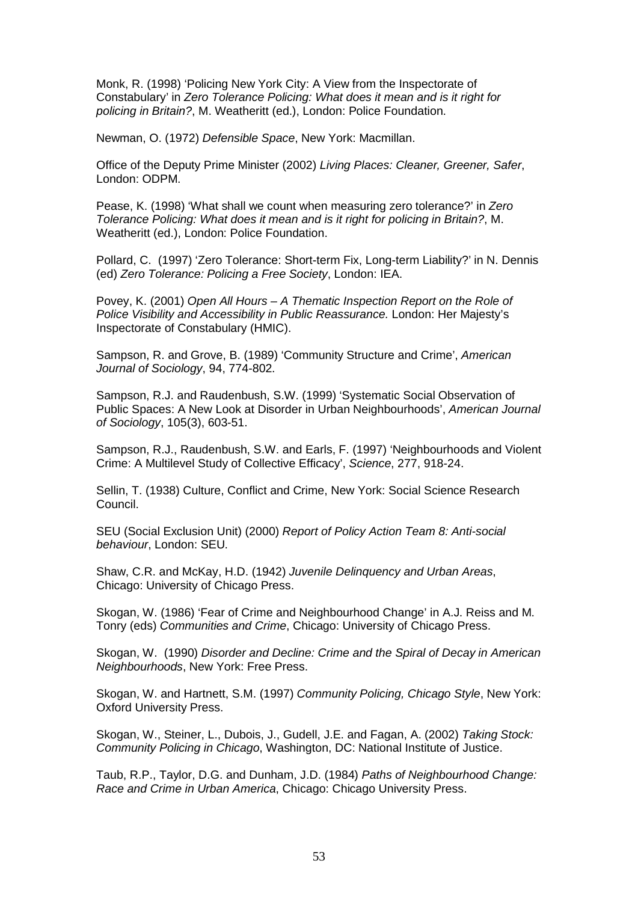Monk, R. (1998) 'Policing New York City: A View from the Inspectorate of Constabulary' in *Zero Tolerance Policing: What does it mean and is it right for policing in Britain?*, M. Weatheritt (ed.), London: Police Foundation.

Newman, O. (1972) *Defensible Space*, New York: Macmillan.

Office of the Deputy Prime Minister (2002) *Living Places: Cleaner, Greener, Safer*, London: ODPM.

Pease, K. (1998) 'What shall we count when measuring zero tolerance?' in *Zero Tolerance Policing: What does it mean and is it right for policing in Britain?*, M. Weatheritt (ed.), London: Police Foundation.

Pollard, C. (1997) 'Zero Tolerance: Short-term Fix, Long-term Liability?' in N. Dennis (ed) *Zero Tolerance: Policing a Free Society*, London: IEA.

Povey, K. (2001) *Open All Hours – A Thematic Inspection Report on the Role of Police Visibility and Accessibility in Public Reassurance.* London: Her Majesty's Inspectorate of Constabulary (HMIC).

Sampson, R. and Grove, B. (1989) 'Community Structure and Crime', *American Journal of Sociology*, 94, 774-802.

Sampson, R.J. and Raudenbush, S.W. (1999) 'Systematic Social Observation of Public Spaces: A New Look at Disorder in Urban Neighbourhoods', *American Journal of Sociology*, 105(3), 603-51.

Sampson, R.J., Raudenbush, S.W. and Earls, F. (1997) 'Neighbourhoods and Violent Crime: A Multilevel Study of Collective Efficacy', *Science*, 277, 918-24.

Sellin, T. (1938) Culture, Conflict and Crime, New York: Social Science Research Council.

SEU (Social Exclusion Unit) (2000) *Report of Policy Action Team 8: Anti-social behaviour*, London: SEU.

Shaw, C.R. and McKay, H.D. (1942) *Juvenile Delinquency and Urban Areas*, Chicago: University of Chicago Press.

Skogan, W. (1986) 'Fear of Crime and Neighbourhood Change' in A.J. Reiss and M. Tonry (eds) *Communities and Crime*, Chicago: University of Chicago Press.

Skogan, W. (1990) *Disorder and Decline: Crime and the Spiral of Decay in American Neighbourhoods*, New York: Free Press.

Skogan, W. and Hartnett, S.M. (1997) *Community Policing, Chicago Style*, New York: Oxford University Press.

Skogan, W., Steiner, L., Dubois, J., Gudell, J.E. and Fagan, A. (2002) *Taking Stock: Community Policing in Chicago*, Washington, DC: National Institute of Justice.

Taub, R.P., Taylor, D.G. and Dunham, J.D. (1984) *Paths of Neighbourhood Change: Race and Crime in Urban America*, Chicago: Chicago University Press.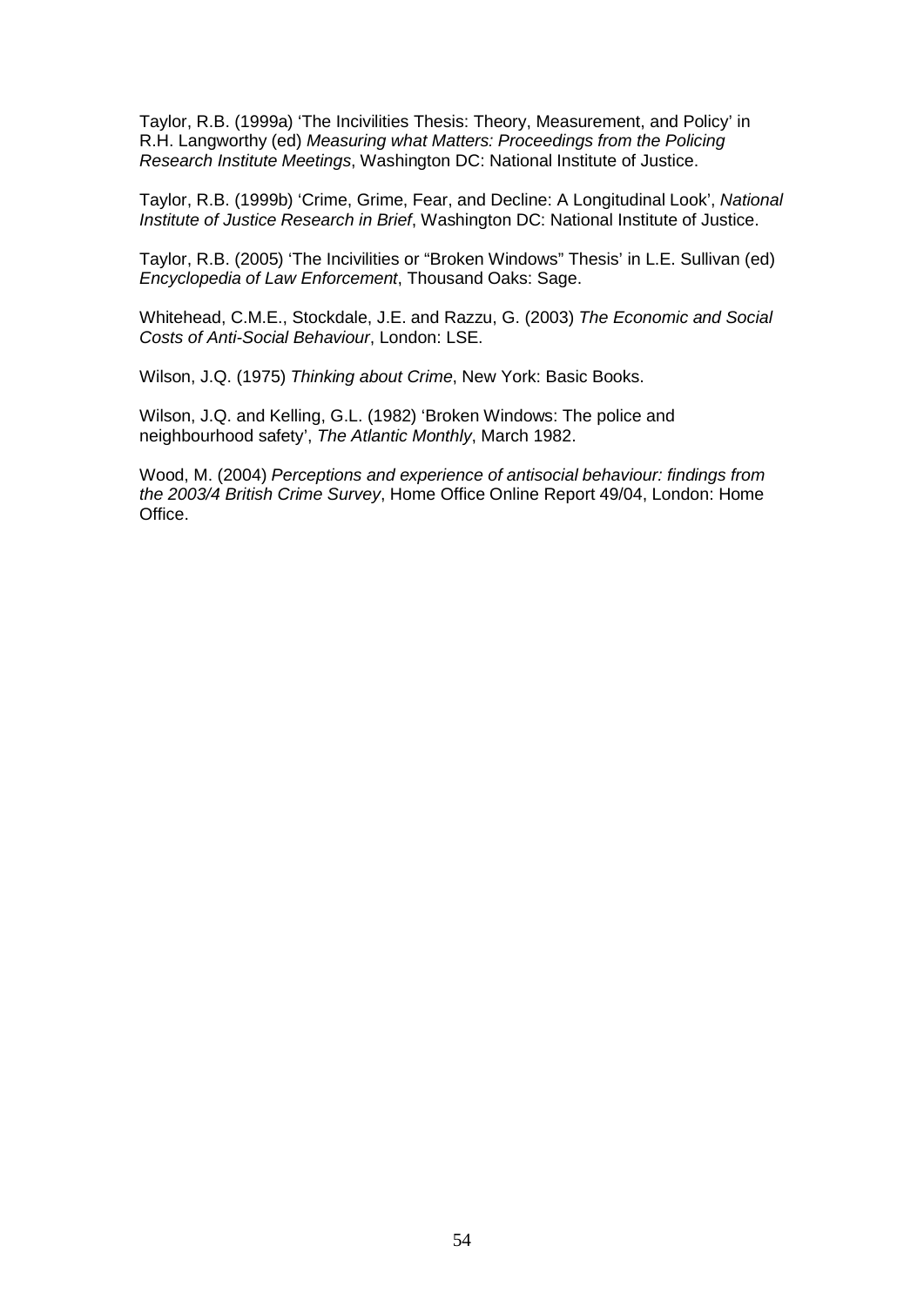Taylor, R.B. (1999a) 'The Incivilities Thesis: Theory, Measurement, and Policy' in R.H. Langworthy (ed) *Measuring what Matters: Proceedings from the Policing Research Institute Meetings*, Washington DC: National Institute of Justice.

Taylor, R.B. (1999b) 'Crime, Grime, Fear, and Decline: A Longitudinal Look', *National Institute of Justice Research in Brief*, Washington DC: National Institute of Justice.

Taylor, R.B. (2005) 'The Incivilities or "Broken Windows" Thesis' in L.E. Sullivan (ed) *Encyclopedia of Law Enforcement*, Thousand Oaks: Sage.

Whitehead, C.M.E., Stockdale, J.E. and Razzu, G. (2003) *The Economic and Social Costs of Anti-Social Behaviour*, London: LSE.

Wilson, J.Q. (1975) *Thinking about Crime*, New York: Basic Books.

Wilson, J.Q. and Kelling, G.L. (1982) 'Broken Windows: The police and neighbourhood safety', *The Atlantic Monthly*, March 1982.

Wood, M. (2004) *Perceptions and experience of antisocial behaviour: findings from the 2003/4 British Crime Survey*, Home Office Online Report 49/04, London: Home Office.